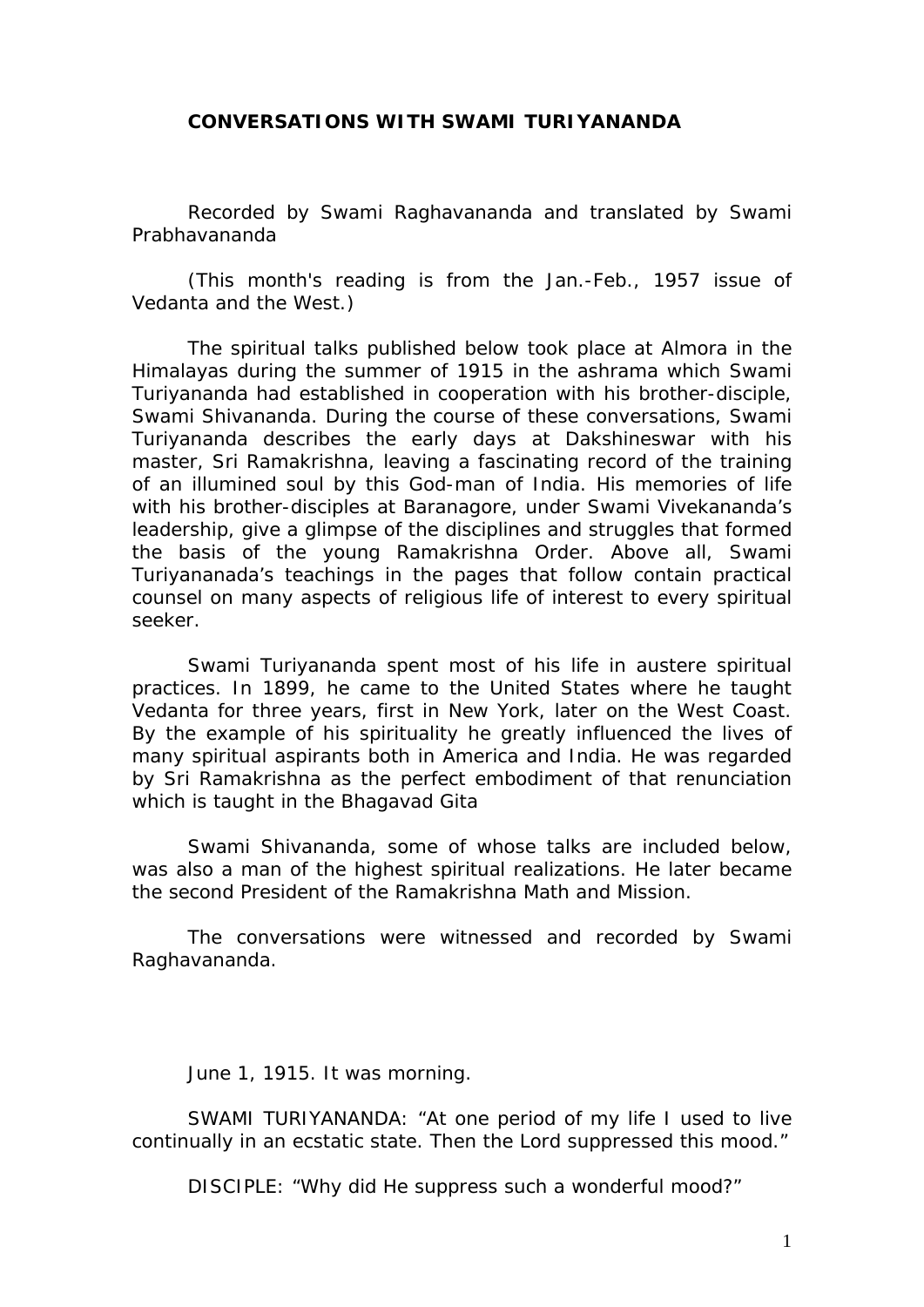# CONVERSATIONS WITH SWAMI TURIYANANDA

Recorded by Swami Raghavananda and translated by Swami Prabhavananda

(This month's reading is from the Jan.-Feb., 1957 issue of Vedanta and the West.)

The spiritual talks published below took place at Almora in the Himalayas during the summer of 1915 in the ashrama which Swami Turiyananda had established in cooperation with his brother-disciple, Swami Shivananda. During the course of these conversations, Swami Turiyananda describes the early days at Dakshineswar with his master, Sri Ramakrishna, leaving a fascinating record of the training of an illumined soul by this God-man of India. His memories of life with his brother-disciples at Baranagore, under Swami Vivekananda's leadership, give a glimpse of the disciplines and struggles that formed the basis of the young Ramakrishna Order. Above all, Swami Turiyananada's teachings in the pages that follow contain practical counsel on many aspects of religious life of interest to every spiritual seeker.

Swami Turiyananda spent most of his life in austere spiritual practices. In 1899, he came to the United States where he taught Vedanta for three years, first in New York, later on the West Coast. By the example of his spirituality he greatly influenced the lives of many spiritual aspirants both in America and India. He was regarded by Sri Ramakrishna as the perfect embodiment of that renunciation which is taught in the Bhagavad Gita

Swami Shivananda, some of whose talks are included below, was also a man of the highest spiritual realizations. He later became the second President of the Ramakrishna Math and Mission.

The conversations were witnessed and recorded by Swami Raghavananda.

June 1, 1915. It was morning.

SWAMI TURIYANANDA: "At one period of my life I used to live continually in an ecstatic state. Then the Lord suppressed this mood."

DISCIPLE: "Why did He suppress such a wonderful mood?"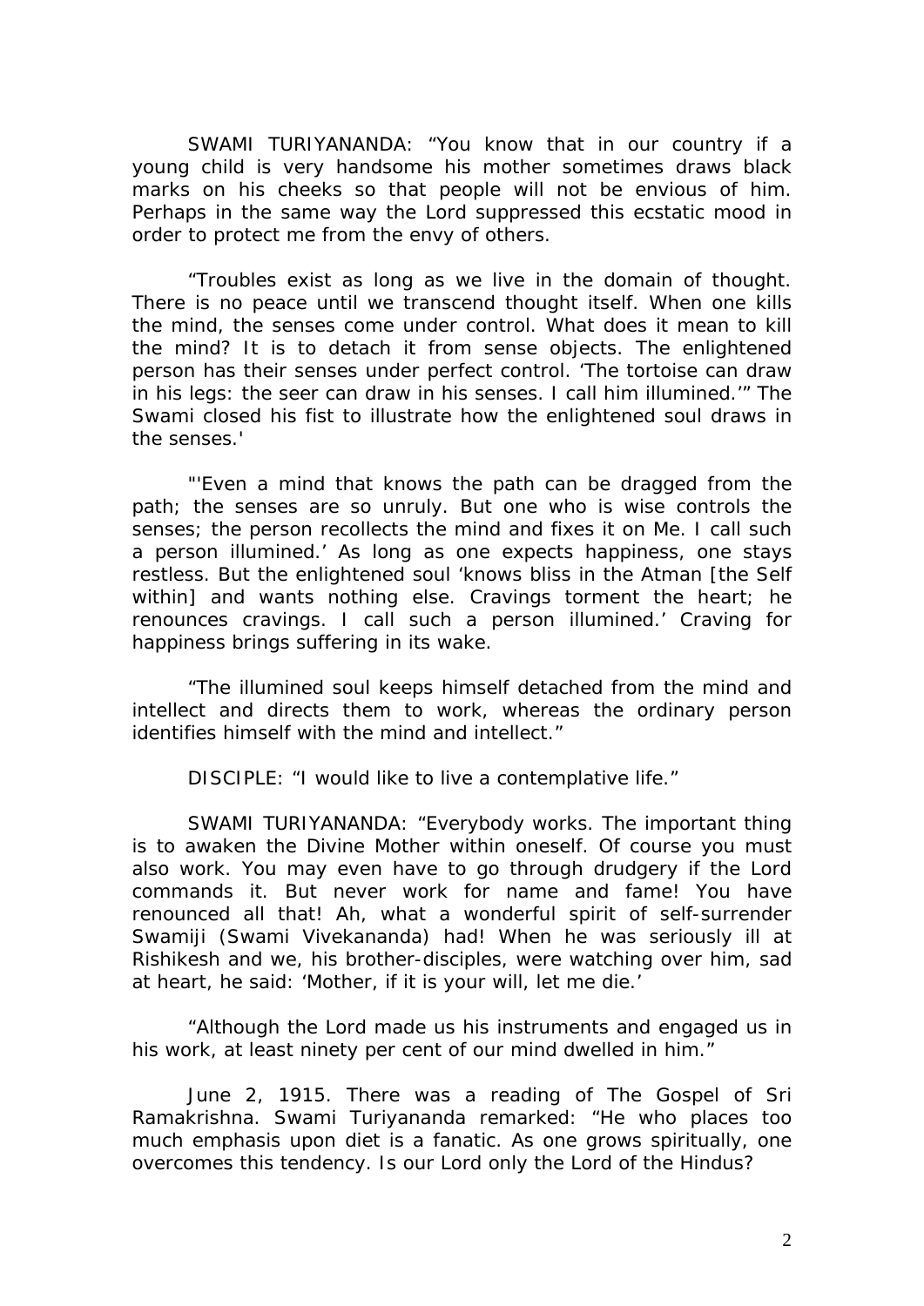SWAMI TURIYANANDA: “You know that in our country if a young child is very handsome his mother sometimes draws black marks on his cheeks so that people will not be envious of him. Perhaps in the same way the Lord suppressed this ecstatic mood in order to protect me from the envy of others.

“Troubles exist as long as we live in the domain of thought. There is no peace until we transcend thought itself. When one kills the mind, the senses come under control. What does it mean to kill the mind? It is to detach it from sense objects. The enlightened person has their senses under perfect control. ‘The tortoise can draw in his legs: the seer can draw in his senses. I call him illumined.’” The Swami closed his fist to illustrate how the enlightened soul draws in the senses.'

"'Even a mind that knows the path can be dragged from the path; the senses are so unruly. But one who is wise controls the senses; the person recollects the mind and fixes it on Me. I call such a person illumined.’ As long as one expects happiness, one stays restless. But the enlightened soul ‘knows bliss in the Atman [the Self within] and wants nothing else. Cravings torment the heart; he renounces cravings. I call such a person illumined.’ Craving for happiness brings suffering in its wake.

“The illumined soul keeps himself detached from the mind and intellect and directs them to work, whereas the ordinary person identifies himself with the mind and intellect.”

DISCIPLE: “I would like to live a contemplative life.”

SWAMI TURIYANANDA: “Everybody works. The important thing is to awaken the Divine Mother within oneself. Of course you must also work. You may even have to go through drudgery if the Lord commands it. But never work for name and fame! You have renounced all that! Ah, what a wonderful spirit of self-surrender Swamiji (Swami Vivekananda) had! When he was seriously ill at Rishikesh and we, his brother-disciples, were watching over him, sad at heart, he said: ‘Mother, if it is your will, let me die.’

“Although the Lord made us his instruments and engaged us in his work, at least ninety per cent of our mind dwelled in him.”

June 2, 1915. There was a reading of The Gospel of Sri Ramakrishna. Swami Turiyananda remarked: “He who places too much emphasis upon diet is a fanatic. As one grows spiritually, one overcomes this tendency. Is our Lord only the Lord of the Hindus?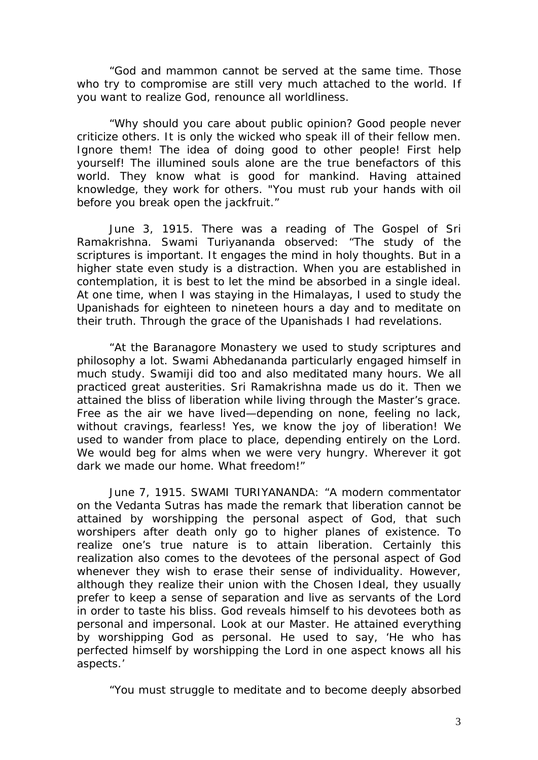"God and mammon cannot be served at the same time. Those who try to compromise are still very much attached to the world. If you want to realize God, renounce all worldliness.

"Why should you care about public opinion? Good people never criticize others. It is only the wicked who speak ill of their fellow men. Ignore them! The idea of doing good to other people! First help yourself! The illumined souls alone are the true benefactors of this world. They know what is good for mankind. Having attained knowledge, they work for others. "You must rub your hands with oil before you break open the jackfruit."

June 3, 1915. There was a reading of The Gospel of Sri Ramakrishna. Swami Turiyananda observed: "The study of the scriptures is important. It engages the mind in holy thoughts. But in a higher state even study is a distraction. When you are established in contemplation, it is best to let the mind be absorbed in a single ideal. At one time, when I was staying in the Himalayas, I used to study the Upanishads for eighteen to nineteen hours a day and to meditate on their truth. Through the grace of the Upanishads I had revelations.

"At the Baranagore Monastery we used to study scriptures and philosophy a lot. Swami Abhedananda particularly engaged himself in much study. Swamiji did too and also meditated many hours. We all practiced great austerities. Sri Ramakrishna made us do it. Then we attained the bliss of liberation while living through the Master's grace. Free as the air we have lived—depending on none, feeling no lack, without cravings, fearless! Yes, we know the joy of liberation! We used to wander from place to place, depending entirely on the Lord. We would beg for alms when we were very hungry. Wherever it got dark we made our home. What freedom!"

June 7, 1915. SWAMI TURIYANANDA: "A modern commentator on the Vedanta Sutras has made the remark that liberation cannot be attained by worshipping the personal aspect of God, that such worshipers after death only go to higher planes of existence. To realize one's true nature is to attain liberation. Certainly this realization also comes to the devotees of the personal aspect of God whenever they wish to erase their sense of individuality. However, although they realize their union with the Chosen Ideal, they usually prefer to keep a sense of separation and live as servants of the Lord in order to taste his bliss. God reveals himself to his devotees both as personal and impersonal. Look at our Master. He attained everything by worshipping God as personal. He used to say, 'He who has perfected himself by worshipping the Lord in one aspect knows all his aspects.'

"You must struggle to meditate and to become deeply absorbed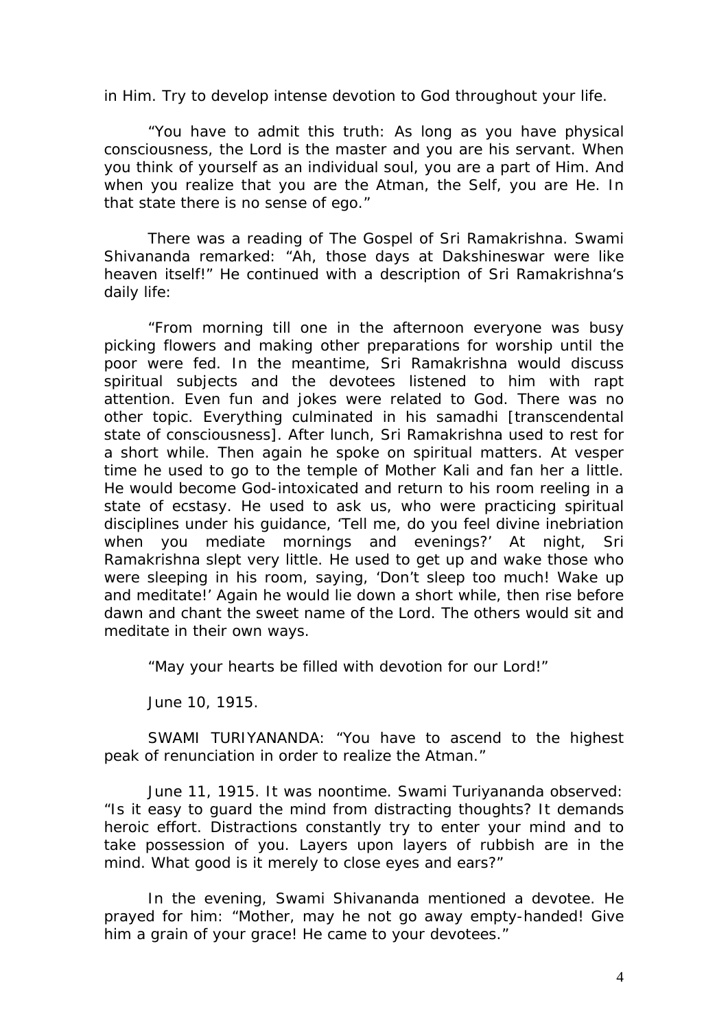in Him. Try to develop intense devotion to God throughout your life.

"You have to admit this truth: As long as you have physical consciousness, the Lord is the master and you are his servant. When you think of yourself as an individual soul, you are a part of Him. And when you realize that you are the Atman, the Self, you are He. In that state there is no sense of ego."

There was a reading of The Gospel of Sri Ramakrishna. Swami Shivananda remarked: "Ah, those days at Dakshineswar were like heaven itself!" He continued with a description of Sri Ramakrishna's daily life:

"From morning till one in the afternoon everyone was busy picking flowers and making other preparations for worship until the poor were fed. In the meantime, Sri Ramakrishna would discuss spiritual subjects and the devotees listened to him with rapt attention. Even fun and jokes were related to God. There was no other topic. Everything culminated in his samadhi [transcendental state of consciousness]. After lunch, Sri Ramakrishna used to rest for a short while. Then again he spoke on spiritual matters. At vesper time he used to go to the temple of Mother Kali and fan her a little. He would become God-intoxicated and return to his room reeling in a state of ecstasy. He used to ask us, who were practicing spiritual disciplines under his guidance, 'Tell me, do you feel divine inebriation when you mediate mornings and evenings?' At night, Sri Ramakrishna slept very little. He used to get up and wake those who were sleeping in his room, saying, 'Don't sleep too much! Wake up and meditate!' Again he would lie down a short while, then rise before dawn and chant the sweet name of the Lord. The others would sit and meditate in their own ways.

"May your hearts be filled with devotion for our Lord!"

June 10, 1915.

SWAMI TURIYANANDA: "You have to ascend to the highest peak of renunciation in order to realize the Atman."

June 11, 1915. It was noontime. Swami Turiyananda observed: "Is it easy to guard the mind from distracting thoughts? It demands heroic effort. Distractions constantly try to enter your mind and to take possession of you. Layers upon layers of rubbish are in the mind. What good is it merely to close eyes and ears?"

In the evening, Swami Shivananda mentioned a devotee. He prayed for him: "Mother, may he not go away empty-handed! Give him a grain of your grace! He came to your devotees."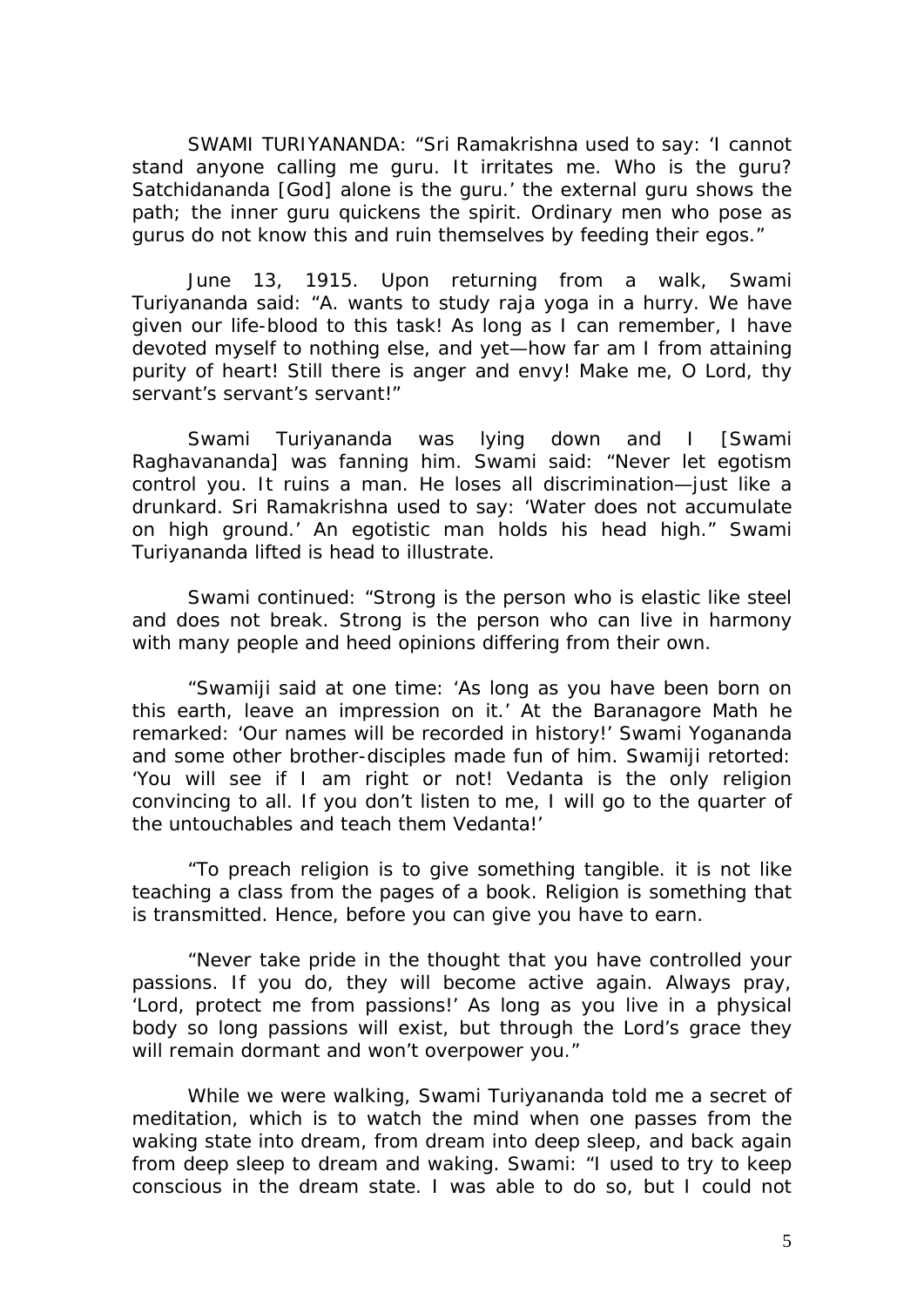SWAMI TURIYANANDA: "Sri Ramakrishna used to say: 'I cannot stand anyone calling me guru. It irritates me. Who is the guru? Satchidananda [God] alone is the guru.' the external guru shows the path; the inner guru quickens the spirit. Ordinary men who pose as gurus do not know this and ruin themselves by feeding their egos."

June 13, 1915. Upon returning from a walk, Swami Turiyananda said: "A. wants to study raja yoga in a hurry. We have given our life-blood to this task! As long as I can remember, I have devoted myself to nothing else, and yet—how far am I from attaining purity of heart! Still there is anger and envy! Make me, O Lord, thy servant's servant's servant!"

Swami Turiyananda was lying down and I [Swami Raghavananda] was fanning him. Swami said: "Never let egotism control you. It ruins a man. He loses all discrimination—just like a drunkard. Sri Ramakrishna used to say: 'Water does not accumulate on high ground.' An egotistic man holds his head high." Swami Turiyananda lifted is head to illustrate.

Swami continued: "Strong is the person who is elastic like steel and does not break. Strong is the person who can live in harmony with many people and heed opinions differing from their own.

"Swamiji said at one time: 'As long as you have been born on this earth, leave an impression on it.' At the Baranagore Math he remarked: 'Our names will be recorded in history!' Swami Yogananda and some other brother-disciples made fun of him. Swamiji retorted: 'You will see if I am right or not! Vedanta is the only religion convincing to all. If you don't listen to me, I will go to the quarter of the untouchables and teach them Vedanta!'

"To preach religion is to give something tangible. it is not like teaching a class from the pages of a book. Religion is something that is transmitted. Hence, before you can give you have to earn.

"Never take pride in the thought that you have controlled your passions. If you do, they will become active again. Always pray, 'Lord, protect me from passions!' As long as you live in a physical body so long passions will exist, but through the Lord's grace they will remain dormant and won't overpower you."

While we were walking, Swami Turiyananda told me a secret of meditation, which is to watch the mind when one passes from the waking state into dream, from dream into deep sleep, and back again from deep sleep to dream and waking. Swami: "I used to try to keep conscious in the dream state. I was able to do so, but I could not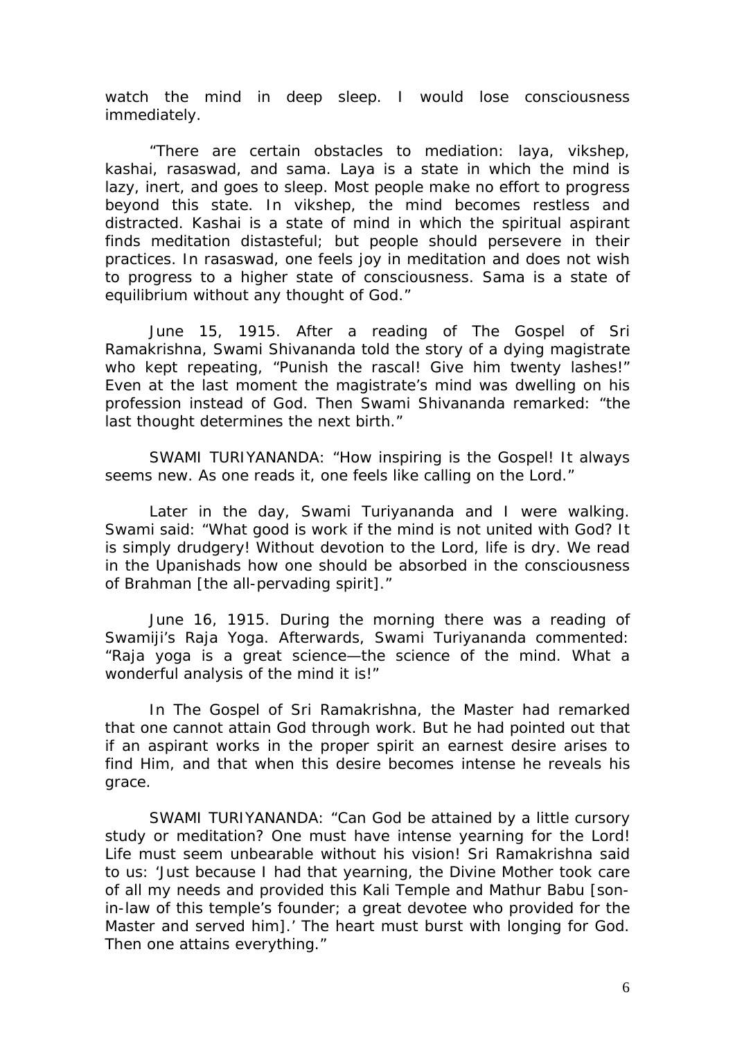watch the mind in deep sleep. I would lose consciousness immediately.

"There are certain obstacles to mediation: laya, vikshep, kashai, rasaswad, and sama. Laya is a state in which the mind is lazy, inert, and goes to sleep. Most people make no effort to progress beyond this state. In vikshep, the mind becomes restless and distracted. Kashai is a state of mind in which the spiritual aspirant finds meditation distasteful; but people should persevere in their practices. In rasaswad, one feels joy in meditation and does not wish to progress to a higher state of consciousness. Sama is a state of equilibrium without any thought of God."

June 15, 1915. After a reading of The Gospel of Sri Ramakrishna, Swami Shivananda told the story of a dying magistrate who kept repeating, "Punish the rascal! Give him twenty lashes!" Even at the last moment the magistrate's mind was dwelling on his profession instead of God. Then Swami Shivananda remarked: "the last thought determines the next birth."

SWAMI TURIYANANDA: "How inspiring is the Gospel! It always seems new. As one reads it, one feels like calling on the Lord."

Later in the day, Swami Turiyananda and I were walking. Swami said: "What good is work if the mind is not united with God? It is simply drudgery! Without devotion to the Lord, life is dry. We read in the Upanishads how one should be absorbed in the consciousness of Brahman [the all-pervading spirit]."

June 16, 1915. During the morning there was a reading of Swamiji's Raja Yoga. Afterwards, Swami Turiyananda commented: "Raja yoga is a great science—the science of the mind. What a wonderful analysis of the mind it is!"

In The Gospel of Sri Ramakrishna, the Master had remarked that one cannot attain God through work. But he had pointed out that if an aspirant works in the proper spirit an earnest desire arises to find Him, and that when this desire becomes intense he reveals his grace.

SWAMI TURIYANANDA: "Can God be attained by a little cursory study or meditation? One must have intense yearning for the Lord! Life must seem unbearable without his vision! Sri Ramakrishna said to us: 'Just because I had that yearning, the Divine Mother took care of all my needs and provided this Kali Temple and Mathur Babu [son-in-law of this temple's founder; a great devotee who provided for the Master and served him].' The heart must burst with longing for God. Then one attains everything."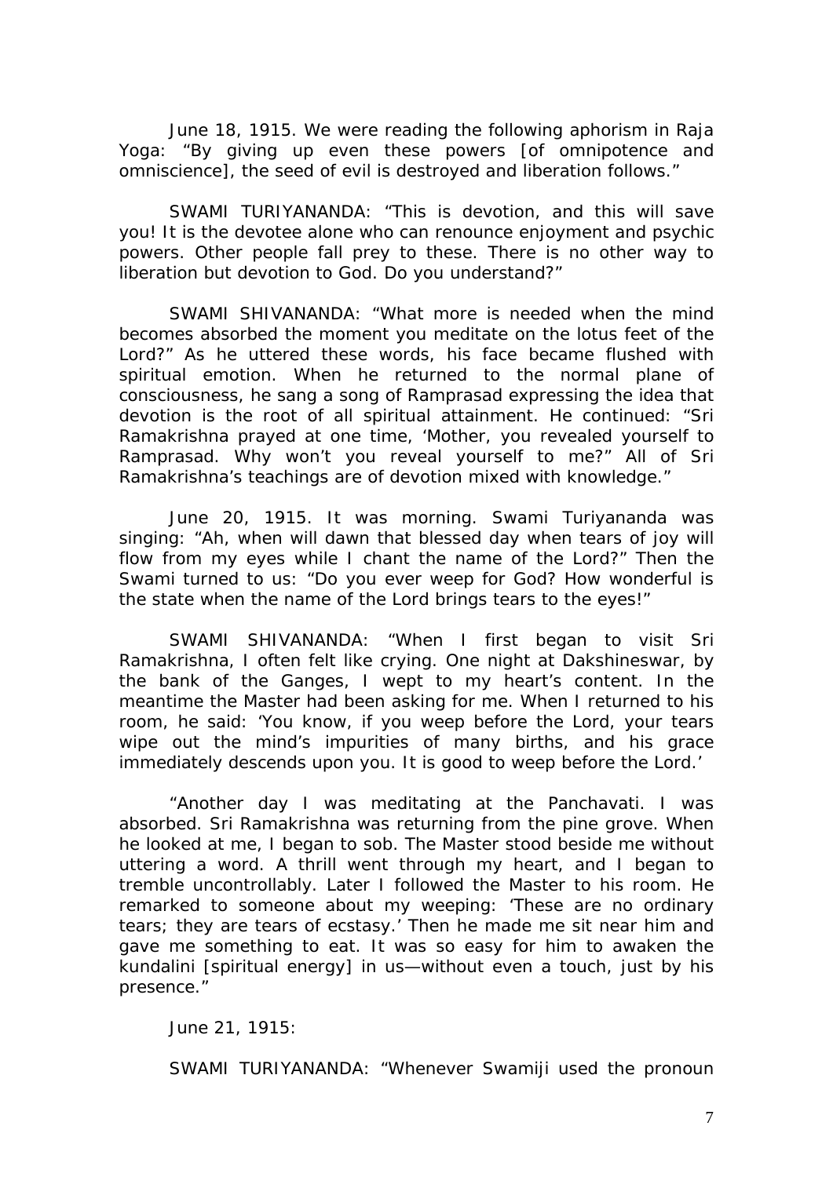June 18, 1915. We were reading the following aphorism in Raja Yoga: "By giving up even these powers [of omnipotence and omniscience], the seed of evil is destroyed and liberation follows."

SWAMI TURIYANANDA: "This is devotion, and this will save you! It is the devotee alone who can renounce enjoyment and psychic powers. Other people fall prey to these. There is no other way to liberation but devotion to God. Do you understand?"

SWAMI SHIVANANDA: "What more is needed when the mind becomes absorbed the moment you meditate on the lotus feet of the Lord?" As he uttered these words, his face became flushed with spiritual emotion. When he returned to the normal plane of consciousness, he sang a song of Ramprasad expressing the idea that devotion is the root of all spiritual attainment. He continued: "Sri Ramakrishna prayed at one time, 'Mother, you revealed yourself to Ramprasad. Why won't you reveal yourself to me?" All of Sri Ramakrishna's teachings are of devotion mixed with knowledge."

June 20, 1915. It was morning. Swami Turiyananda was singing: "Ah, when will dawn that blessed day when tears of joy will flow from my eyes while I chant the name of the Lord?" Then the Swami turned to us: "Do you ever weep for God? How wonderful is the state when the name of the Lord brings tears to the eyes!"

SWAMI SHIVANANDA: "When I first began to visit Sri Ramakrishna, I often felt like crying. One night at Dakshineswar, by the bank of the Ganges, I wept to my heart's content. In the meantime the Master had been asking for me. When I returned to his room, he said: 'You know, if you weep before the Lord, your tears wipe out the mind's impurities of many births, and his grace immediately descends upon you. It is good to weep before the Lord.'

"Another day I was meditating at the Panchavati. I was absorbed. Sri Ramakrishna was returning from the pine grove. When he looked at me, I began to sob. The Master stood beside me without uttering a word. A thrill went through my heart, and I began to tremble uncontrollably. Later I followed the Master to his room. He remarked to someone about my weeping: 'These are no ordinary tears; they are tears of ecstasy.' Then he made me sit near him and gave me something to eat. It was so easy for him to awaken the kundalini [spiritual energy] in us—without even a touch, just by his presence."

June 21, 1915:

SWAMI TURIYANANDA: "Whenever Swamiji used the pronoun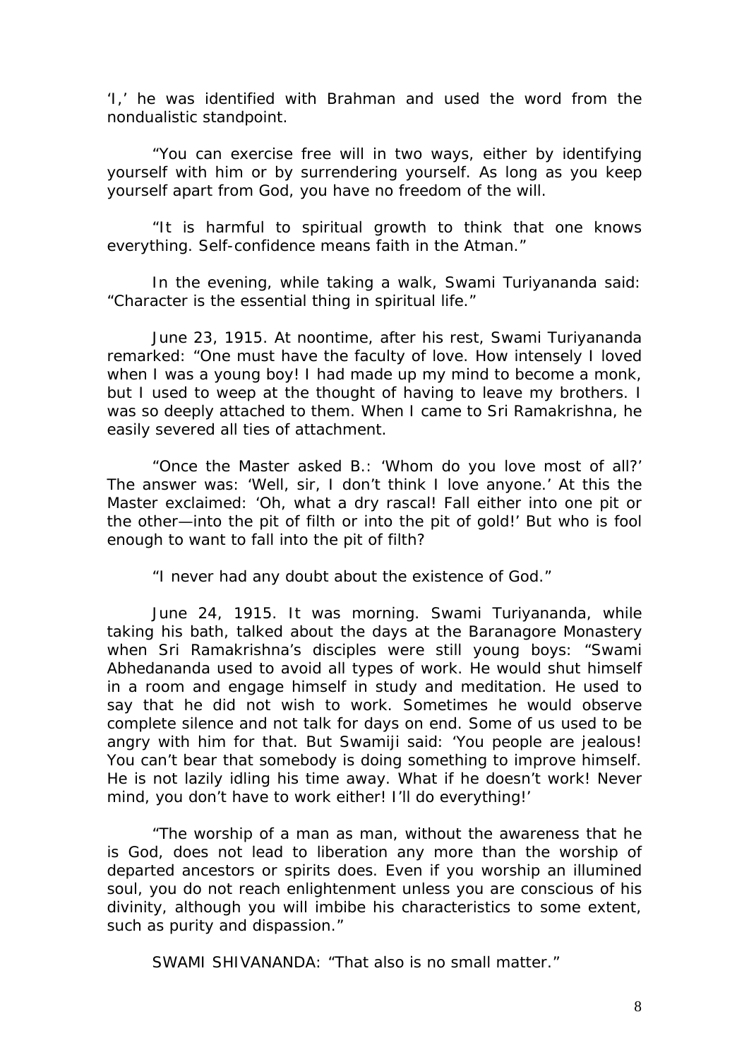'I,' he was identified with Brahman and used the word from the nondualistic standpoint.

"You can exercise free will in two ways, either by identifying yourself with him or by surrendering yourself. As long as you keep yourself apart from God, you have no freedom of the will.

"It is harmful to spiritual growth to think that one knows everything. Self-confidence means faith in the Atman."

In the evening, while taking a walk, Swami Turiyananda said: "Character is the essential thing in spiritual life."

June 23, 1915. At noontime, after his rest, Swami Turiyananda remarked: "One must have the faculty of love. How intensely I loved when I was a young boy! I had made up my mind to become a monk, but I used to weep at the thought of having to leave my brothers. I was so deeply attached to them. When I came to Sri Ramakrishna, he easily severed all ties of attachment.

"Once the Master asked B.: 'Whom do you love most of all?' The answer was: 'Well, sir, I don't think I love anyone.' At this the Master exclaimed: 'Oh, what a dry rascal! Fall either into one pit or the other—into the pit of filth or into the pit of gold!' But who is fool enough to want to fall into the pit of filth?

"I never had any doubt about the existence of God."

June 24, 1915. It was morning. Swami Turiyananda, while taking his bath, talked about the days at the Baranagore Monastery when Sri Ramakrishna's disciples were still young boys: "Swami Abhedananda used to avoid all types of work. He would shut himself in a room and engage himself in study and meditation. He used to say that he did not wish to work. Sometimes he would observe complete silence and not talk for days on end. Some of us used to be angry with him for that. But Swamiji said: 'You people are jealous! You can't bear that somebody is doing something to improve himself. He is not lazily idling his time away. What if he doesn't work! Never mind, you don't have to work either! I'll do everything!'

"The worship of a man as man, without the awareness that he is God, does not lead to liberation any more than the worship of departed ancestors or spirits does. Even if you worship an illumined soul, you do not reach enlightenment unless you are conscious of his divinity, although you will imbibe his characteristics to some extent, such as purity and dispassion."

SWAMI SHIVANANDA: "That also is no small matter."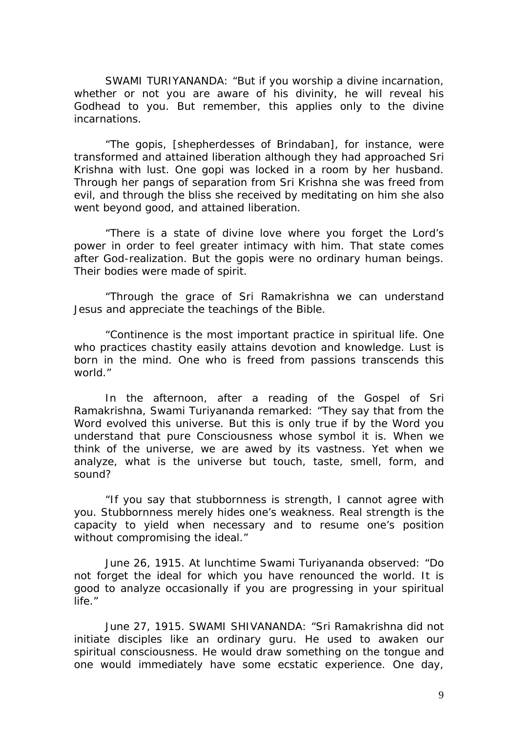SWAMI TURIYANANDA: "But if you worship a divine incarnation, whether or not you are aware of his divinity, he will reveal his Godhead to you. But remember, this applies only to the divine incarnations.

"The gopis, [shepherdesses of Brindaban], for instance, were transformed and attained liberation although they had approached Sri Krishna with lust. One gopi was locked in a room by her husband. Through her pangs of separation from Sri Krishna she was freed from evil, and through the bliss she received by meditating on him she also went beyond good, and attained liberation.

"There is a state of divine love where you forget the Lord's power in order to feel greater intimacy with him. That state comes after God-realization. But the gopis were no ordinary human beings. Their bodies were made of spirit.

"Through the grace of Sri Ramakrishna we can understand Jesus and appreciate the teachings of the Bible.

"Continence is the most important practice in spiritual life. One who practices chastity easily attains devotion and knowledge. Lust is born in the mind. One who is freed from passions transcends this world."

In the afternoon, after a reading of the Gospel of Sri Ramakrishna, Swami Turiyananda remarked: "They say that from the Word evolved this universe. But this is only true if by the Word you understand that pure Consciousness whose symbol it is. When we think of the universe, we are awed by its vastness. Yet when we analyze, what is the universe but touch, taste, smell, form, and sound?

"If you say that stubbornness is strength, I cannot agree with you. Stubbornness merely hides one's weakness. Real strength is the capacity to yield when necessary and to resume one's position without compromising the ideal."

June 26, 1915. At lunchtime Swami Turiyananda observed: "Do not forget the ideal for which you have renounced the world. It is good to analyze occasionally if you are progressing in your spiritual life."

June 27, 1915. SWAMI SHIVANANDA: "Sri Ramakrishna did not initiate disciples like an ordinary guru. He used to awaken our spiritual consciousness. He would draw something on the tongue and one would immediately have some ecstatic experience. One day,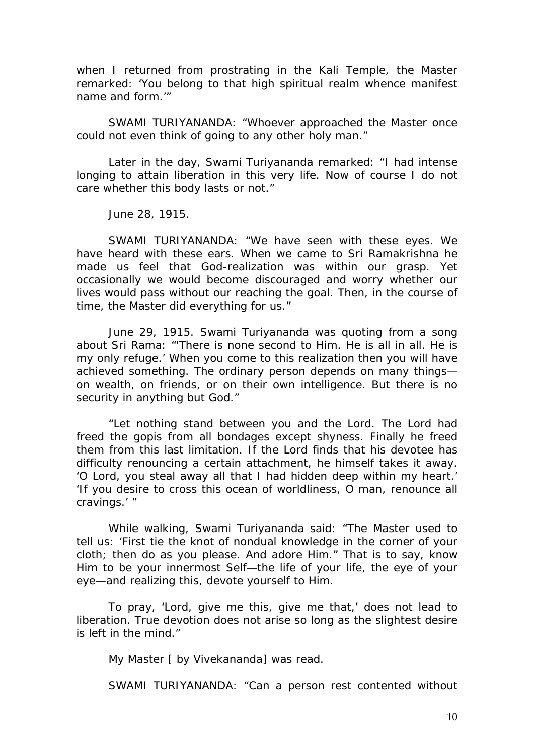when I returned from prostrating in the Kali Temple, the Master remarked: 'You belong to that high spiritual realm whence manifest name and form.'"

SWAMI TURIYANANDA: "Whoever approached the Master once could not even think of going to any other holy man."

Later in the day, Swami Turiyananda remarked: "I had intense longing to attain liberation in this very life. Now of course I do not care whether this body lasts or not."

June 28, 1915.

SWAMI TURIYANANDA: "We have seen with these eyes. We have heard with these ears. When we came to Sri Ramakrishna he made us feel that God-realization was within our grasp. Yet occasionally we would become discouraged and worry whether our lives would pass without our reaching the goal. Then, in the course of time, the Master did everything for us."

June 29, 1915. Swami Turiyananda was quoting from a song about Sri Rama: "'There is none second to Him. He is all in all. He is my only refuge.' When you come to this realization then you will have achieved something. The ordinary person depends on many things—on wealth, on friends, or on their own intelligence. But there is no security in anything but God."

"Let nothing stand between you and the Lord. The Lord had freed the gopis from all bondages except shyness. Finally he freed them from this last limitation. If the Lord finds that his devotee has difficulty renouncing a certain attachment, he himself takes it away. 'O Lord, you steal away all that I had hidden deep within my heart.' 'If you desire to cross this ocean of worldliness, O man, renounce all cravings.' "

While walking, Swami Turiyananda said: "The Master used to tell us: 'First tie the knot of nondual knowledge in the corner of your cloth; then do as you please. And adore Him." That is to say, know Him to be your innermost Self—the life of your life, the eye of your eye—and realizing this, devote yourself to Him.

To pray, 'Lord, give me this, give me that,' does not lead to liberation. True devotion does not arise so long as the slightest desire is left in the mind."

*My Master* [ by Vivekananda] was read.

SWAMI TURIYANANDA: "Can a person rest contented without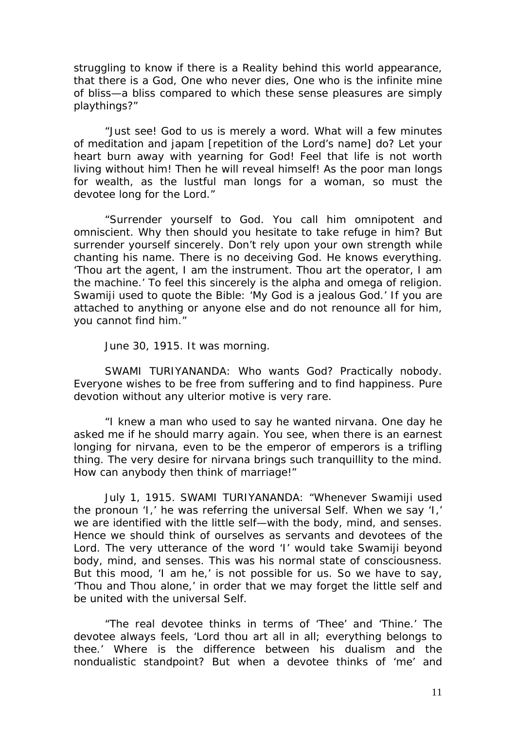struggling to know if there is a Reality behind this world appearance, that there is a God, One who never dies, One who is the infinite mine of bliss—a bliss compared to which these sense pleasures are simply playthings?"

"Just see! God to us is merely a word. What will a few minutes of meditation and japam [repetition of the Lord's name] do? Let your heart burn away with yearning for God! Feel that life is not worth living without him! Then he will reveal himself! As the poor man longs for wealth, as the lustful man longs for a woman, so must the devotee long for the Lord."

"Surrender yourself to God. You call him omnipotent and omniscient. Why then should you hesitate to take refuge in him? But surrender yourself sincerely. Don't rely upon your own strength while chanting his name. There is no deceiving God. He knows everything. 'Thou art the agent, I am the instrument. Thou art the operator, I am the machine.' To feel this sincerely is the alpha and omega of religion. Swamiji used to quote the Bible: 'My God is a jealous God.' If you are attached to anything or anyone else and do not renounce all for him, you cannot find him."

June 30, 1915. It was morning.

SWAMI TURIYANANDA: Who wants God? Practically nobody. Everyone wishes to be free from suffering and to find happiness. Pure devotion without any ulterior motive is very rare.

"I knew a man who used to say he wanted nirvana. One day he asked me if he should marry again. You see, when there is an earnest longing for nirvana, even to be the emperor of emperors is a trifling thing. The very desire for nirvana brings such tranquillity to the mind. How can anybody then think of marriage!"

July 1, 1915. SWAMI TURIYANANDA: "Whenever Swamiji used the pronoun 'I,' he was referring the universal Self. When we say 'I,' we are identified with the little self—with the body, mind, and senses. Hence we should think of ourselves as servants and devotees of the Lord. The very utterance of the word 'I' would take Swamiji beyond body, mind, and senses. This was his normal state of consciousness. But this mood, 'I am he,' is not possible for us. So we have to say, 'Thou and Thou alone,' in order that we may forget the little self and be united with the universal Self.

"The real devotee thinks in terms of 'Thee' and 'Thine.' The devotee always feels, 'Lord thou art all in all; everything belongs to thee.' Where is the difference between his dualism and the nondualistic standpoint? But when a devotee thinks of 'me' and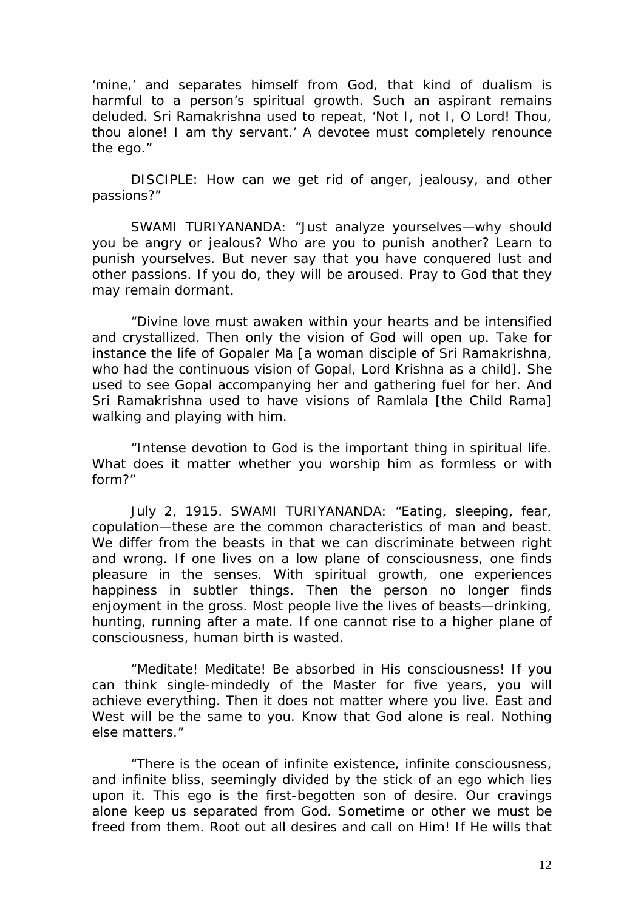'mine,' and separates himself from God, that kind of dualism is harmful to a person's spiritual growth. Such an aspirant remains deluded. Sri Ramakrishna used to repeat, 'Not I, not I, O Lord! Thou, thou alone! I am thy servant.' A devotee must completely renounce the ego."

DISCIPLE: How can we get rid of anger, jealousy, and other passions?"

SWAMI TURIYANANDA: "Just analyze yourselves—why should you be angry or jealous? Who are you to punish another? Learn to punish yourselves. But never say that you have conquered lust and other passions. If you do, they will be aroused. Pray to God that they may remain dormant.

"Divine love must awaken within your hearts and be intensified and crystallized. Then only the vision of God will open up. Take for instance the life of Gopaler Ma [a woman disciple of Sri Ramakrishna, who had the continuous vision of Gopal, Lord Krishna as a child]. She used to see Gopal accompanying her and gathering fuel for her. And Sri Ramakrishna used to have visions of Ramlala [the Child Rama] walking and playing with him.

"Intense devotion to God is the important thing in spiritual life. What does it matter whether you worship him as formless or with form?"

July 2, 1915. SWAMI TURIYANANDA: "Eating, sleeping, fear, copulation—these are the common characteristics of man and beast. We differ from the beasts in that we can discriminate between right and wrong. If one lives on a low plane of consciousness, one finds pleasure in the senses. With spiritual growth, one experiences happiness in subtler things. Then the person no longer finds enjoyment in the gross. Most people live the lives of beasts—drinking, hunting, running after a mate. If one cannot rise to a higher plane of consciousness, human birth is wasted.

"Meditate! Meditate! Be absorbed in His consciousness! If you can think single-mindedly of the Master for five years, you will achieve everything. Then it does not matter where you live. East and West will be the same to you. Know that God alone is real. Nothing else matters."

"There is the ocean of infinite existence, infinite consciousness, and infinite bliss, seemingly divided by the stick of an ego which lies upon it. This ego is the first-begotten son of desire. Our cravings alone keep us separated from God. Sometime or other we must be freed from them. Root out all desires and call on Him! If He wills that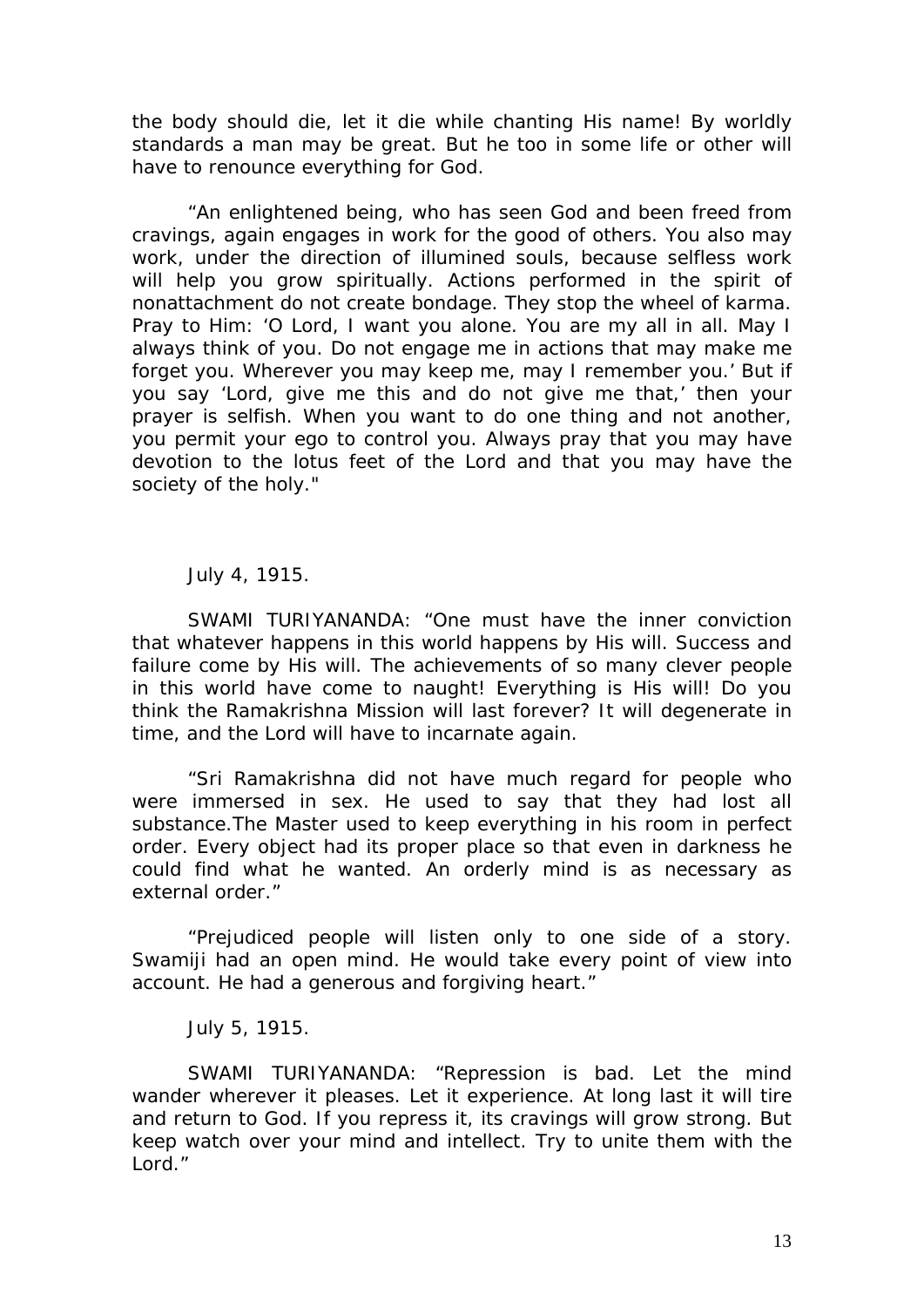the body should die, let it die while chanting His name! By worldly standards a man may be great. But he too in some life or other will have to renounce everything for God.

"An enlightened being, who has seen God and been freed from cravings, again engages in work for the good of others. You also may work, under the direction of illumined souls, because selfless work will help you grow spiritually. Actions performed in the spirit of nonattachment do not create bondage. They stop the wheel of karma. Pray to Him: 'O Lord, I want you alone. You are my all in all. May I always think of you. Do not engage me in actions that may make me forget you. Wherever you may keep me, may I remember you.' But if you say 'Lord, give me this and do not give me that,' then your prayer is selfish. When you want to do one thing and not another, you permit your ego to control you. Always pray that you may have devotion to the lotus feet of the Lord and that you may have the society of the holy."

July 4, 1915.

SWAMI TURIYANANDA: "One must have the inner conviction that whatever happens in this world happens by His will. Success and failure come by His will. The achievements of so many clever people in this world have come to naught! Everything is His will! Do you think the Ramakrishna Mission will last forever? It will degenerate in time, and the Lord will have to incarnate again.

"Sri Ramakrishna did not have much regard for people who were immersed in sex. He used to say that they had lost all substance.The Master used to keep everything in his room in perfect order. Every object had its proper place so that even in darkness he could find what he wanted. An orderly mind is as necessary as external order."

"Prejudiced people will listen only to one side of a story. Swamiji had an open mind. He would take every point of view into account. He had a generous and forgiving heart."

July 5, 1915.

SWAMI TURIYANANDA: "Repression is bad. Let the mind wander wherever it pleases. Let it experience. At long last it will tire and return to God. If you repress it, its cravings will grow strong. But keep watch over your mind and intellect. Try to unite them with the Lord."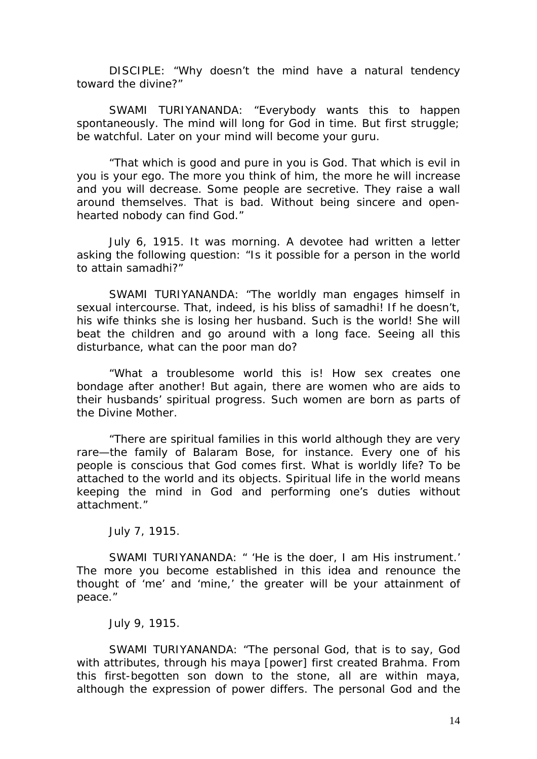DISCIPLE: "Why doesn't the mind have a natural tendency toward the divine?"

SWAMI TURIYANANDA: "Everybody wants this to happen spontaneously. The mind will long for God in time. But first struggle; be watchful. Later on your mind will become your guru.

"That which is good and pure in you is God. That which is evil in you is your ego. The more you think of him, the more he will increase and you will decrease. Some people are secretive. They raise a wall around themselves. That is bad. Without being sincere and open-hearted nobody can find God."

July 6, 1915. It was morning. A devotee had written a letter asking the following question: "Is it possible for a person in the world to attain samadhi?"

SWAMI TURIYANANDA: "The worldly man engages himself in sexual intercourse. That, indeed, is his bliss of samadhi! If he doesn't, his wife thinks she is losing her husband. Such is the world! She will beat the children and go around with a long face. Seeing all this disturbance, what can the poor man do?

"What a troublesome world this is! How sex creates one bondage after another! But again, there are women who are aids to their husbands' spiritual progress. Such women are born as parts of the Divine Mother.

"There are spiritual families in this world although they are very rare—the family of Balaram Bose, for instance. Every one of his people is conscious that God comes first. What is worldly life? To be attached to the world and its objects. Spiritual life in the world means keeping the mind in God and performing one's duties without attachment."

July 7, 1915.

SWAMI TURIYANANDA: " 'He is the doer, I am His instrument.' The more you become established in this idea and renounce the thought of 'me' and 'mine,' the greater will be your attainment of peace."

July 9, 1915.

SWAMI TURIYANANDA: "The personal God, that is to say, God with attributes, through his maya [power] first created Brahma. From this first-begotten son down to the stone, all are within maya, although the expression of power differs. The personal God and the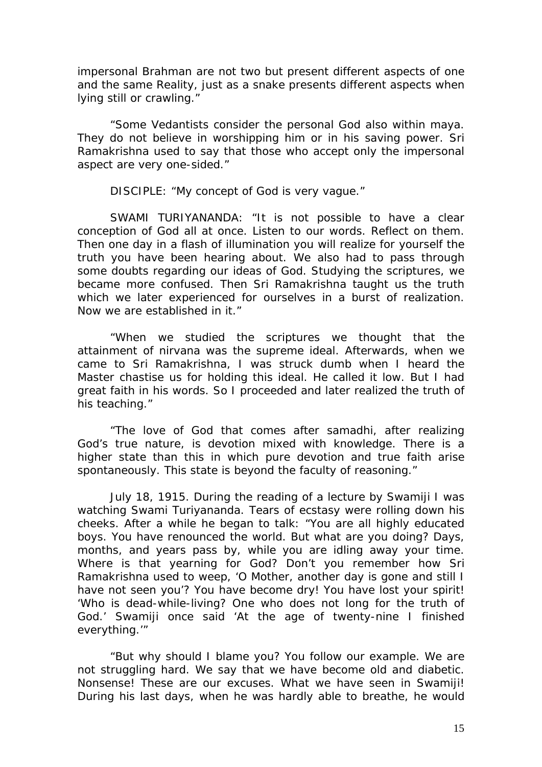impersonal Brahman are not two but present different aspects of one and the same Reality, just as a snake presents different aspects when lying still or crawling."

"Some Vedantists consider the personal God also within maya. They do not believe in worshipping him or in his saving power. Sri Ramakrishna used to say that those who accept only the impersonal aspect are very one-sided."

DISCIPLE: "My concept of God is very vague."

SWAMI TURIYANANDA: "It is not possible to have a clear conception of God all at once. Listen to our words. Reflect on them. Then one day in a flash of illumination you will realize for yourself the truth you have been hearing about. We also had to pass through some doubts regarding our ideas of God. Studying the scriptures, we became more confused. Then Sri Ramakrishna taught us the truth which we later experienced for ourselves in a burst of realization. Now we are established in it."

"When we studied the scriptures we thought that the attainment of nirvana was the supreme ideal. Afterwards, when we came to Sri Ramakrishna, I was struck dumb when I heard the Master chastise us for holding this ideal. He called it low. But I had great faith in his words. So I proceeded and later realized the truth of his teaching."

"The love of God that comes after samadhi, after realizing God's true nature, is devotion mixed with knowledge. There is a higher state than this in which pure devotion and true faith arise spontaneously. This state is beyond the faculty of reasoning."

July 18, 1915. During the reading of a lecture by Swamiji I was watching Swami Turiyananda. Tears of ecstasy were rolling down his cheeks. After a while he began to talk: "You are all highly educated boys. You have renounced the world. But what are you doing? Days, months, and years pass by, while you are idling away your time. Where is that yearning for God? Don't you remember how Sri Ramakrishna used to weep, 'O Mother, another day is gone and still I have not seen you'? You have become dry! You have lost your spirit! 'Who is dead-while-living? One who does not long for the truth of God.' Swamiji once said 'At the age of twenty-nine I finished everything.'"

"But why should I blame you? You follow our example. We are not struggling hard. We say that we have become old and diabetic. Nonsense! These are our excuses. What we have seen in Swamiji! During his last days, when he was hardly able to breathe, he would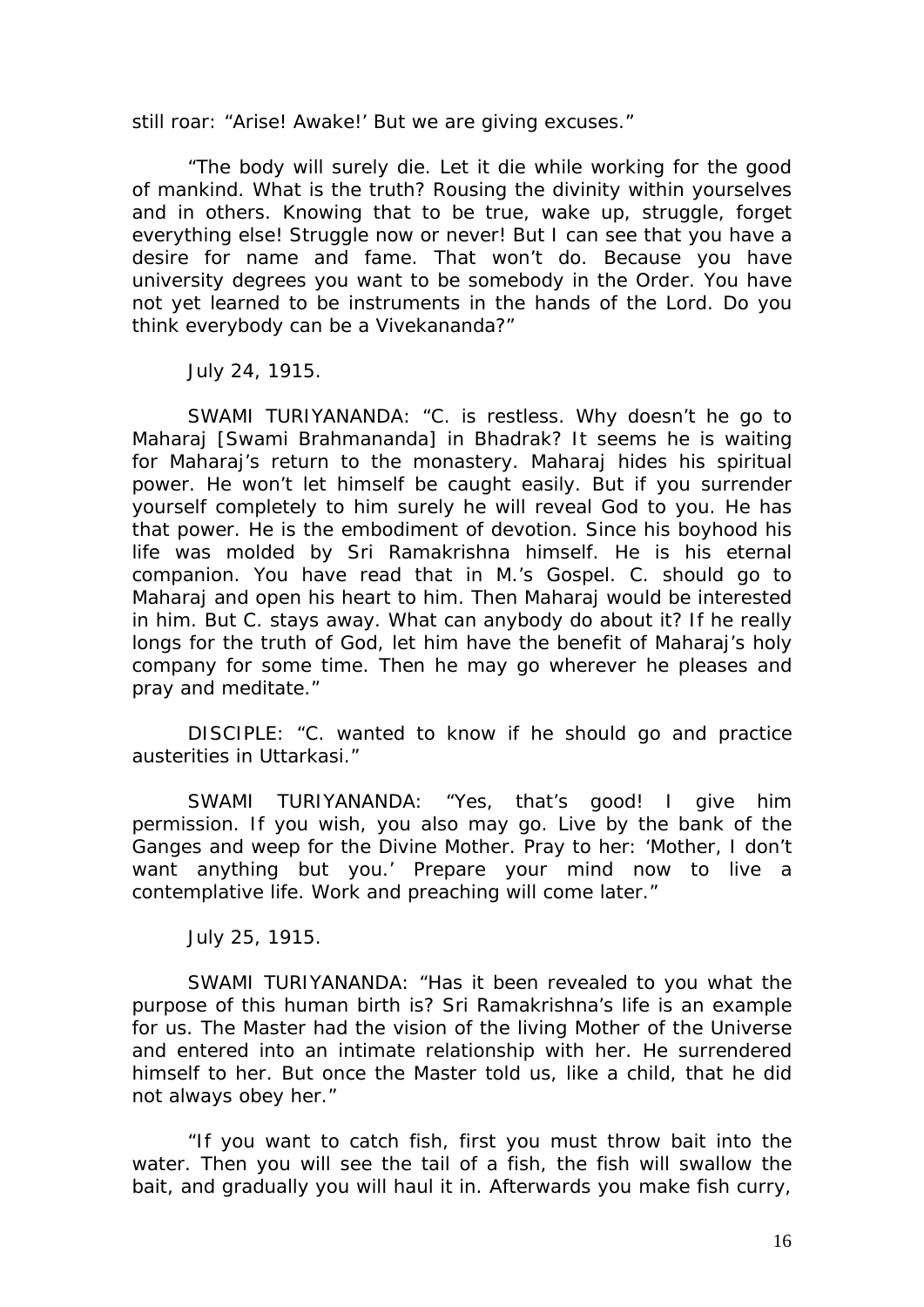still roar: "Arise! Awake!' But we are giving excuses."

"The body will surely die. Let it die while working for the good of mankind. What is the truth? Rousing the divinity within yourselves and in others. Knowing that to be true, wake up, struggle, forget everything else! Struggle now or never! But I can see that you have a desire for name and fame. That won't do. Because you have university degrees you want to be somebody in the Order. You have not yet learned to be instruments in the hands of the Lord. Do you think everybody can be a Vivekananda?"

July 24, 1915.

SWAMI TURIYANANDA: "C. is restless. Why doesn't he go to Maharaj [Swami Brahmananda] in Bhadrak? It seems he is waiting for Maharaj's return to the monastery. Maharaj hides his spiritual power. He won't let himself be caught easily. But if you surrender yourself completely to him surely he will reveal God to you. He has that power. He is the embodiment of devotion. Since his boyhood his life was molded by Sri Ramakrishna himself. He is his eternal companion. You have read that in M.'s Gospel. C. should go to Maharaj and open his heart to him. Then Maharaj would be interested in him. But C. stays away. What can anybody do about it? If he really longs for the truth of God, let him have the benefit of Maharaj's holy company for some time. Then he may go wherever he pleases and pray and meditate."

DISCIPLE: "C. wanted to know if he should go and practice austerities in Uttarkasi."

SWAMI TURIYANANDA: "Yes, that's good! I give him permission. If you wish, you also may go. Live by the bank of the Ganges and weep for the Divine Mother. Pray to her: 'Mother, I don't want anything but you.' Prepare your mind now to live a contemplative life. Work and preaching will come later."

July 25, 1915.

SWAMI TURIYANANDA: "Has it been revealed to you what the purpose of this human birth is? Sri Ramakrishna's life is an example for us. The Master had the vision of the living Mother of the Universe and entered into an intimate relationship with her. He surrendered himself to her. But once the Master told us, like a child, that he did not always obey her."

"If you want to catch fish, first you must throw bait into the water. Then you will see the tail of a fish, the fish will swallow the bait, and gradually you will haul it in. Afterwards you make fish curry,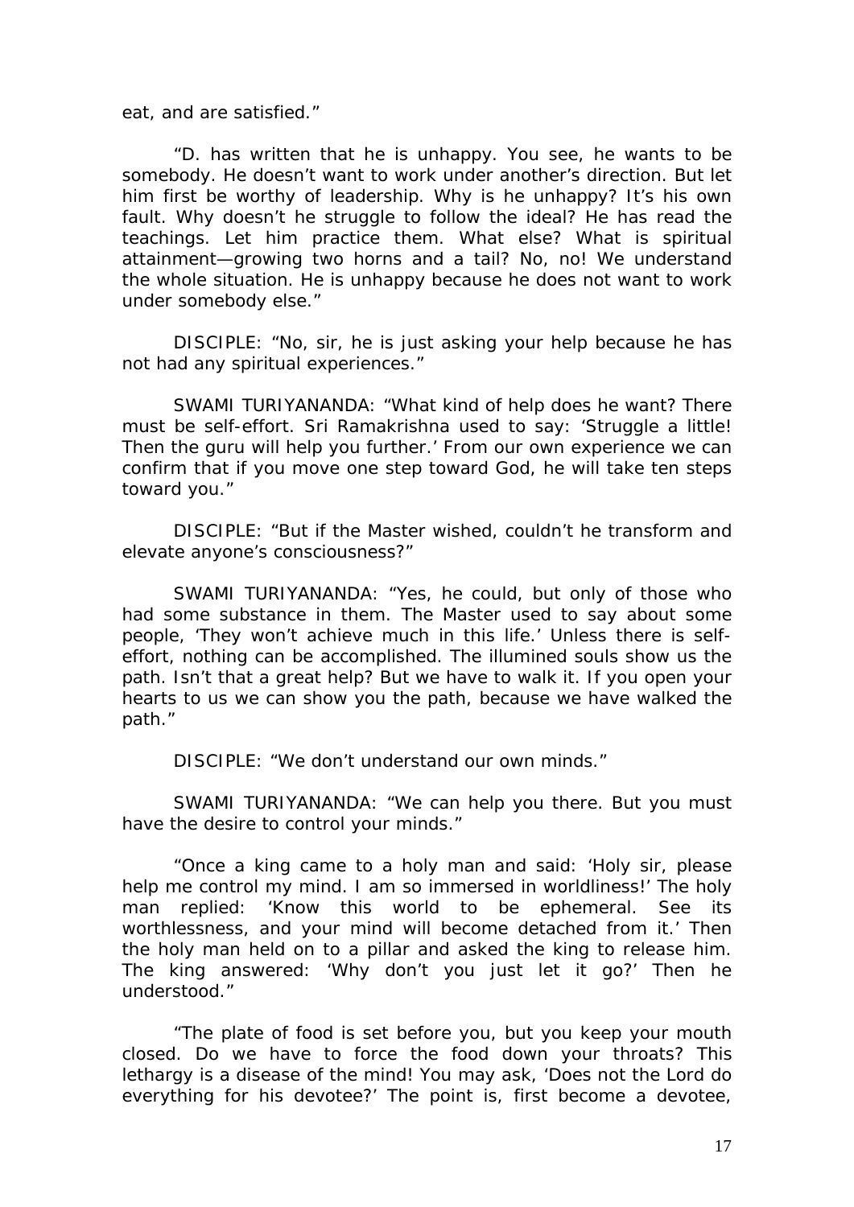eat, and are satisfied."

"D. has written that he is unhappy. You see, he wants to be somebody. He doesn't want to work under another's direction. But let him first be worthy of leadership. Why is he unhappy? It's his own fault. Why doesn't he struggle to follow the ideal? He has read the teachings. Let him practice them. What else? What is spiritual attainment—growing two horns and a tail? No, no! We understand the whole situation. He is unhappy because he does not want to work under somebody else."

DISCIPLE: "No, sir, he is just asking your help because he has not had any spiritual experiences."

SWAMI TURIYANANDA: "What kind of help does he want? There must be self-effort. Sri Ramakrishna used to say: 'Struggle a little! Then the guru will help you further.' From our own experience we can confirm that if you move one step toward God, he will take ten steps toward you."

DISCIPLE: "But if the Master wished, couldn't he transform and elevate anyone's consciousness?"

SWAMI TURIYANANDA: "Yes, he could, but only of those who had some substance in them. The Master used to say about some people, 'They won't achieve much in this life.' Unless there is self-effort, nothing can be accomplished. The illumined souls show us the path. Isn't that a great help? But we have to walk it. If you open your hearts to us we can show you the path, because we have walked the path."

DISCIPLE: "We don't understand our own minds."

SWAMI TURIYANANDA: "We can help you there. But you must have the desire to control your minds."

"Once a king came to a holy man and said: 'Holy sir, please help me control my mind. I am so immersed in worldliness!' The holy man replied: 'Know this world to be ephemeral. See its worthlessness, and your mind will become detached from it.' Then the holy man held on to a pillar and asked the king to release him. The king answered: 'Why don't you just let it go?' Then he understood."

"The plate of food is set before you, but you keep your mouth closed. Do we have to force the food down your throats? This lethargy is a disease of the mind! You may ask, 'Does not the Lord do everything for his devotee?' The point is, first become a devotee,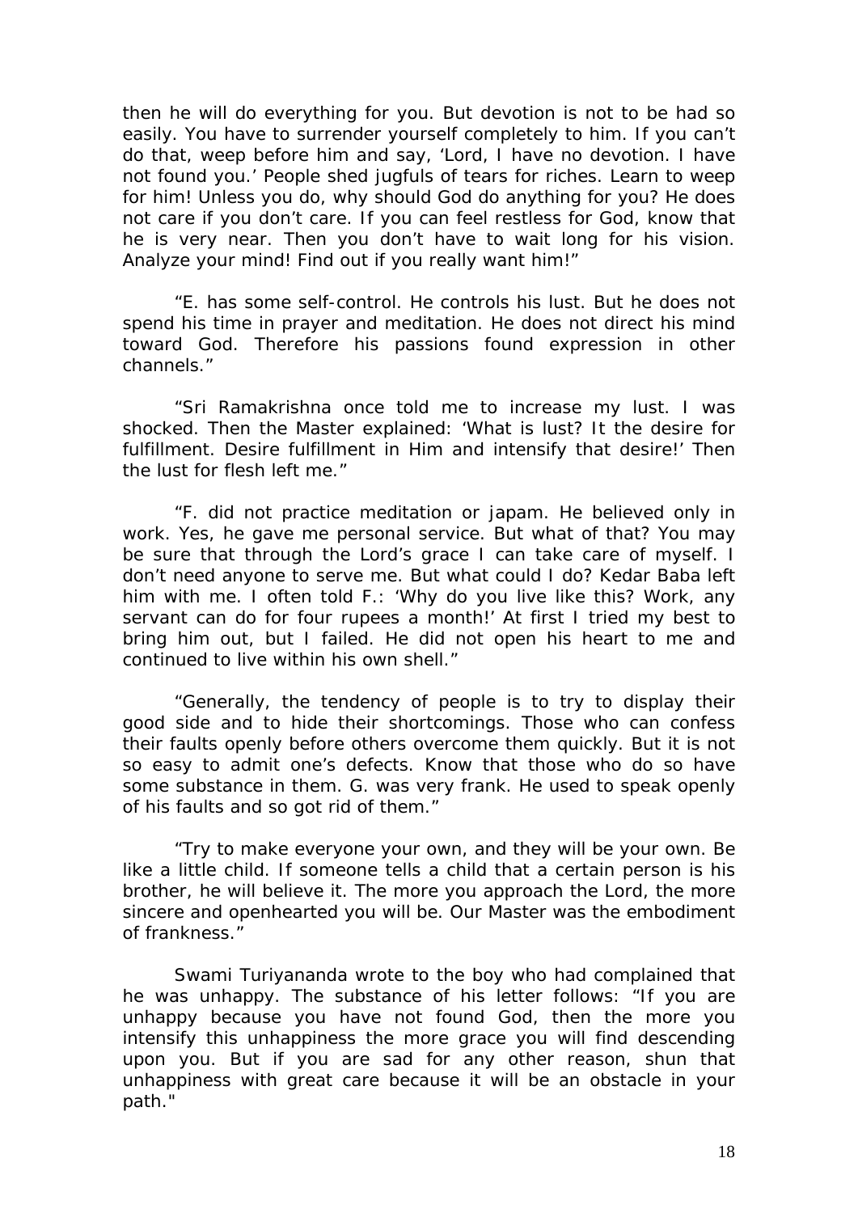then he will do everything for you. But devotion is not to be had so easily. You have to surrender yourself completely to him. If you can't do that, weep before him and say, 'Lord, I have no devotion. I have not found you.' People shed jugfuls of tears for riches. Learn to weep for him! Unless you do, why should God do anything for you? He does not care if you don't care. If you can feel restless for God, know that he is very near. Then you don't have to wait long for his vision. Analyze your mind! Find out if you really want him!"

"E. has some self-control. He controls his lust. But he does not spend his time in prayer and meditation. He does not direct his mind toward God. Therefore his passions found expression in other channels."

"Sri Ramakrishna once told me to increase my lust. I was shocked. Then the Master explained: 'What is lust? It the desire for fulfillment. Desire fulfillment in Him and intensify that desire!' Then the lust for flesh left me."

"F. did not practice meditation or japam. He believed only in work. Yes, he gave me personal service. But what of that? You may be sure that through the Lord's grace I can take care of myself. I don't need anyone to serve me. But what could I do? Kedar Baba left him with me. I often told F.: 'Why do you live like this? Work, any servant can do for four rupees a month!' At first I tried my best to bring him out, but I failed. He did not open his heart to me and continued to live within his own shell."

"Generally, the tendency of people is to try to display their good side and to hide their shortcomings. Those who can confess their faults openly before others overcome them quickly. But it is not so easy to admit one's defects. Know that those who do so have some substance in them. G. was very frank. He used to speak openly of his faults and so got rid of them."

"Try to make everyone your own, and they will be your own. Be like a little child. If someone tells a child that a certain person is his brother, he will believe it. The more you approach the Lord, the more sincere and openhearted you will be. Our Master was the embodiment of frankness."

Swami Turiyananda wrote to the boy who had complained that he was unhappy. The substance of his letter follows: "If you are unhappy because you have not found God, then the more you intensify this unhappiness the more grace you will find descending upon you. But if you are sad for any other reason, shun that unhappiness with great care because it will be an obstacle in your path."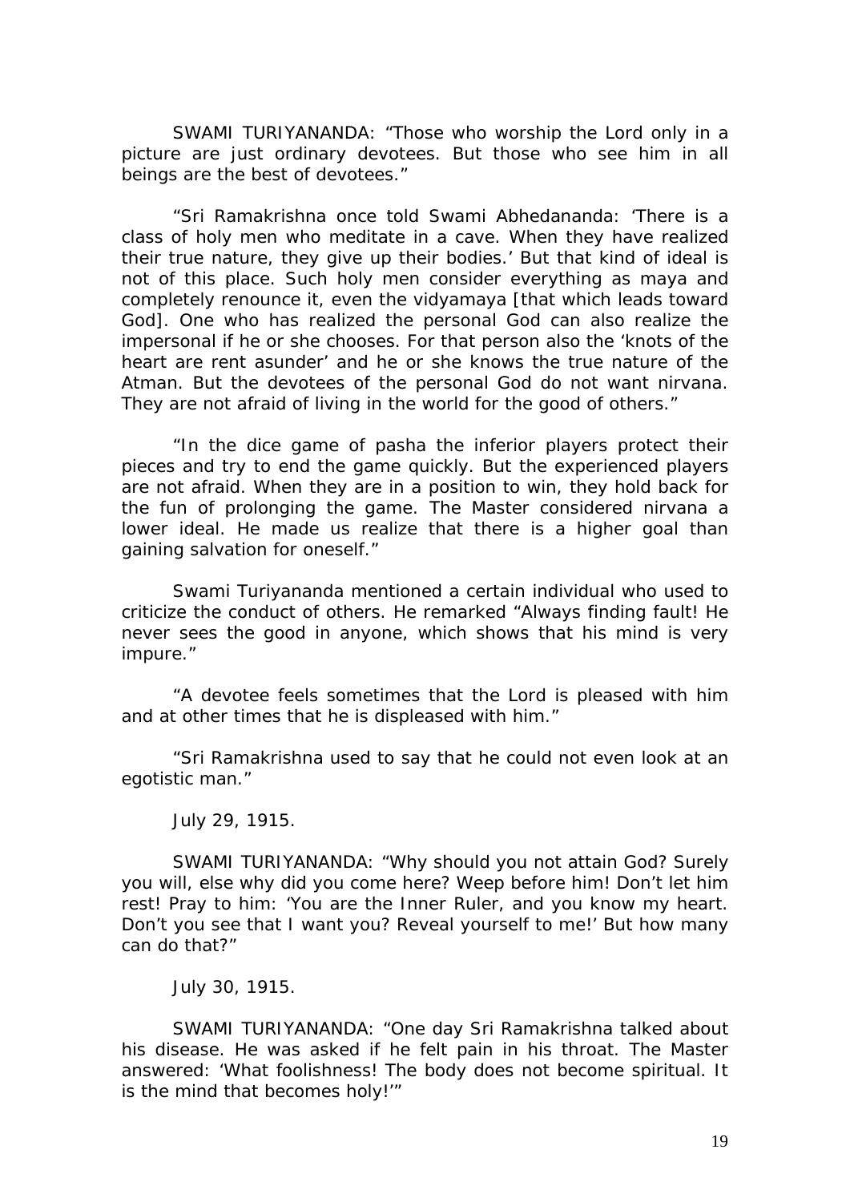SWAMI TURIYANANDA: "Those who worship the Lord only in a picture are just ordinary devotees. But those who see him in all beings are the best of devotees."

"Sri Ramakrishna once told Swami Abhedananda: 'There is a class of holy men who meditate in a cave. When they have realized their true nature, they give up their bodies.' But that kind of ideal is not of this place. Such holy men consider everything as maya and completely renounce it, even the vidyamaya [that which leads toward God]. One who has realized the personal God can also realize the impersonal if he or she chooses. For that person also the 'knots of the heart are rent asunder' and he or she knows the true nature of the Atman. But the devotees of the personal God do not want nirvana. They are not afraid of living in the world for the good of others."

"In the dice game of pasha the inferior players protect their pieces and try to end the game quickly. But the experienced players are not afraid. When they are in a position to win, they hold back for the fun of prolonging the game. The Master considered nirvana a lower ideal. He made us realize that there is a higher goal than gaining salvation for oneself."

Swami Turiyananda mentioned a certain individual who used to criticize the conduct of others. He remarked "Always finding fault! He never sees the good in anyone, which shows that his mind is very impure."

"A devotee feels sometimes that the Lord is pleased with him and at other times that he is displeased with him."

"Sri Ramakrishna used to say that he could not even look at an egotistic man."

July 29, 1915.

SWAMI TURIYANANDA: "Why should you not attain God? Surely you will, else why did you come here? Weep before him! Don't let him rest! Pray to him: 'You are the Inner Ruler, and you know my heart. Don't you see that I want you? Reveal yourself to me!' But how many can do that?"

July 30, 1915.

SWAMI TURIYANANDA: "One day Sri Ramakrishna talked about his disease. He was asked if he felt pain in his throat. The Master answered: 'What foolishness! The body does not become spiritual. It is the mind that becomes holy!'"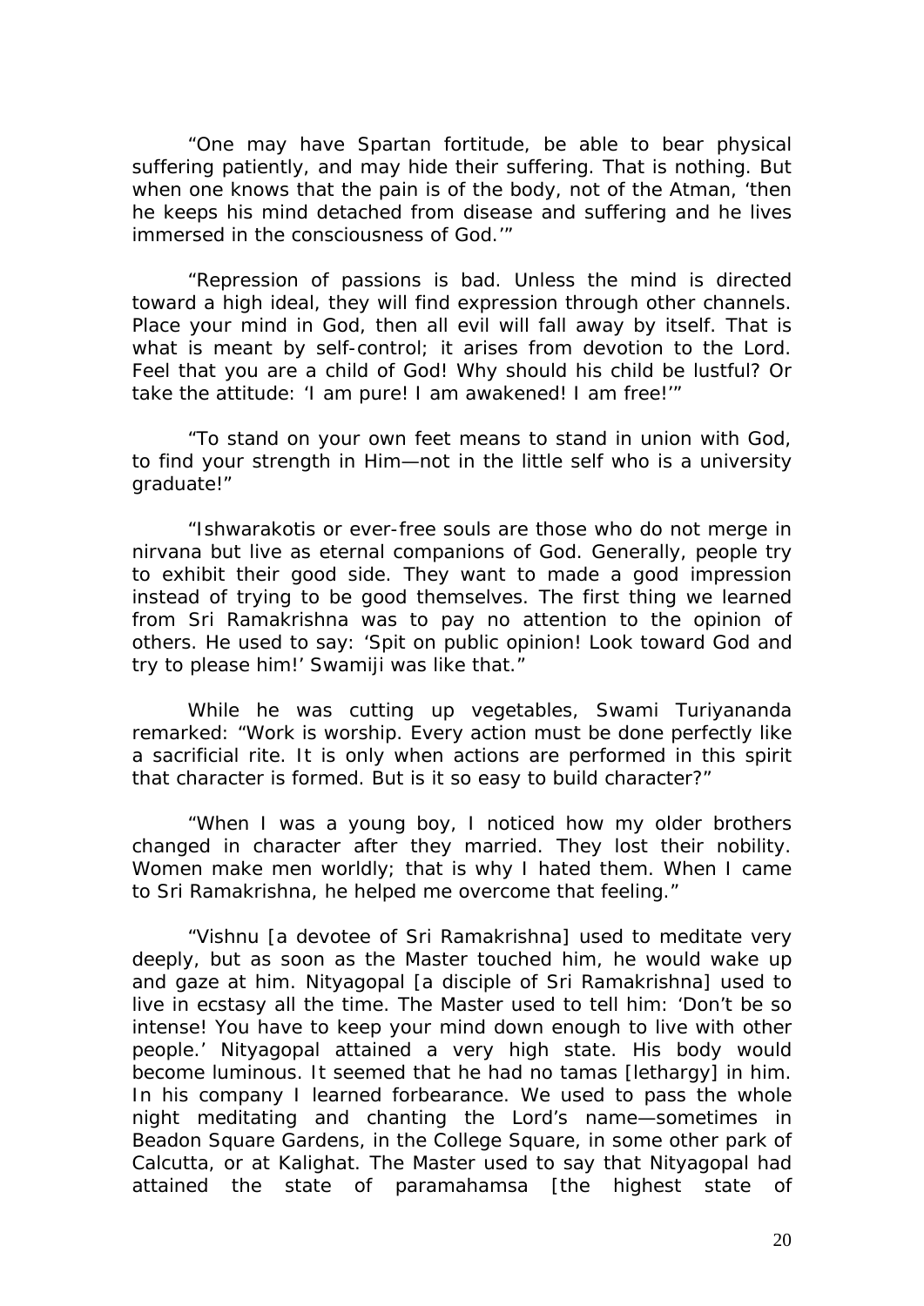"One may have Spartan fortitude, be able to bear physical suffering patiently, and may hide their suffering. That is nothing. But when one knows that the pain is of the body, not of the Atman, 'then he keeps his mind detached from disease and suffering and he lives immersed in the consciousness of God.'"

"Repression of passions is bad. Unless the mind is directed toward a high ideal, they will find expression through other channels. Place your mind in God, then all evil will fall away by itself. That is what is meant by self-control; it arises from devotion to the Lord. Feel that you are a child of God! Why should his child be lustful? Or take the attitude: 'I am pure! I am awakened! I am free!'"

"To stand on your own feet means to stand in union with God, to find your strength in Him—not in the little self who is a university graduate!"

"Ishwarakotis or ever-free souls are those who do not merge in nirvana but live as eternal companions of God. Generally, people try to exhibit their good side. They want to made a good impression instead of trying to be good themselves. The first thing we learned from Sri Ramakrishna was to pay no attention to the opinion of others. He used to say: 'Spit on public opinion! Look toward God and try to please him!' Swamiji was like that."

While he was cutting up vegetables, Swami Turiyananda remarked: "Work is worship. Every action must be done perfectly like a sacrificial rite. It is only when actions are performed in this spirit that character is formed. But is it so easy to build character?"

"When I was a young boy, I noticed how my older brothers changed in character after they married. They lost their nobility. Women make men worldly; that is why I hated them. When I came to Sri Ramakrishna, he helped me overcome that feeling."

"Vishnu [a devotee of Sri Ramakrishna] used to meditate very deeply, but as soon as the Master touched him, he would wake up and gaze at him. Nityagopal [a disciple of Sri Ramakrishna] used to live in ecstasy all the time. The Master used to tell him: 'Don't be so intense! You have to keep your mind down enough to live with other people.' Nityagopal attained a very high state. His body would become luminous. It seemed that he had no tamas [lethargy] in him. In his company I learned forbearance. We used to pass the whole night meditating and chanting the Lord's name—sometimes in Beadon Square Gardens, in the College Square, in some other park of Calcutta, or at Kalighat. The Master used to say that Nityagopal had attained the state of paramahamsa [the highest state of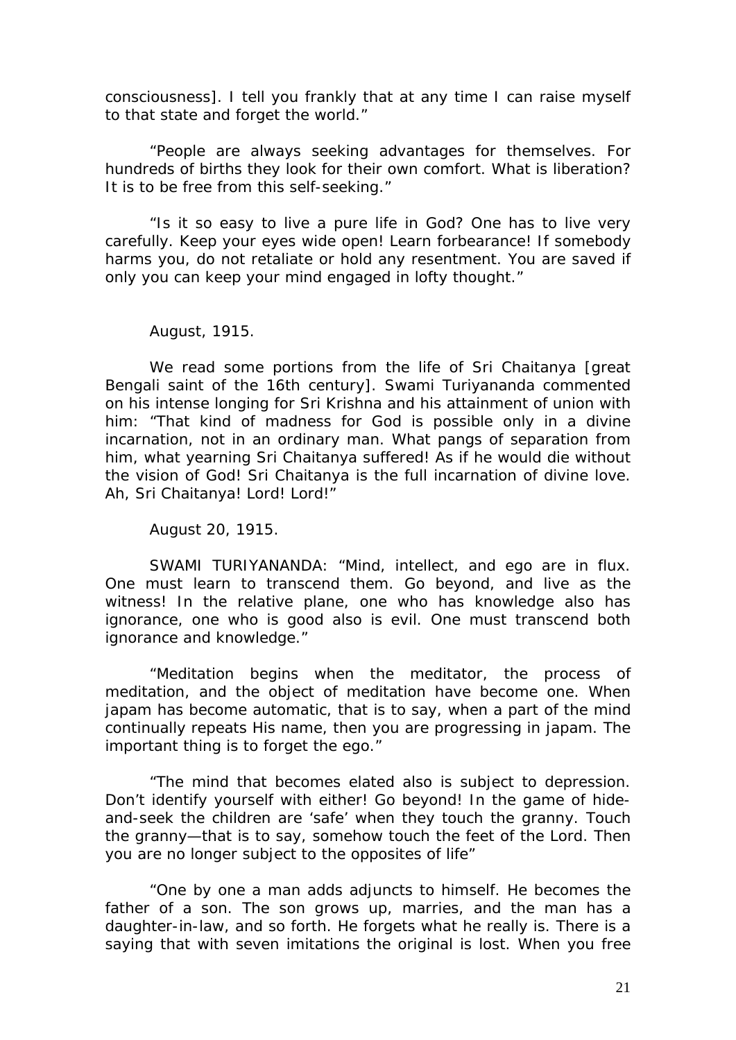consciousness]. I tell you frankly that at any time I can raise myself to that state and forget the world."

"People are always seeking advantages for themselves. For hundreds of births they look for their own comfort. What is liberation? It is to be free from this self-seeking."

"Is it so easy to live a pure life in God? One has to live very carefully. Keep your eyes wide open! Learn forbearance! If somebody harms you, do not retaliate or hold any resentment. You are saved if only you can keep your mind engaged in lofty thought."

August, 1915.

We read some portions from the life of Sri Chaitanya [great Bengali saint of the 16th century]. Swami Turiyananda commented on his intense longing for Sri Krishna and his attainment of union with him: "That kind of madness for God is possible only in a divine incarnation, not in an ordinary man. What pangs of separation from him, what yearning Sri Chaitanya suffered! As if he would die without the vision of God! Sri Chaitanya is the full incarnation of divine love. Ah, Sri Chaitanya! Lord! Lord!"

August 20, 1915.

SWAMI TURIYANANDA: "Mind, intellect, and ego are in flux. One must learn to transcend them. Go beyond, and live as the witness! In the relative plane, one who has knowledge also has ignorance, one who is good also is evil. One must transcend both ignorance and knowledge."

"Meditation begins when the meditator, the process of meditation, and the object of meditation have become one. When japam has become automatic, that is to say, when a part of the mind continually repeats His name, then you are progressing in japam. The important thing is to forget the ego."

"The mind that becomes elated also is subject to depression. Don't identify yourself with either! Go beyond! In the game of hide-and-seek the children are 'safe' when they touch the granny. Touch the granny—that is to say, somehow touch the feet of the Lord. Then you are no longer subject to the opposites of life"

"One by one a man adds adjuncts to himself. He becomes the father of a son. The son grows up, marries, and the man has a daughter-in-law, and so forth. He forgets what he really is. There is a saying that with seven imitations the original is lost. When you free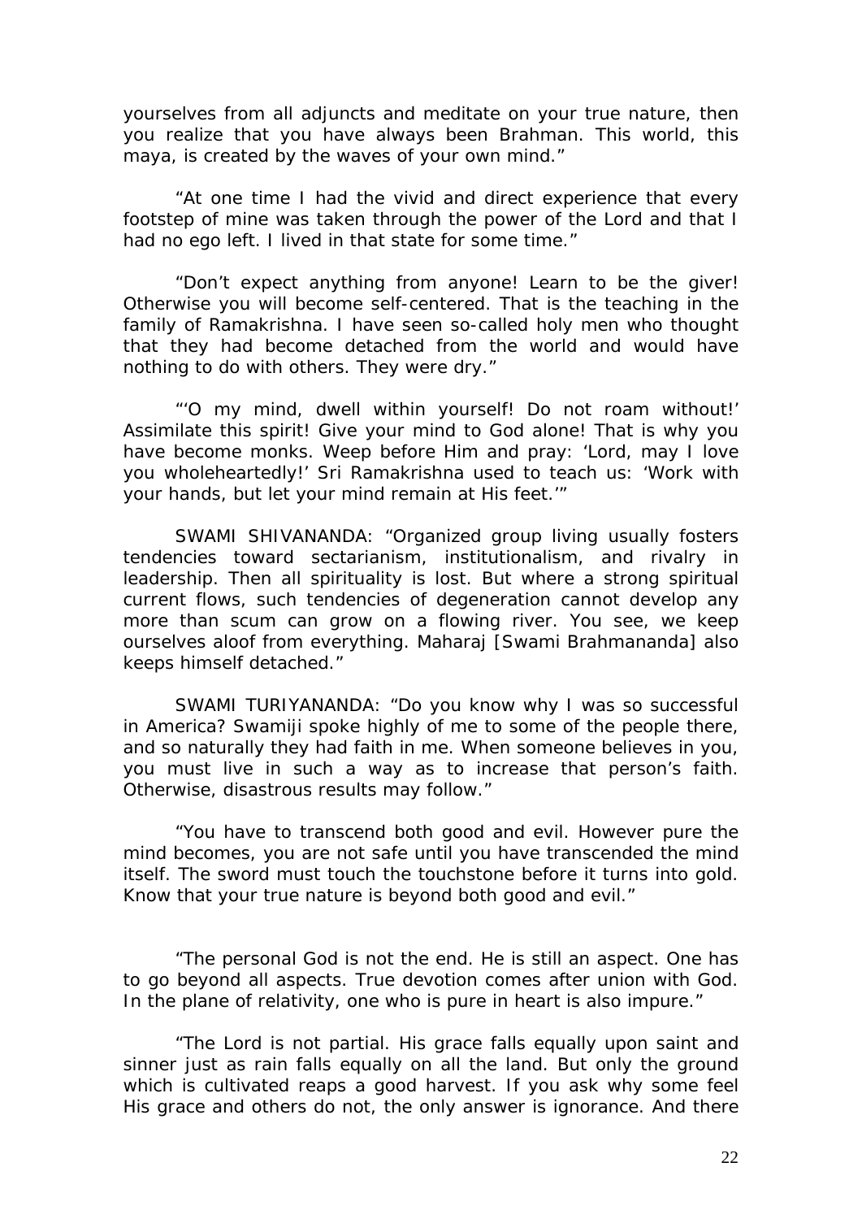yourselves from all adjuncts and meditate on your true nature, then you realize that you have always been Brahman. This world, this maya, is created by the waves of your own mind."

"At one time I had the vivid and direct experience that every footstep of mine was taken through the power of the Lord and that I had no ego left. I lived in that state for some time."

"Don't expect anything from anyone! Learn to be the giver! Otherwise you will become self-centered. That is the teaching in the family of Ramakrishna. I have seen so-called holy men who thought that they had become detached from the world and would have nothing to do with others. They were dry."

"'O my mind, dwell within yourself! Do not roam without!' Assimilate this spirit! Give your mind to God alone! That is why you have become monks. Weep before Him and pray: 'Lord, may I love you wholeheartedly!' Sri Ramakrishna used to teach us: 'Work with your hands, but let your mind remain at His feet.'"

SWAMI SHIVANANDA: "Organized group living usually fosters tendencies toward sectarianism, institutionalism, and rivalry in leadership. Then all spirituality is lost. But where a strong spiritual current flows, such tendencies of degeneration cannot develop any more than scum can grow on a flowing river. You see, we keep ourselves aloof from everything. Maharaj [Swami Brahmananda] also keeps himself detached."

SWAMI TURIYANANDA: "Do you know why I was so successful in America? Swamiji spoke highly of me to some of the people there, and so naturally they had faith in me. When someone believes in you, you must live in such a way as to increase that person's faith. Otherwise, disastrous results may follow."

"You have to transcend both good and evil. However pure the mind becomes, you are not safe until you have transcended the mind itself. The sword must touch the touchstone before it turns into gold. Know that your true nature is beyond both good and evil."

"The personal God is not the end. He is still an aspect. One has to go beyond all aspects. True devotion comes after union with God. In the plane of relativity, one who is pure in heart is also impure."

"The Lord is not partial. His grace falls equally upon saint and sinner just as rain falls equally on all the land. But only the ground which is cultivated reaps a good harvest. If you ask why some feel His grace and others do not, the only answer is ignorance. And there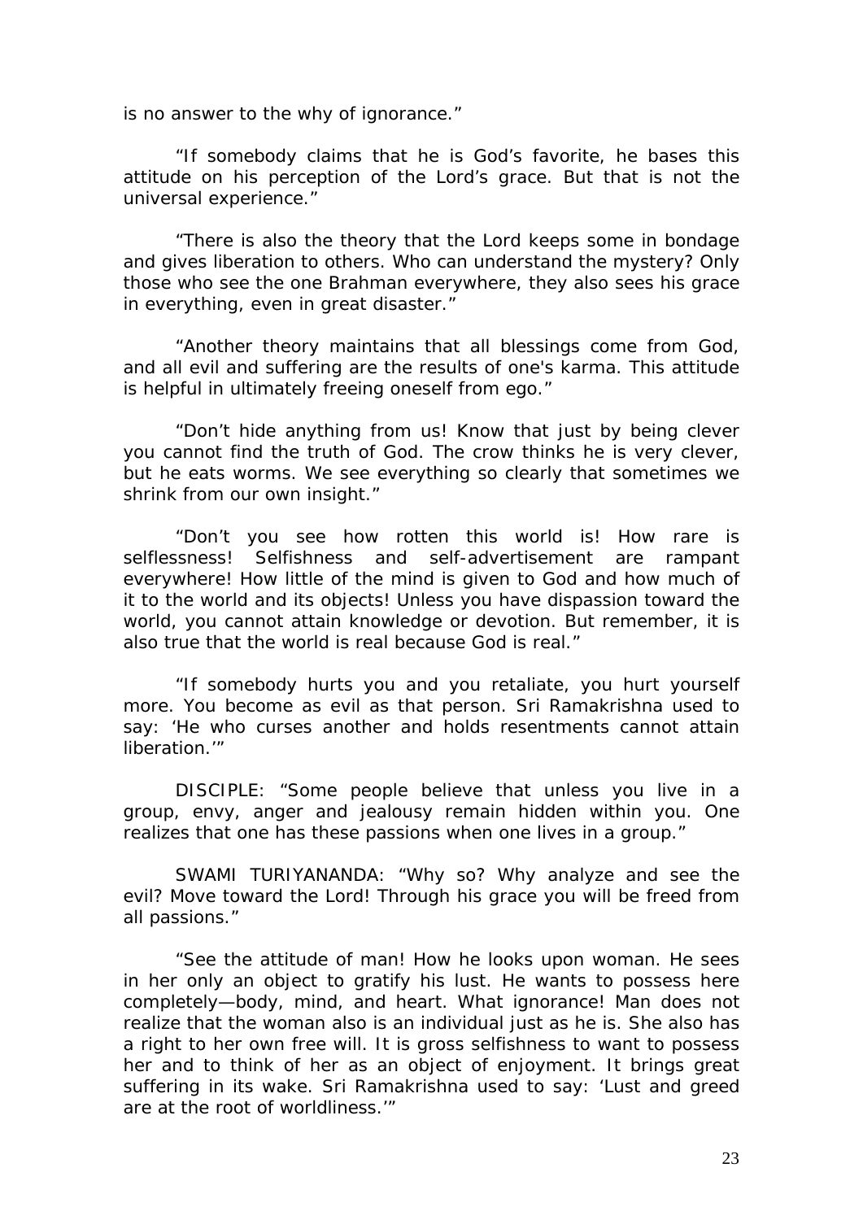is no answer to the why of ignorance."

"If somebody claims that he is God's favorite, he bases this attitude on his perception of the Lord's grace. But that is not the universal experience."

"There is also the theory that the Lord keeps some in bondage and gives liberation to others. Who can understand the mystery? Only those who see the one Brahman everywhere, they also sees his grace in everything, even in great disaster."

"Another theory maintains that all blessings come from God, and all evil and suffering are the results of one's karma. This attitude is helpful in ultimately freeing oneself from ego."

"Don't hide anything from us! Know that just by being clever you cannot find the truth of God. The crow thinks he is very clever, but he eats worms. We see everything so clearly that sometimes we shrink from our own insight."

"Don't you see how rotten this world is! How rare is selflessness! Selfishness and self-advertisement are rampant everywhere! How little of the mind is given to God and how much of it to the world and its objects! Unless you have dispassion toward the world, you cannot attain knowledge or devotion. But remember, it is also true that the world is real because God is real."

"If somebody hurts you and you retaliate, you hurt yourself more. You become as evil as that person. Sri Ramakrishna used to say: 'He who curses another and holds resentments cannot attain liberation.'"

DISCIPLE: "Some people believe that unless you live in a group, envy, anger and jealousy remain hidden within you. One realizes that one has these passions when one lives in a group."

SWAMI TURIYANANDA: "Why so? Why analyze and see the evil? Move toward the Lord! Through his grace you will be freed from all passions."

"See the attitude of man! How he looks upon woman. He sees in her only an object to gratify his lust. He wants to possess here completely—body, mind, and heart. What ignorance! Man does not realize that the woman also is an individual just as he is. She also has a right to her own free will. It is gross selfishness to want to possess her and to think of her as an object of enjoyment. It brings great suffering in its wake. Sri Ramakrishna used to say: 'Lust and greed are at the root of worldliness.'"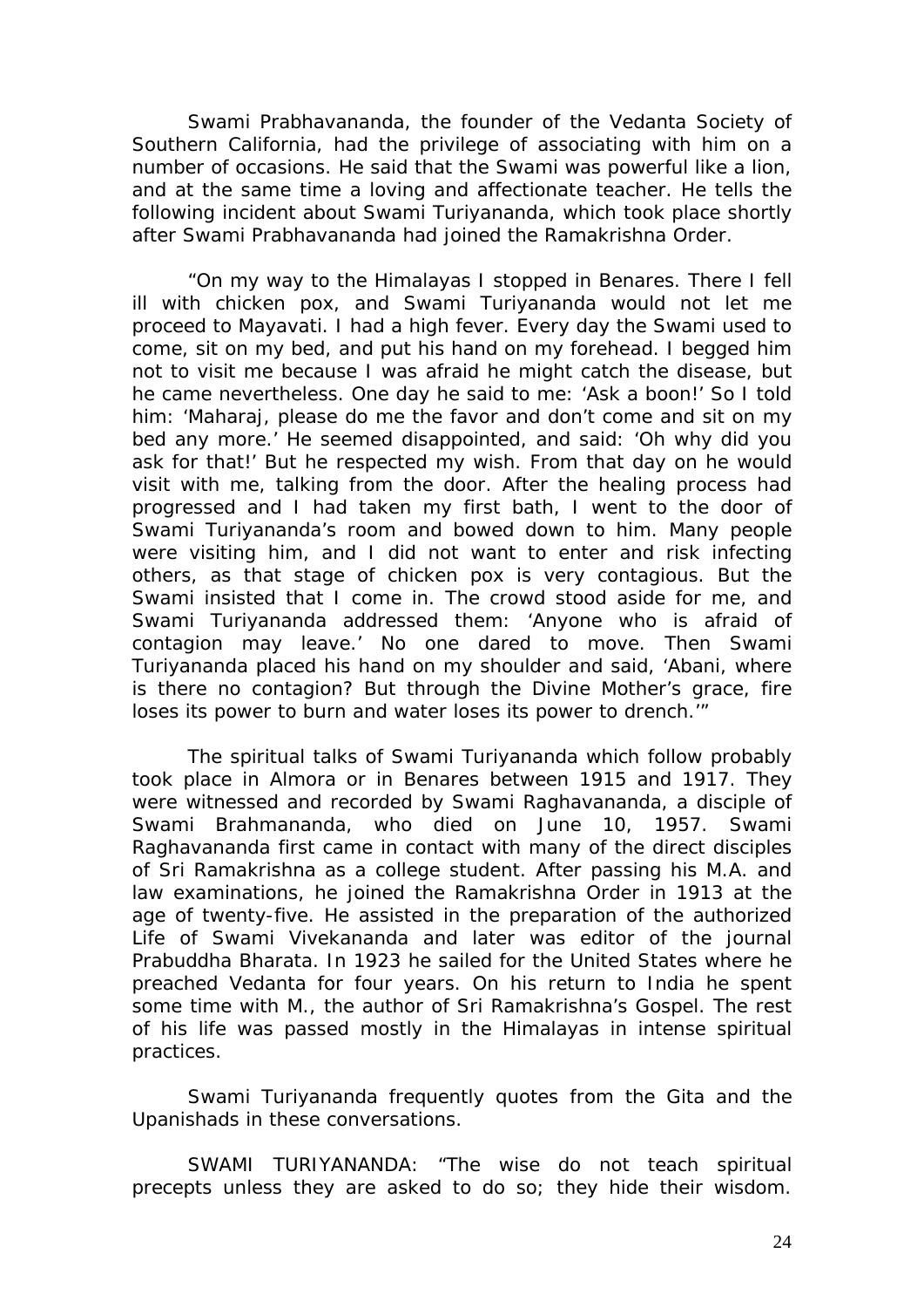Swami Prabhavananda, the founder of the Vedanta Society of Southern California, had the privilege of associating with him on a number of occasions. He said that the Swami was powerful like a lion, and at the same time a loving and affectionate teacher. He tells the following incident about Swami Turiyananda, which took place shortly after Swami Prabhavananda had joined the Ramakrishna Order.

"On my way to the Himalayas I stopped in Benares. There I fell ill with chicken pox, and Swami Turiyananda would not let me proceed to Mayavati. I had a high fever. Every day the Swami used to come, sit on my bed, and put his hand on my forehead. I begged him not to visit me because I was afraid he might catch the disease, but he came nevertheless. One day he said to me: 'Ask a boon!' So I told him: 'Maharaj, please do me the favor and don't come and sit on my bed any more.' He seemed disappointed, and said: 'Oh why did you ask for that!' But he respected my wish. From that day on he would visit with me, talking from the door. After the healing process had progressed and I had taken my first bath, I went to the door of Swami Turiyananda's room and bowed down to him. Many people were visiting him, and I did not want to enter and risk infecting others, as that stage of chicken pox is very contagious. But the Swami insisted that I come in. The crowd stood aside for me, and Swami Turiyananda addressed them: 'Anyone who is afraid of contagion may leave.' No one dared to move. Then Swami Turiyananda placed his hand on my shoulder and said, 'Abani, where is there no contagion? But through the Divine Mother's grace, fire loses its power to burn and water loses its power to drench.'"

The spiritual talks of Swami Turiyananda which follow probably took place in Almora or in Benares between 1915 and 1917. They were witnessed and recorded by Swami Raghavananda, a disciple of Swami Brahmananda, who died on June 10, 1957. Swami Raghavananda first came in contact with many of the direct disciples of Sri Ramakrishna as a college student. After passing his M.A. and law examinations, he joined the Ramakrishna Order in 1913 at the age of twenty-five. He assisted in the preparation of the authorized Life of Swami Vivekananda and later was editor of the journal Prabuddha Bharata. In 1923 he sailed for the United States where he preached Vedanta for four years. On his return to India he spent some time with M., the author of Sri Ramakrishna's Gospel. The rest of his life was passed mostly in the Himalayas in intense spiritual practices.

Swami Turiyananda frequently quotes from the Gita and the Upanishads in these conversations.

SWAMI TURIYANANDA: "The wise do not teach spiritual precepts unless they are asked to do so; they hide their wisdom.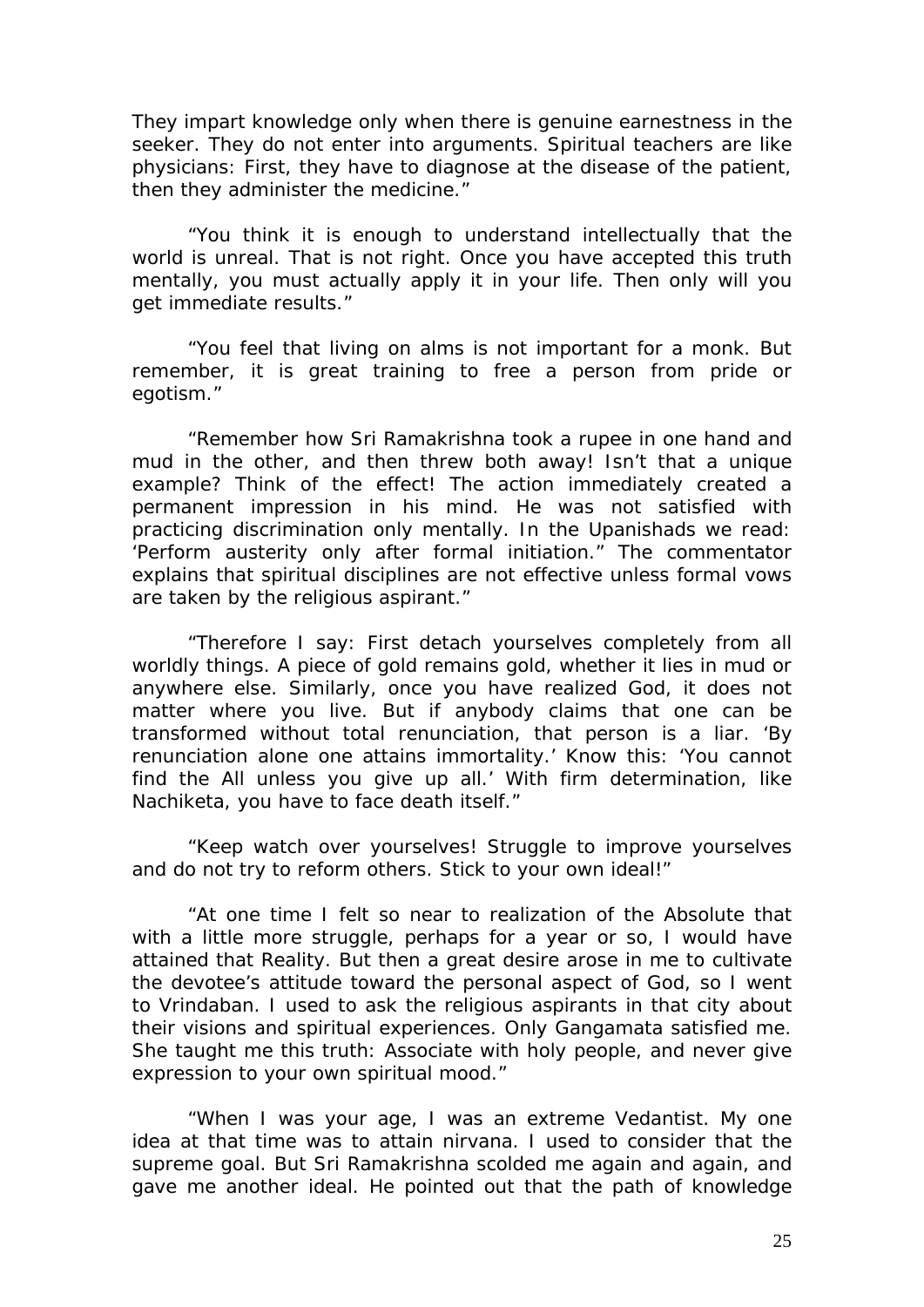They impart knowledge only when there is genuine earnestness in the seeker. They do not enter into arguments. Spiritual teachers are like physicians: First, they have to diagnose at the disease of the patient, then they administer the medicine."

"You think it is enough to understand intellectually that the world is unreal. That is not right. Once you have accepted this truth mentally, you must actually apply it in your life. Then only will you get immediate results."

"You feel that living on alms is not important for a monk. But remember, it is great training to free a person from pride or egotism."

"Remember how Sri Ramakrishna took a rupee in one hand and mud in the other, and then threw both away! Isn't that a unique example? Think of the effect! The action immediately created a permanent impression in his mind. He was not satisfied with practicing discrimination only mentally. In the Upanishads we read: 'Perform austerity only after formal initiation." The commentator explains that spiritual disciplines are not effective unless formal vows are taken by the religious aspirant."

"Therefore I say: First detach yourselves completely from all worldly things. A piece of gold remains gold, whether it lies in mud or anywhere else. Similarly, once you have realized God, it does not matter where you live. But if anybody claims that one can be transformed without total renunciation, that person is a liar. 'By renunciation alone one attains immortality.' Know this: 'You cannot find the All unless you give up all.' With firm determination, like Nachiketa, you have to face death itself."

"Keep watch over yourselves! Struggle to improve yourselves and do not try to reform others. Stick to your own ideal!"

"At one time I felt so near to realization of the Absolute that with a little more struggle, perhaps for a year or so, I would have attained that Reality. But then a great desire arose in me to cultivate the devotee's attitude toward the personal aspect of God, so I went to Vrindaban. I used to ask the religious aspirants in that city about their visions and spiritual experiences. Only Gangamata satisfied me. She taught me this truth: Associate with holy people, and never give expression to your own spiritual mood."

"When I was your age, I was an extreme Vedantist. My one idea at that time was to attain nirvana. I used to consider that the supreme goal. But Sri Ramakrishna scolded me again and again, and gave me another ideal. He pointed out that the path of knowledge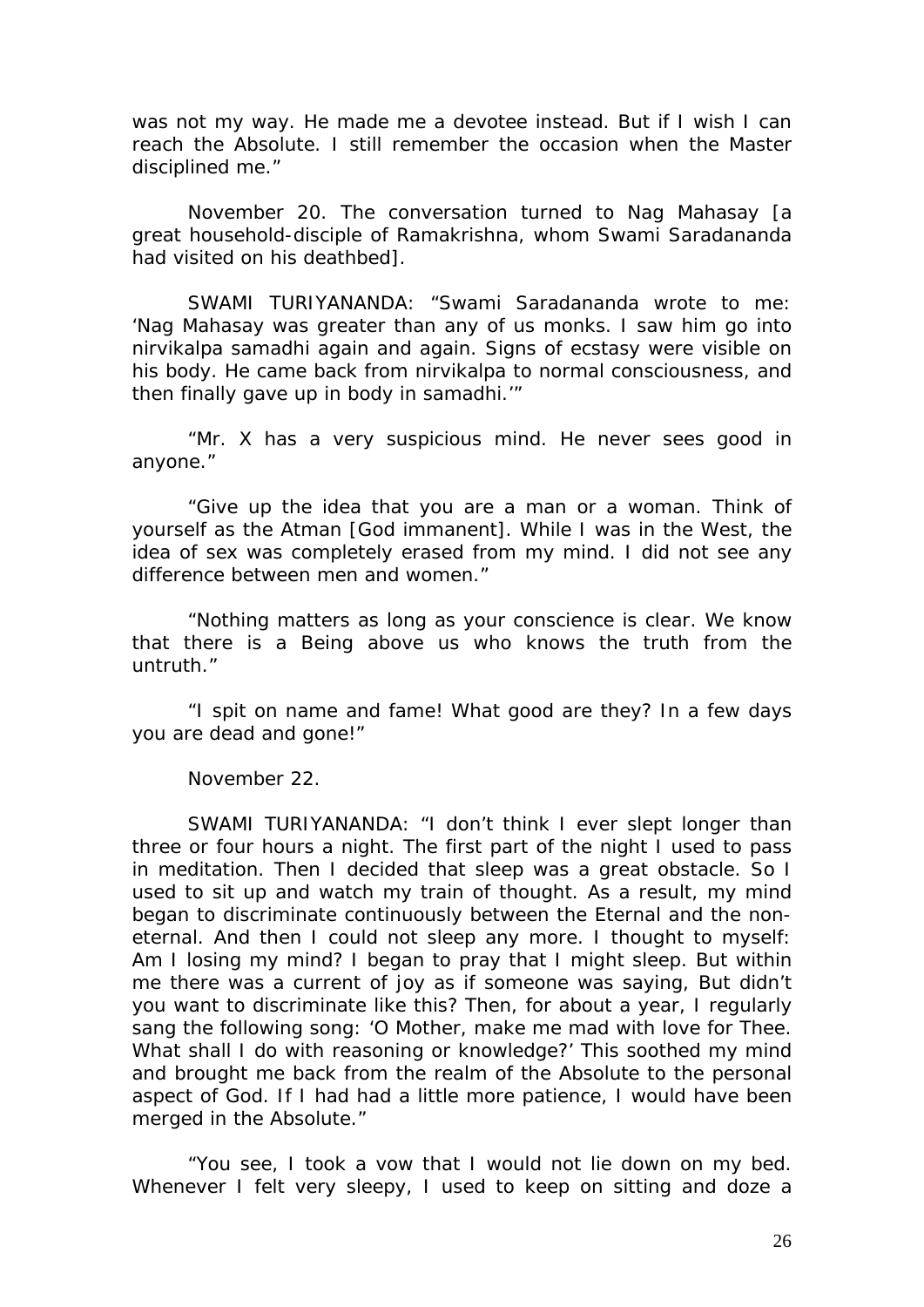was not my way. He made me a devotee instead. But if I wish I can reach the Absolute. I still remember the occasion when the Master disciplined me."

November 20. The conversation turned to Nag Mahasay [a great household-disciple of Ramakrishna, whom Swami Saradananda had visited on his deathbed].

SWAMI TURIYANANDA: "Swami Saradananda wrote to me: 'Nag Mahasay was greater than any of us monks. I saw him go into nirvikalpa samadhi again and again. Signs of ecstasy were visible on his body. He came back from nirvikalpa to normal consciousness, and then finally gave up in body in samadhi.'"

"Mr. X has a very suspicious mind. He never sees good in anyone."

"Give up the idea that you are a man or a woman. Think of yourself as the Atman [God immanent]. While I was in the West, the idea of sex was completely erased from my mind. I did not see any difference between men and women."

"Nothing matters as long as your conscience is clear. We know that there is a Being above us who knows the truth from the untruth."

"I spit on name and fame! What good are they? In a few days you are dead and gone!"

November 22.

SWAMI TURIYANANDA: "I don't think I ever slept longer than three or four hours a night. The first part of the night I used to pass in meditation. Then I decided that sleep was a great obstacle. So I used to sit up and watch my train of thought. As a result, my mind began to discriminate continuously between the Eternal and the non-eternal. And then I could not sleep any more. I thought to myself: Am I losing my mind? I began to pray that I might sleep. But within me there was a current of joy as if someone was saying, But didn't you want to discriminate like this? Then, for about a year, I regularly sang the following song: 'O Mother, make me mad with love for Thee. What shall I do with reasoning or knowledge?' This soothed my mind and brought me back from the realm of the Absolute to the personal aspect of God. If I had had a little more patience, I would have been merged in the Absolute."

"You see, I took a vow that I would not lie down on my bed. Whenever I felt very sleepy, I used to keep on sitting and doze a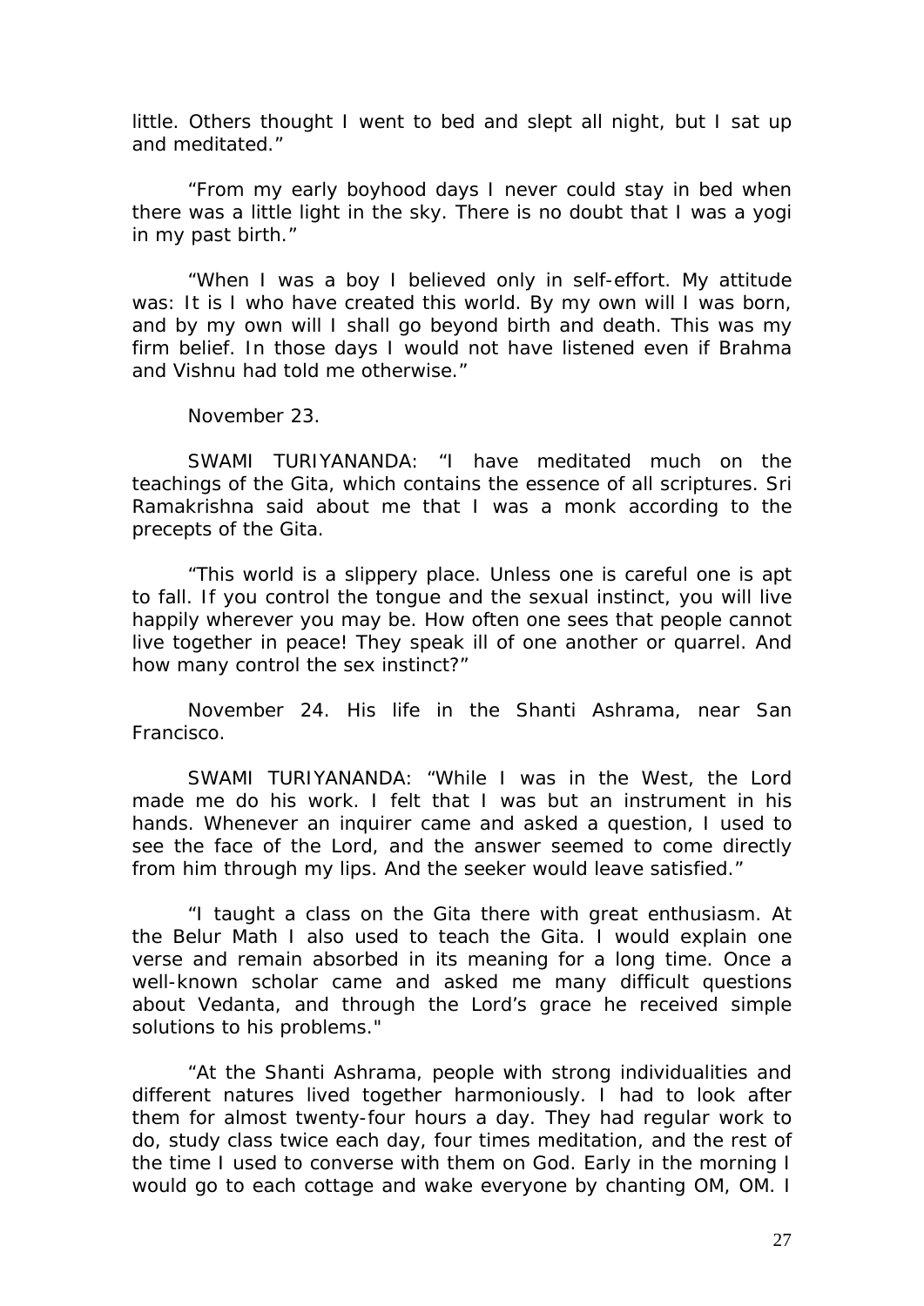little. Others thought I went to bed and slept all night, but I sat up and meditated."

"From my early boyhood days I never could stay in bed when there was a little light in the sky. There is no doubt that I was a yogi in my past birth."

"When I was a boy I believed only in self-effort. My attitude was: It is I who have created this world. By my own will I was born, and by my own will I shall go beyond birth and death. This was my firm belief. In those days I would not have listened even if Brahma and Vishnu had told me otherwise."

November 23.

SWAMI TURIYANANDA: "I have meditated much on the teachings of the Gita, which contains the essence of all scriptures. Sri Ramakrishna said about me that I was a monk according to the precepts of the Gita.

"This world is a slippery place. Unless one is careful one is apt to fall. If you control the tongue and the sexual instinct, you will live happily wherever you may be. How often one sees that people cannot live together in peace! They speak ill of one another or quarrel. And how many control the sex instinct?"

November 24. His life in the Shanti Ashrama, near San Francisco.

SWAMI TURIYANANDA: "While I was in the West, the Lord made me do his work. I felt that I was but an instrument in his hands. Whenever an inquirer came and asked a question, I used to see the face of the Lord, and the answer seemed to come directly from him through my lips. And the seeker would leave satisfied."

"I taught a class on the Gita there with great enthusiasm. At the Belur Math I also used to teach the Gita. I would explain one verse and remain absorbed in its meaning for a long time. Once a well-known scholar came and asked me many difficult questions about Vedanta, and through the Lord's grace he received simple solutions to his problems."

"At the Shanti Ashrama, people with strong individualities and different natures lived together harmoniously. I had to look after them for almost twenty-four hours a day. They had regular work to do, study class twice each day, four times meditation, and the rest of the time I used to converse with them on God. Early in the morning I would go to each cottage and wake everyone by chanting OM, OM. I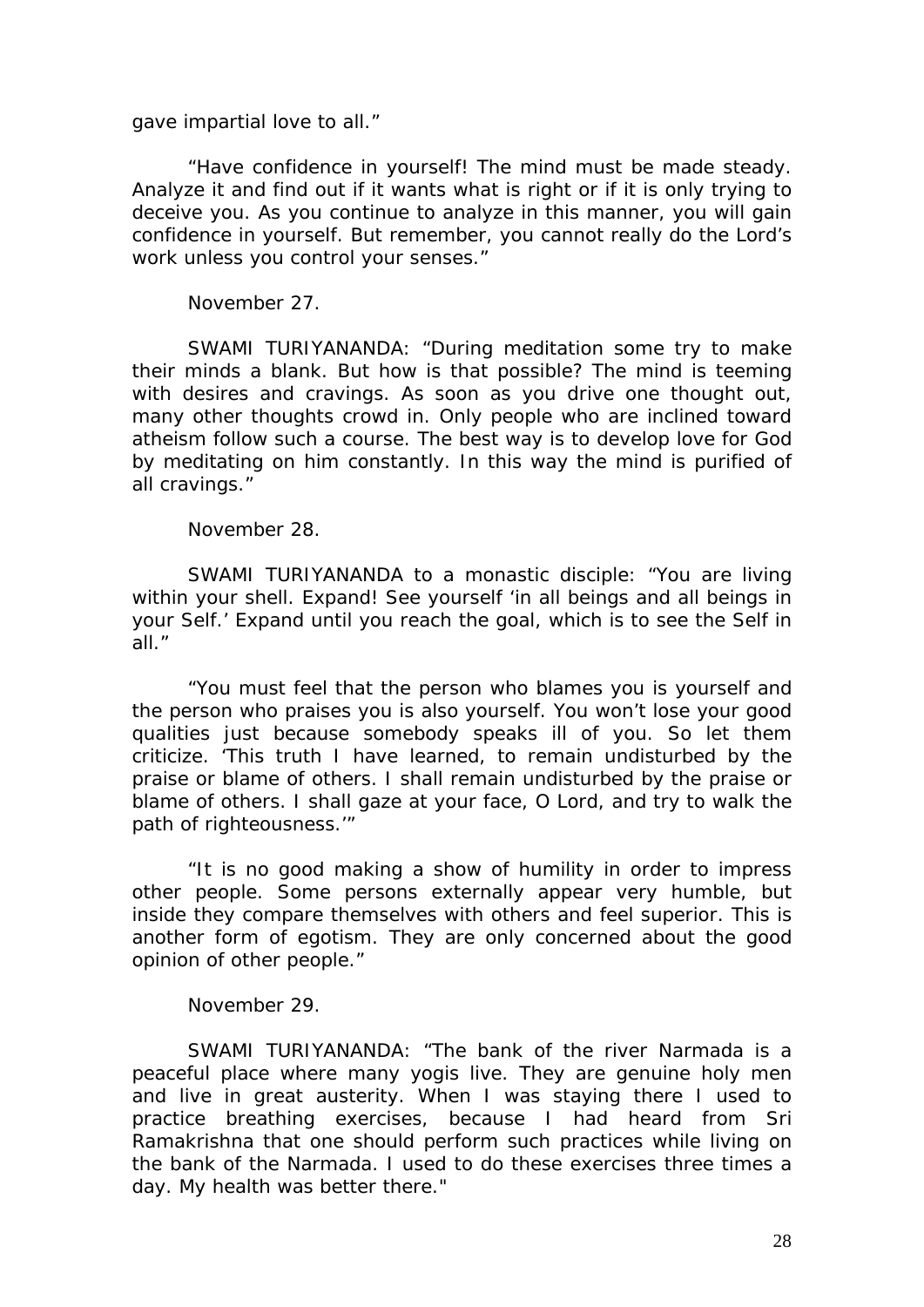gave impartial love to all."

"Have confidence in yourself! The mind must be made steady. Analyze it and find out if it wants what is right or if it is only trying to deceive you. As you continue to analyze in this manner, you will gain confidence in yourself. But remember, you cannot really do the Lord's work unless you control your senses."

November 27.

SWAMI TURIYANANDA: "During meditation some try to make their minds a blank. But how is that possible? The mind is teeming with desires and cravings. As soon as you drive one thought out, many other thoughts crowd in. Only people who are inclined toward atheism follow such a course. The best way is to develop love for God by meditating on him constantly. In this way the mind is purified of all cravings."

November 28.

SWAMI TURIYANANDA to a monastic disciple: "You are living within your shell. Expand! See yourself 'in all beings and all beings in your Self.' Expand until you reach the goal, which is to see the Self in all."

"You must feel that the person who blames you is yourself and the person who praises you is also yourself. You won't lose your good qualities just because somebody speaks ill of you. So let them criticize. 'This truth I have learned, to remain undisturbed by the praise or blame of others. I shall remain undisturbed by the praise or blame of others. I shall gaze at your face, O Lord, and try to walk the path of righteousness.'"

"It is no good making a show of humility in order to impress other people. Some persons externally appear very humble, but inside they compare themselves with others and feel superior. This is another form of egotism. They are only concerned about the good opinion of other people."

November 29.

SWAMI TURIYANANDA: "The bank of the river Narmada is a peaceful place where many yogis live. They are genuine holy men and live in great austerity. When I was staying there I used to practice breathing exercises, because I had heard from Sri Ramakrishna that one should perform such practices while living on the bank of the Narmada. I used to do these exercises three times a day. My health was better there."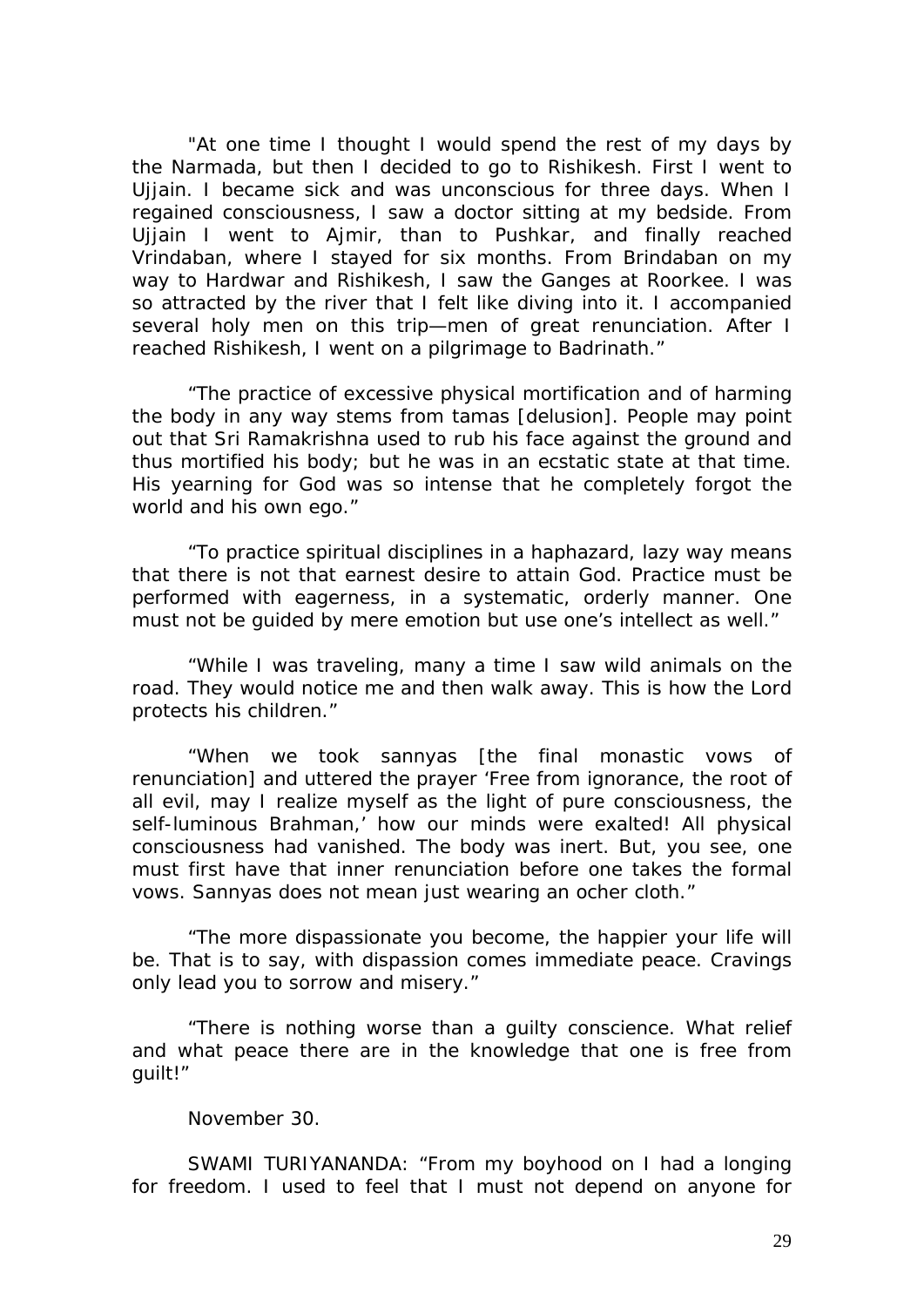"At one time I thought I would spend the rest of my days by the Narmada, but then I decided to go to Rishikesh. First I went to Ujjain. I became sick and was unconscious for three days. When I regained consciousness, I saw a doctor sitting at my bedside. From Ujjain I went to Ajmir, than to Pushkar, and finally reached Vrindaban, where I stayed for six months. From Brindaban on my way to Hardwar and Rishikesh, I saw the Ganges at Roorkee. I was so attracted by the river that I felt like diving into it. I accompanied several holy men on this trip—men of great renunciation. After I reached Rishikesh, I went on a pilgrimage to Badrinath."

"The practice of excessive physical mortification and of harming the body in any way stems from tamas [delusion]. People may point out that Sri Ramakrishna used to rub his face against the ground and thus mortified his body; but he was in an ecstatic state at that time. His yearning for God was so intense that he completely forgot the world and his own ego."

"To practice spiritual disciplines in a haphazard, lazy way means that there is not that earnest desire to attain God. Practice must be performed with eagerness, in a systematic, orderly manner. One must not be guided by mere emotion but use one's intellect as well."

"While I was traveling, many a time I saw wild animals on the road. They would notice me and then walk away. This is how the Lord protects his children."

"When we took sannyas [the final monastic vows of renunciation] and uttered the prayer 'Free from ignorance, the root of all evil, may I realize myself as the light of pure consciousness, the self-luminous Brahman,' how our minds were exalted! All physical consciousness had vanished. The body was inert. But, you see, one must first have that inner renunciation before one takes the formal vows. Sannyas does not mean just wearing an ocher cloth."

"The more dispassionate you become, the happier your life will be. That is to say, with dispassion comes immediate peace. Cravings only lead you to sorrow and misery."

"There is nothing worse than a guilty conscience. What relief and what peace there are in the knowledge that one is free from guilt!"

November 30.

SWAMI TURIYANANDA: "From my boyhood on I had a longing for freedom. I used to feel that I must not depend on anyone for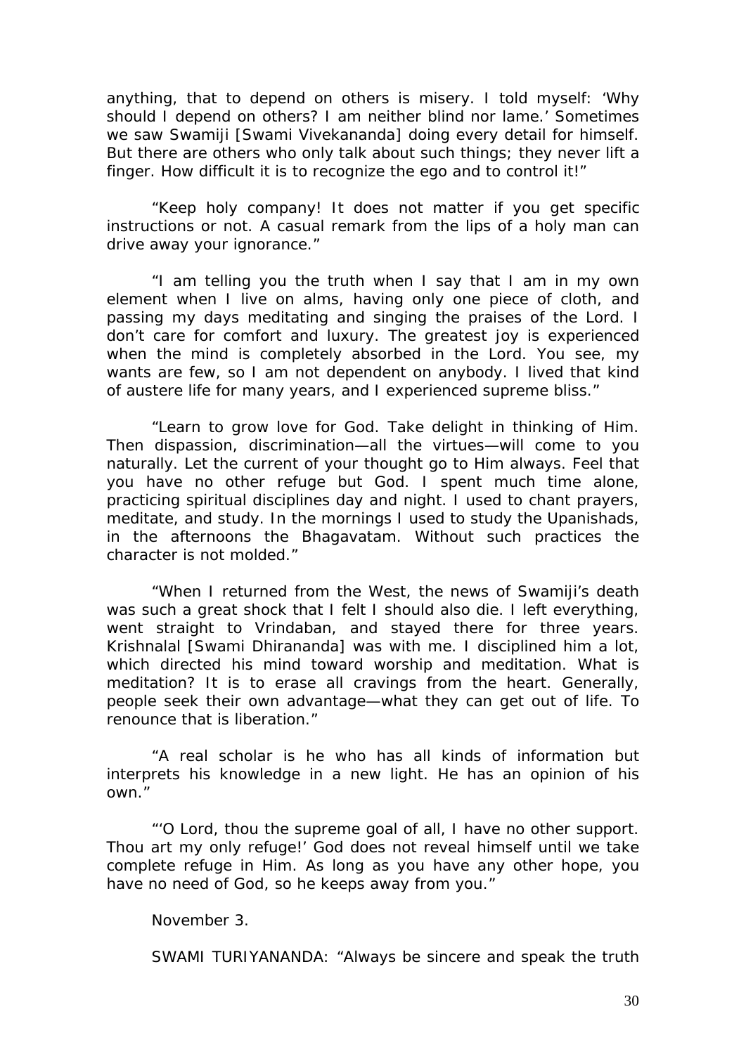anything, that to depend on others is misery. I told myself: 'Why should I depend on others? I am neither blind nor lame.' Sometimes we saw Swamiji [Swami Vivekananda] doing every detail for himself. But there are others who only talk about such things; they never lift a finger. How difficult it is to recognize the ego and to control it!"

"Keep holy company! It does not matter if you get specific instructions or not. A casual remark from the lips of a holy man can drive away your ignorance."

"I am telling you the truth when I say that I am in my own element when I live on alms, having only one piece of cloth, and passing my days meditating and singing the praises of the Lord. I don't care for comfort and luxury. The greatest joy is experienced when the mind is completely absorbed in the Lord. You see, my wants are few, so I am not dependent on anybody. I lived that kind of austere life for many years, and I experienced supreme bliss."

"Learn to grow love for God. Take delight in thinking of Him. Then dispassion, discrimination—all the virtues—will come to you naturally. Let the current of your thought go to Him always. Feel that you have no other refuge but God. I spent much time alone, practicing spiritual disciplines day and night. I used to chant prayers, meditate, and study. In the mornings I used to study the Upanishads, in the afternoons the Bhagavatam. Without such practices the character is not molded."

"When I returned from the West, the news of Swamiji's death was such a great shock that I felt I should also die. I left everything, went straight to Vrindaban, and stayed there for three years. Krishnalal [Swami Dhirananda] was with me. I disciplined him a lot, which directed his mind toward worship and meditation. What is meditation? It is to erase all cravings from the heart. Generally, people seek their own advantage—what they can get out of life. To renounce that is liberation."

"A real scholar is he who has all kinds of information but interprets his knowledge in a new light. He has an opinion of his own."

"'O Lord, thou the supreme goal of all, I have no other support. Thou art my only refuge!' God does not reveal himself until we take complete refuge in Him. As long as you have any other hope, you have no need of God, so he keeps away from you."

November 3.

SWAMI TURIYANANDA: "Always be sincere and speak the truth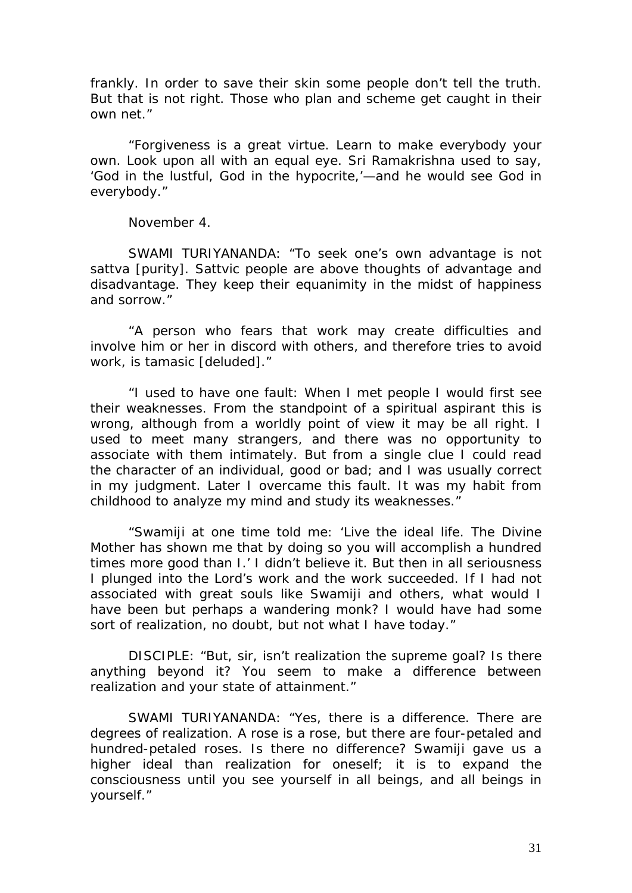frankly. In order to save their skin some people don't tell the truth. But that is not right. Those who plan and scheme get caught in their own net."

"Forgiveness is a great virtue. Learn to make everybody your own. Look upon all with an equal eye. Sri Ramakrishna used to say, 'God in the lustful, God in the hypocrite,'—and he would see God in everybody."

November 4.

SWAMI TURIYANANDA: "To seek one's own advantage is not sattva [purity]. Sattvic people are above thoughts of advantage and disadvantage. They keep their equanimity in the midst of happiness and sorrow."

"A person who fears that work may create difficulties and involve him or her in discord with others, and therefore tries to avoid work, is tamasic [deluded]."

"I used to have one fault: When I met people I would first see their weaknesses. From the standpoint of a spiritual aspirant this is wrong, although from a worldly point of view it may be all right. I used to meet many strangers, and there was no opportunity to associate with them intimately. But from a single clue I could read the character of an individual, good or bad; and I was usually correct in my judgment. Later I overcame this fault. It was my habit from childhood to analyze my mind and study its weaknesses."

"Swamiji at one time told me: 'Live the ideal life. The Divine Mother has shown me that by doing so you will accomplish a hundred times more good than I.' I didn't believe it. But then in all seriousness I plunged into the Lord's work and the work succeeded. If I had not associated with great souls like Swamiji and others, what would I have been but perhaps a wandering monk? I would have had some sort of realization, no doubt, but not what I have today."

DISCIPLE: "But, sir, isn't realization the supreme goal? Is there anything beyond it? You seem to make a difference between realization and your state of attainment."

SWAMI TURIYANANDA: "Yes, there is a difference. There are degrees of realization. A rose is a rose, but there are four-petaled and hundred-petaled roses. Is there no difference? Swamiji gave us a higher ideal than realization for oneself; it is to expand the consciousness until you see yourself in all beings, and all beings in yourself."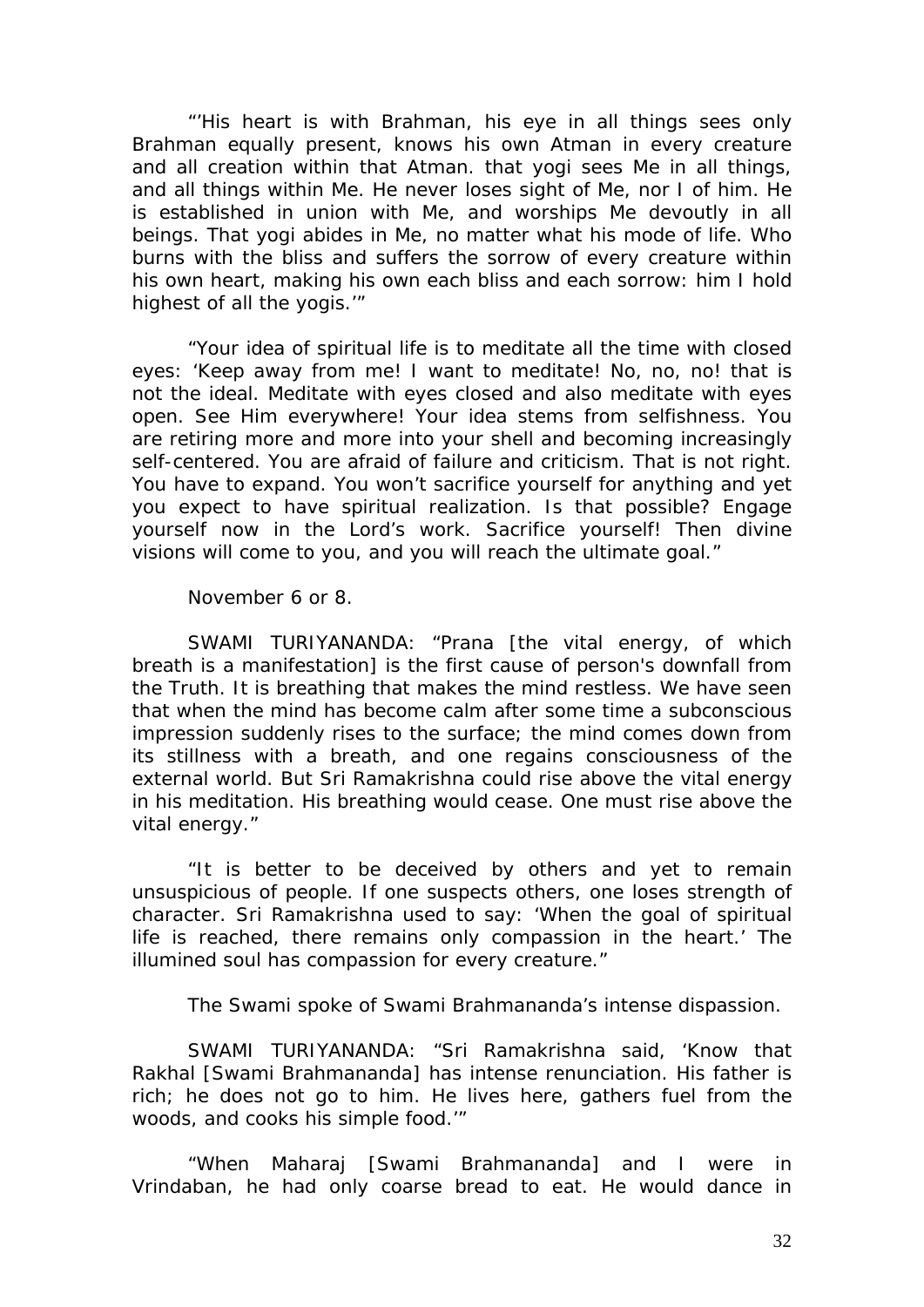"'His heart is with Brahman, his eye in all things sees only Brahman equally present, knows his own Atman in every creature and all creation within that Atman. that yogi sees Me in all things, and all things within Me. He never loses sight of Me, nor I of him. He is established in union with Me, and worships Me devoutly in all beings. That yogi abides in Me, no matter what his mode of life. Who burns with the bliss and suffers the sorrow of every creature within his own heart, making his own each bliss and each sorrow: him I hold highest of all the yogis.'"

"Your idea of spiritual life is to meditate all the time with closed eyes: 'Keep away from me! I want to meditate! No, no, no! that is not the ideal. Meditate with eyes closed and also meditate with eyes open. See Him everywhere! Your idea stems from selfishness. You are retiring more and more into your shell and becoming increasingly self-centered. You are afraid of failure and criticism. That is not right. You have to expand. You won't sacrifice yourself for anything and yet you expect to have spiritual realization. Is that possible? Engage yourself now in the Lord's work. Sacrifice yourself! Then divine visions will come to you, and you will reach the ultimate goal."

November 6 or 8.

SWAMI TURIYANANDA: "Prana [the vital energy, of which breath is a manifestation] is the first cause of person's downfall from the Truth. It is breathing that makes the mind restless. We have seen that when the mind has become calm after some time a subconscious impression suddenly rises to the surface; the mind comes down from its stillness with a breath, and one regains consciousness of the external world. But Sri Ramakrishna could rise above the vital energy in his meditation. His breathing would cease. One must rise above the vital energy."

"It is better to be deceived by others and yet to remain unsuspicious of people. If one suspects others, one loses strength of character. Sri Ramakrishna used to say: 'When the goal of spiritual life is reached, there remains only compassion in the heart.' The illumined soul has compassion for every creature."

The Swami spoke of Swami Brahmananda's intense dispassion.

SWAMI TURIYANANDA: "Sri Ramakrishna said, 'Know that Rakhal [Swami Brahmananda] has intense renunciation. His father is rich; he does not go to him. He lives here, gathers fuel from the woods, and cooks his simple food.'"

"When Maharaj [Swami Brahmananda] and I were in Vrindaban, he had only coarse bread to eat. He would dance in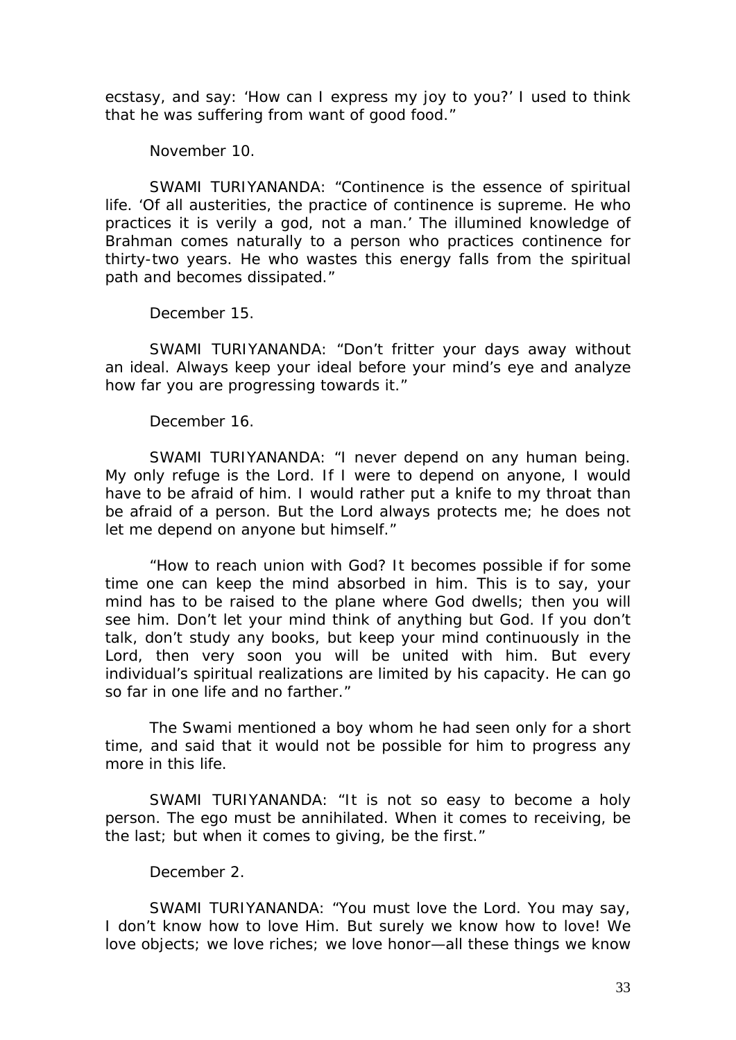ecstasy, and say: 'How can I express my joy to you?' I used to think that he was suffering from want of good food."

November 10.

SWAMI TURIYANANDA: "Continence is the essence of spiritual life. 'Of all austerities, the practice of continence is supreme. He who practices it is verily a god, not a man.' The illumined knowledge of Brahman comes naturally to a person who practices continence for thirty-two years. He who wastes this energy falls from the spiritual path and becomes dissipated."

December 15.

SWAMI TURIYANANDA: "Don't fritter your days away without an ideal. Always keep your ideal before your mind's eye and analyze how far you are progressing towards it."

December 16.

SWAMI TURIYANANDA: "I never depend on any human being. My only refuge is the Lord. If I were to depend on anyone, I would have to be afraid of him. I would rather put a knife to my throat than be afraid of a person. But the Lord always protects me; he does not let me depend on anyone but himself."

"How to reach union with God? It becomes possible if for some time one can keep the mind absorbed in him. This is to say, your mind has to be raised to the plane where God dwells; then you will see him. Don't let your mind think of anything but God. If you don't talk, don't study any books, but keep your mind continuously in the Lord, then very soon you will be united with him. But every individual's spiritual realizations are limited by his capacity. He can go so far in one life and no farther."

The Swami mentioned a boy whom he had seen only for a short time, and said that it would not be possible for him to progress any more in this life.

SWAMI TURIYANANDA: "It is not so easy to become a holy person. The ego must be annihilated. When it comes to receiving, be the last; but when it comes to giving, be the first."

December 2.

SWAMI TURIYANANDA: "You must love the Lord. You may say, I don't know how to love Him. But surely we know how to love! We love objects; we love riches; we love honor—all these things we know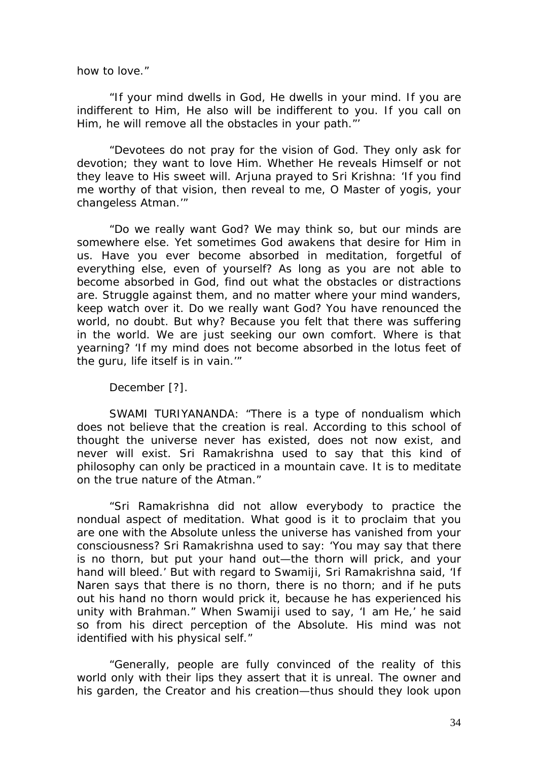how to love."

"If your mind dwells in God, He dwells in your mind. If you are indifferent to Him, He also will be indifferent to you. If you call on Him, he will remove all the obstacles in your path."'

"Devotees do not pray for the vision of God. They only ask for devotion; they want to love Him. Whether He reveals Himself or not they leave to His sweet will. Arjuna prayed to Sri Krishna: 'If you find me worthy of that vision, then reveal to me, O Master of yogis, your changeless Atman.'"

"Do we really want God? We may think so, but our minds are somewhere else. Yet sometimes God awakens that desire for Him in us. Have you ever become absorbed in meditation, forgetful of everything else, even of yourself? As long as you are not able to become absorbed in God, find out what the obstacles or distractions are. Struggle against them, and no matter where your mind wanders, keep watch over it. Do we really want God? You have renounced the world, no doubt. But why? Because you felt that there was suffering in the world. We are just seeking our own comfort. Where is that yearning? 'If my mind does not become absorbed in the lotus feet of the guru, life itself is in vain.'"

December [?].

SWAMI TURIYANANDA: "There is a type of nondualism which does not believe that the creation is real. According to this school of thought the universe never has existed, does not now exist, and never will exist. Sri Ramakrishna used to say that this kind of philosophy can only be practiced in a mountain cave. It is to meditate on the true nature of the Atman."

"Sri Ramakrishna did not allow everybody to practice the nondual aspect of meditation. What good is it to proclaim that you are one with the Absolute unless the universe has vanished from your consciousness? Sri Ramakrishna used to say: 'You may say that there is no thorn, but put your hand out—the thorn will prick, and your hand will bleed.' But with regard to Swamiji, Sri Ramakrishna said, 'If Naren says that there is no thorn, there is no thorn; and if he puts out his hand no thorn would prick it, because he has experienced his unity with Brahman." When Swamiji used to say, 'I am He,' he said so from his direct perception of the Absolute. His mind was not identified with his physical self."

"Generally, people are fully convinced of the reality of this world only with their lips they assert that it is unreal. The owner and his garden, the Creator and his creation—thus should they look upon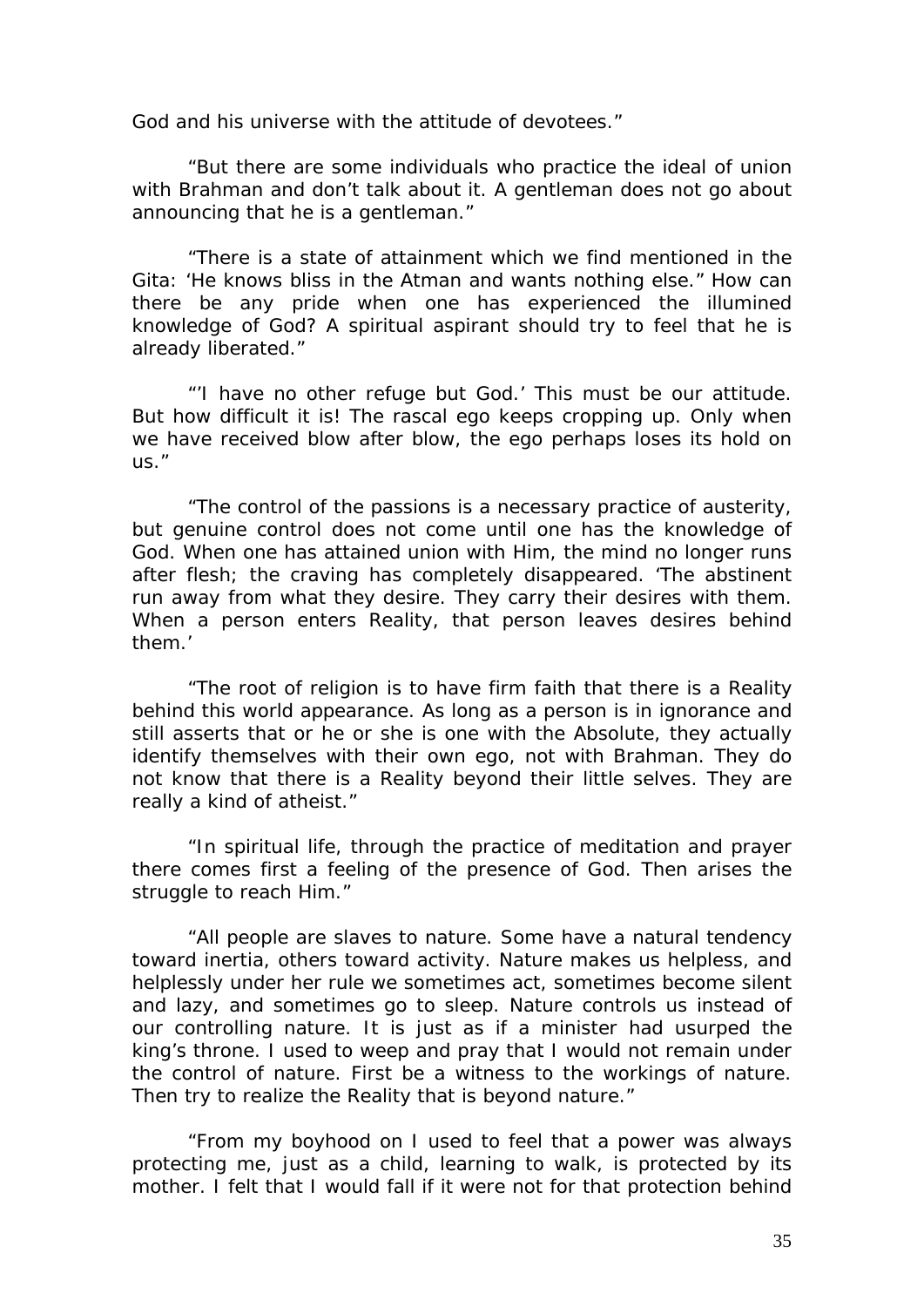God and his universe with the attitude of devotees."

"But there are some individuals who practice the ideal of union with Brahman and don't talk about it. A gentleman does not go about announcing that he is a gentleman."

"There is a state of attainment which we find mentioned in the Gita: 'He knows bliss in the Atman and wants nothing else." How can there be any pride when one has experienced the illumined knowledge of God? A spiritual aspirant should try to feel that he is already liberated."

"'I have no other refuge but God.' This must be our attitude. But how difficult it is! The rascal ego keeps cropping up. Only when we have received blow after blow, the ego perhaps loses its hold on us."

"The control of the passions is a necessary practice of austerity, but genuine control does not come until one has the knowledge of God. When one has attained union with Him, the mind no longer runs after flesh; the craving has completely disappeared. 'The abstinent run away from what they desire. They carry their desires with them. When a person enters Reality, that person leaves desires behind them.'

"The root of religion is to have firm faith that there is a Reality behind this world appearance. As long as a person is in ignorance and still asserts that or he or she is one with the Absolute, they actually identify themselves with their own ego, not with Brahman. They do not know that there is a Reality beyond their little selves. They are really a kind of atheist."

"In spiritual life, through the practice of meditation and prayer there comes first a feeling of the presence of God. Then arises the struggle to reach Him."

"All people are slaves to nature. Some have a natural tendency toward inertia, others toward activity. Nature makes us helpless, and helplessly under her rule we sometimes act, sometimes become silent and lazy, and sometimes go to sleep. Nature controls us instead of our controlling nature. It is just as if a minister had usurped the king's throne. I used to weep and pray that I would not remain under the control of nature. First be a witness to the workings of nature. Then try to realize the Reality that is beyond nature."

"From my boyhood on I used to feel that a power was always protecting me, just as a child, learning to walk, is protected by its mother. I felt that I would fall if it were not for that protection behind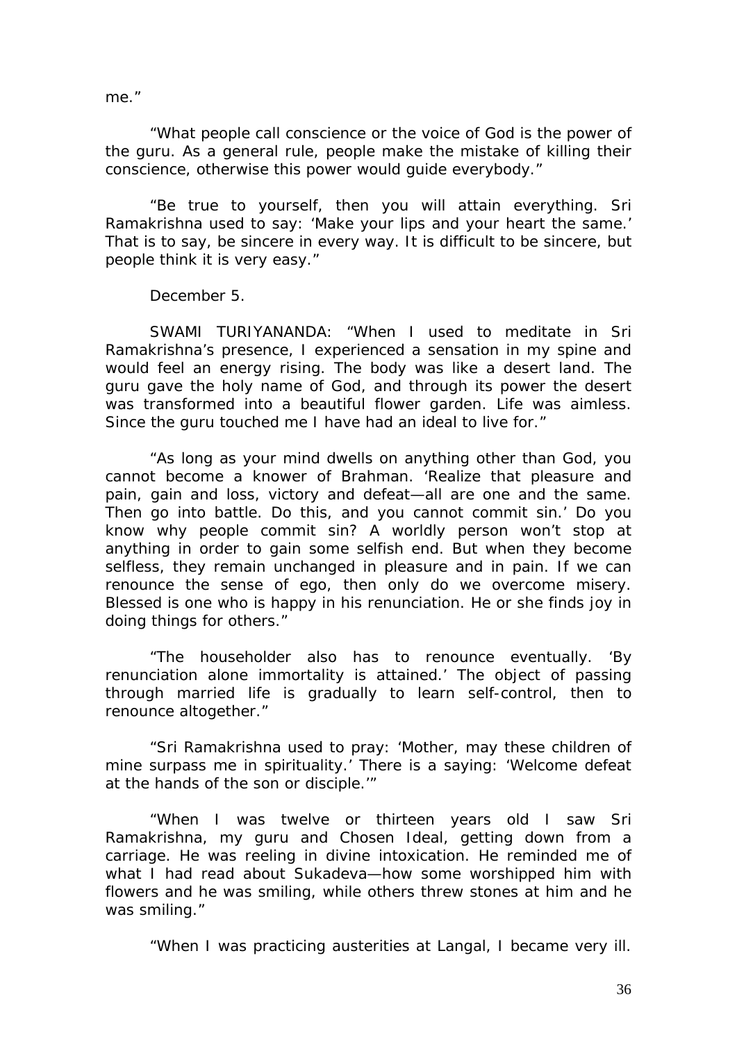me."

"What people call conscience or the voice of God is the power of the guru. As a general rule, people make the mistake of killing their conscience, otherwise this power would guide everybody."

"Be true to yourself, then you will attain everything. Sri Ramakrishna used to say: 'Make your lips and your heart the same.' That is to say, be sincere in every way. It is difficult to be sincere, but people think it is very easy."

December 5.

SWAMI TURIYANANDA: "When I used to meditate in Sri Ramakrishna's presence, I experienced a sensation in my spine and would feel an energy rising. The body was like a desert land. The guru gave the holy name of God, and through its power the desert was transformed into a beautiful flower garden. Life was aimless. Since the guru touched me I have had an ideal to live for."

"As long as your mind dwells on anything other than God, you cannot become a knower of Brahman. 'Realize that pleasure and pain, gain and loss, victory and defeat—all are one and the same. Then go into battle. Do this, and you cannot commit sin.' Do you know why people commit sin? A worldly person won't stop at anything in order to gain some selfish end. But when they become selfless, they remain unchanged in pleasure and in pain. If we can renounce the sense of ego, then only do we overcome misery. Blessed is one who is happy in his renunciation. He or she finds joy in doing things for others."

"The householder also has to renounce eventually. 'By renunciation alone immortality is attained.' The object of passing through married life is gradually to learn self-control, then to renounce altogether."

"Sri Ramakrishna used to pray: 'Mother, may these children of mine surpass me in spirituality.' There is a saying: 'Welcome defeat at the hands of the son or disciple.'"

"When I was twelve or thirteen years old I saw Sri Ramakrishna, my guru and Chosen Ideal, getting down from a carriage. He was reeling in divine intoxication. He reminded me of what I had read about Sukadeva—how some worshipped him with flowers and he was smiling, while others threw stones at him and he was smiling."

"When I was practicing austerities at Langal, I became very ill.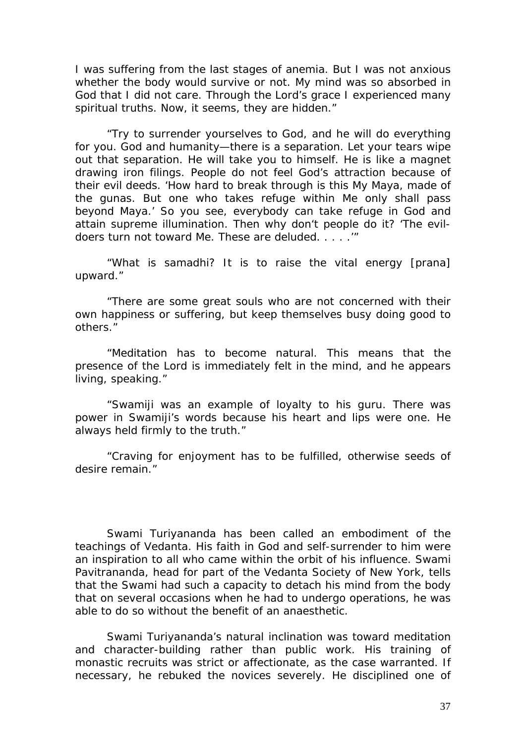I was suffering from the last stages of anemia. But I was not anxious whether the body would survive or not. My mind was so absorbed in God that I did not care. Through the Lord's grace I experienced many spiritual truths. Now, it seems, they are hidden."

"Try to surrender yourselves to God, and he will do everything for you. God and humanity—there is a separation. Let your tears wipe out that separation. He will take you to himself. He is like a magnet drawing iron filings. People do not feel God's attraction because of their evil deeds. 'How hard to break through is this My Maya, made of the gunas. But one who takes refuge within Me only shall pass beyond Maya.' So you see, everybody can take refuge in God and attain supreme illumination. Then why don't people do it? 'The evil-doers turn not toward Me. These are deluded. . . . .'"

"What is samadhi? It is to raise the vital energy [prana] upward."

"There are some great souls who are not concerned with their own happiness or suffering, but keep themselves busy doing good to others."

"Meditation has to become natural. This means that the presence of the Lord is immediately felt in the mind, and he appears living, speaking."

"Swamiji was an example of loyalty to his guru. There was power in Swamiji's words because his heart and lips were one. He always held firmly to the truth."

"Craving for enjoyment has to be fulfilled, otherwise seeds of desire remain."

Swami Turiyananda has been called an embodiment of the teachings of Vedanta. His faith in God and self-surrender to him were an inspiration to all who came within the orbit of his influence. Swami Pavitrananda, head for part of the Vedanta Society of New York, tells that the Swami had such a capacity to detach his mind from the body that on several occasions when he had to undergo operations, he was able to do so without the benefit of an anaesthetic.

Swami Turiyananda's natural inclination was toward meditation and character-building rather than public work. His training of monastic recruits was strict or affectionate, as the case warranted. If necessary, he rebuked the novices severely. He disciplined one of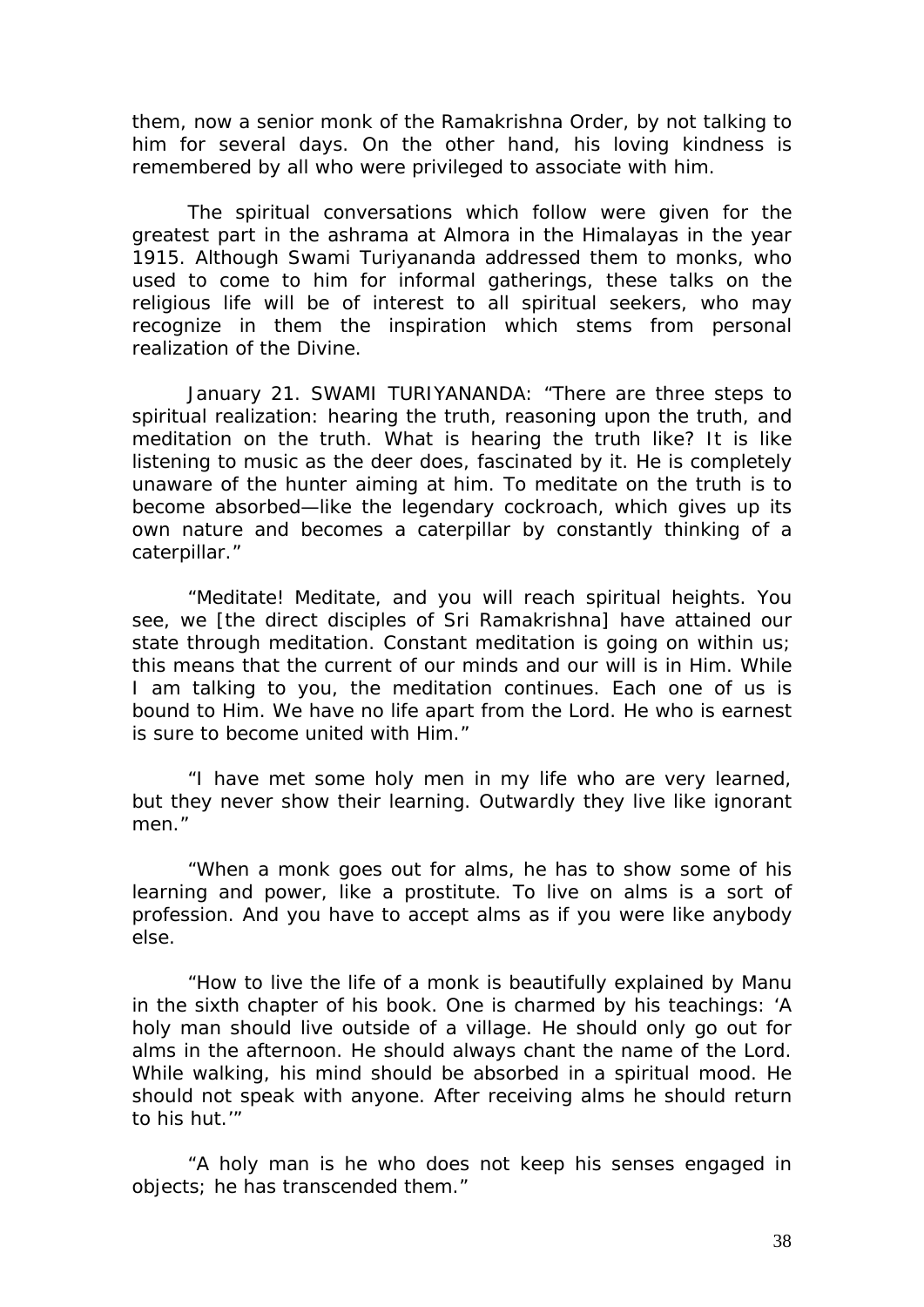them, now a senior monk of the Ramakrishna Order, by not talking to him for several days. On the other hand, his loving kindness is remembered by all who were privileged to associate with him.

The spiritual conversations which follow were given for the greatest part in the ashrama at Almora in the Himalayas in the year 1915. Although Swami Turiyananda addressed them to monks, who used to come to him for informal gatherings, these talks on the religious life will be of interest to all spiritual seekers, who may recognize in them the inspiration which stems from personal realization of the Divine.

January 21. SWAMI TURIYANANDA: "There are three steps to spiritual realization: hearing the truth, reasoning upon the truth, and meditation on the truth. What is hearing the truth like? It is like listening to music as the deer does, fascinated by it. He is completely unaware of the hunter aiming at him. To meditate on the truth is to become absorbed—like the legendary cockroach, which gives up its own nature and becomes a caterpillar by constantly thinking of a caterpillar."

"Meditate! Meditate, and you will reach spiritual heights. You see, we [the direct disciples of Sri Ramakrishna] have attained our state through meditation. Constant meditation is going on within us; this means that the current of our minds and our will is in Him. While I am talking to you, the meditation continues. Each one of us is bound to Him. We have no life apart from the Lord. He who is earnest is sure to become united with Him."

"I have met some holy men in my life who are very learned, but they never show their learning. Outwardly they live like ignorant men."

"When a monk goes out for alms, he has to show some of his learning and power, like a prostitute. To live on alms is a sort of profession. And you have to accept alms as if you were like anybody else.

"How to live the life of a monk is beautifully explained by Manu in the sixth chapter of his book. One is charmed by his teachings: 'A holy man should live outside of a village. He should only go out for alms in the afternoon. He should always chant the name of the Lord. While walking, his mind should be absorbed in a spiritual mood. He should not speak with anyone. After receiving alms he should return to his hut.'"

"A holy man is he who does not keep his senses engaged in objects; he has transcended them."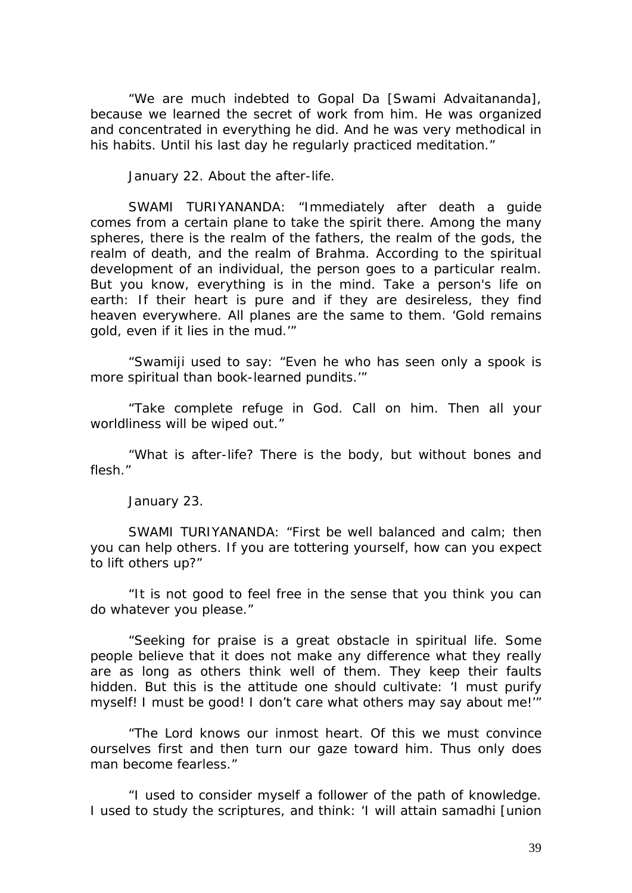"We are much indebted to Gopal Da [Swami Advaitananda], because we learned the secret of work from him. He was organized and concentrated in everything he did. And he was very methodical in his habits. Until his last day he regularly practiced meditation."

January 22. About the after-life.

SWAMI TURIYANANDA: "Immediately after death a guide comes from a certain plane to take the spirit there. Among the many spheres, there is the realm of the fathers, the realm of the gods, the realm of death, and the realm of Brahma. According to the spiritual development of an individual, the person goes to a particular realm. But you know, everything is in the mind. Take a person's life on earth: If their heart is pure and if they are desireless, they find heaven everywhere. All planes are the same to them. 'Gold remains gold, even if it lies in the mud.'"

"Swamiji used to say: "Even he who has seen only a spook is more spiritual than book-learned pundits.'"

"Take complete refuge in God. Call on him. Then all your worldliness will be wiped out."

"What is after-life? There is the body, but without bones and flesh."

January 23.

SWAMI TURIYANANDA: "First be well balanced and calm; then you can help others. If you are tottering yourself, how can you expect to lift others up?"

"It is not good to feel free in the sense that you think you can do whatever you please."

"Seeking for praise is a great obstacle in spiritual life. Some people believe that it does not make any difference what they really are as long as others think well of them. They keep their faults hidden. But this is the attitude one should cultivate: 'I must purify myself! I must be good! I don't care what others may say about me!'"

"The Lord knows our inmost heart. Of this we must convince ourselves first and then turn our gaze toward him. Thus only does man become fearless."

"I used to consider myself a follower of the path of knowledge. I used to study the scriptures, and think: 'I will attain samadhi [union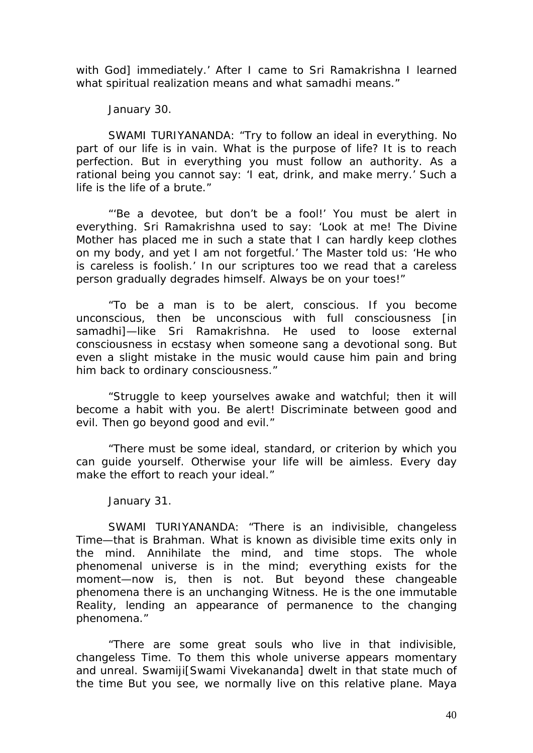with God] immediately.' After I came to Sri Ramakrishna I learned what spiritual realization means and what samadhi means."

January 30.

SWAMI TURIYANANDA: "Try to follow an ideal in everything. No part of our life is in vain. What is the purpose of life? It is to reach perfection. But in everything you must follow an authority. As a rational being you cannot say: 'I eat, drink, and make merry.' Such a life is the life of a brute."

"'Be a devotee, but don't be a fool!' You must be alert in everything. Sri Ramakrishna used to say: 'Look at me! The Divine Mother has placed me in such a state that I can hardly keep clothes on my body, and yet I am not forgetful.' The Master told us: 'He who is careless is foolish.' In our scriptures too we read that a careless person gradually degrades himself. Always be on your toes!"

"To be a man is to be alert, conscious. If you become unconscious, then be unconscious with full consciousness [in samadhi]—like Sri Ramakrishna. He used to loose external consciousness in ecstasy when someone sang a devotional song. But even a slight mistake in the music would cause him pain and bring him back to ordinary consciousness."

"Struggle to keep yourselves awake and watchful; then it will become a habit with you. Be alert! Discriminate between good and evil. Then go beyond good and evil."

"There must be some ideal, standard, or criterion by which you can guide yourself. Otherwise your life will be aimless. Every day make the effort to reach your ideal."

January 31.

SWAMI TURIYANANDA: "There is an indivisible, changeless Time—that is Brahman. What is known as divisible time exits only in the mind. Annihilate the mind, and time stops. The whole phenomenal universe is in the mind; everything exists for the moment—now is, then is not. But beyond these changeable phenomena there is an unchanging Witness. He is the one immutable Reality, lending an appearance of permanence to the changing phenomena."

"There are some great souls who live in that indivisible, changeless Time. To them this whole universe appears momentary and unreal. Swamiji[Swami Vivekananda] dwelt in that state much of the time But you see, we normally live on this relative plane. Maya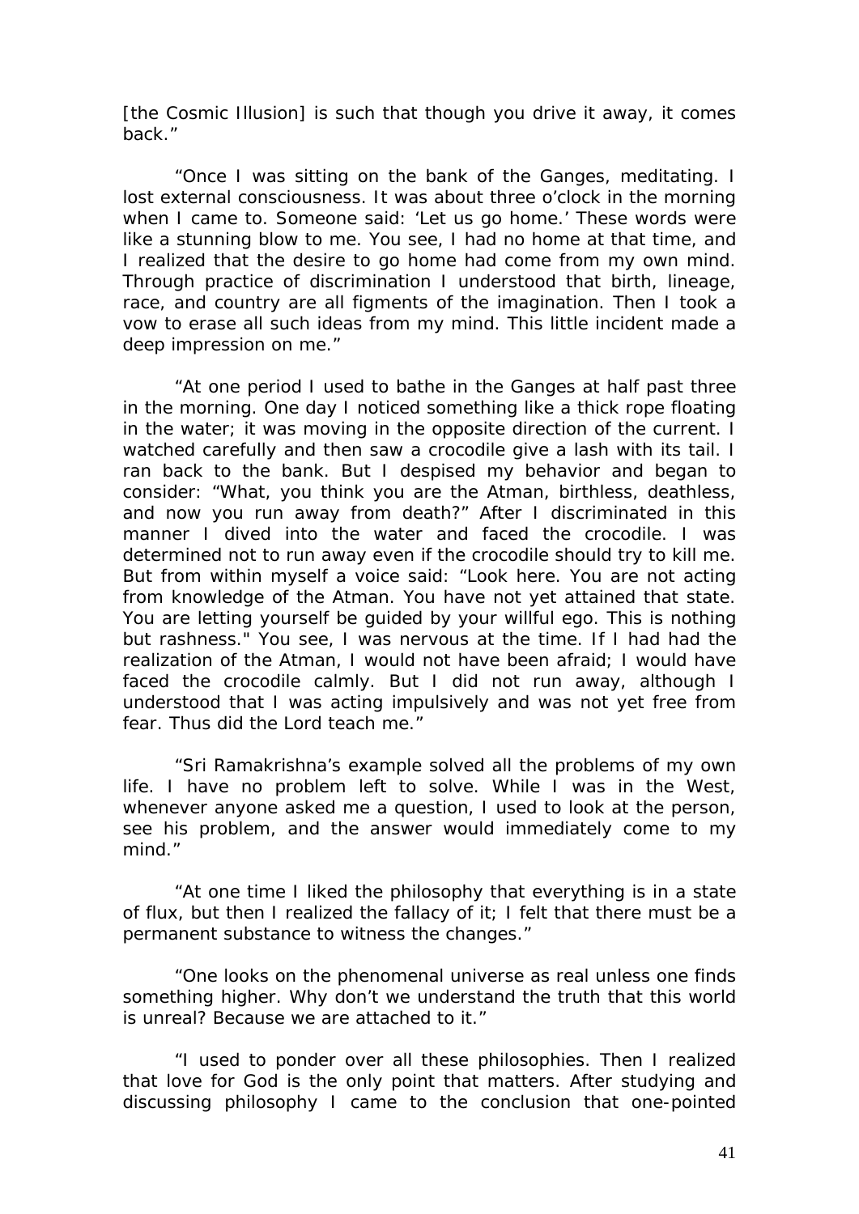[the Cosmic Illusion] is such that though you drive it away, it comes back."

"Once I was sitting on the bank of the Ganges, meditating. I lost external consciousness. It was about three o'clock in the morning when I came to. Someone said: 'Let us go home.' These words were like a stunning blow to me. You see, I had no home at that time, and I realized that the desire to go home had come from my own mind. Through practice of discrimination I understood that birth, lineage, race, and country are all figments of the imagination. Then I took a vow to erase all such ideas from my mind. This little incident made a deep impression on me."

"At one period I used to bathe in the Ganges at half past three in the morning. One day I noticed something like a thick rope floating in the water; it was moving in the opposite direction of the current. I watched carefully and then saw a crocodile give a lash with its tail. I ran back to the bank. But I despised my behavior and began to consider: "What, you think you are the Atman, birthless, deathless, and now you run away from death?" After I discriminated in this manner I dived into the water and faced the crocodile. I was determined not to run away even if the crocodile should try to kill me. But from within myself a voice said: "Look here. You are not acting from knowledge of the Atman. You have not yet attained that state. You are letting yourself be guided by your willful ego. This is nothing but rashness." You see, I was nervous at the time. If I had had the realization of the Atman, I would not have been afraid; I would have faced the crocodile calmly. But I did not run away, although I understood that I was acting impulsively and was not yet free from fear. Thus did the Lord teach me."

"Sri Ramakrishna's example solved all the problems of my own life. I have no problem left to solve. While I was in the West, whenever anyone asked me a question, I used to look at the person, see his problem, and the answer would immediately come to my mind."

"At one time I liked the philosophy that everything is in a state of flux, but then I realized the fallacy of it; I felt that there must be a permanent substance to witness the changes."

"One looks on the phenomenal universe as real unless one finds something higher. Why don't we understand the truth that this world is unreal? Because we are attached to it."

"I used to ponder over all these philosophies. Then I realized that love for God is the only point that matters. After studying and discussing philosophy I came to the conclusion that one-pointed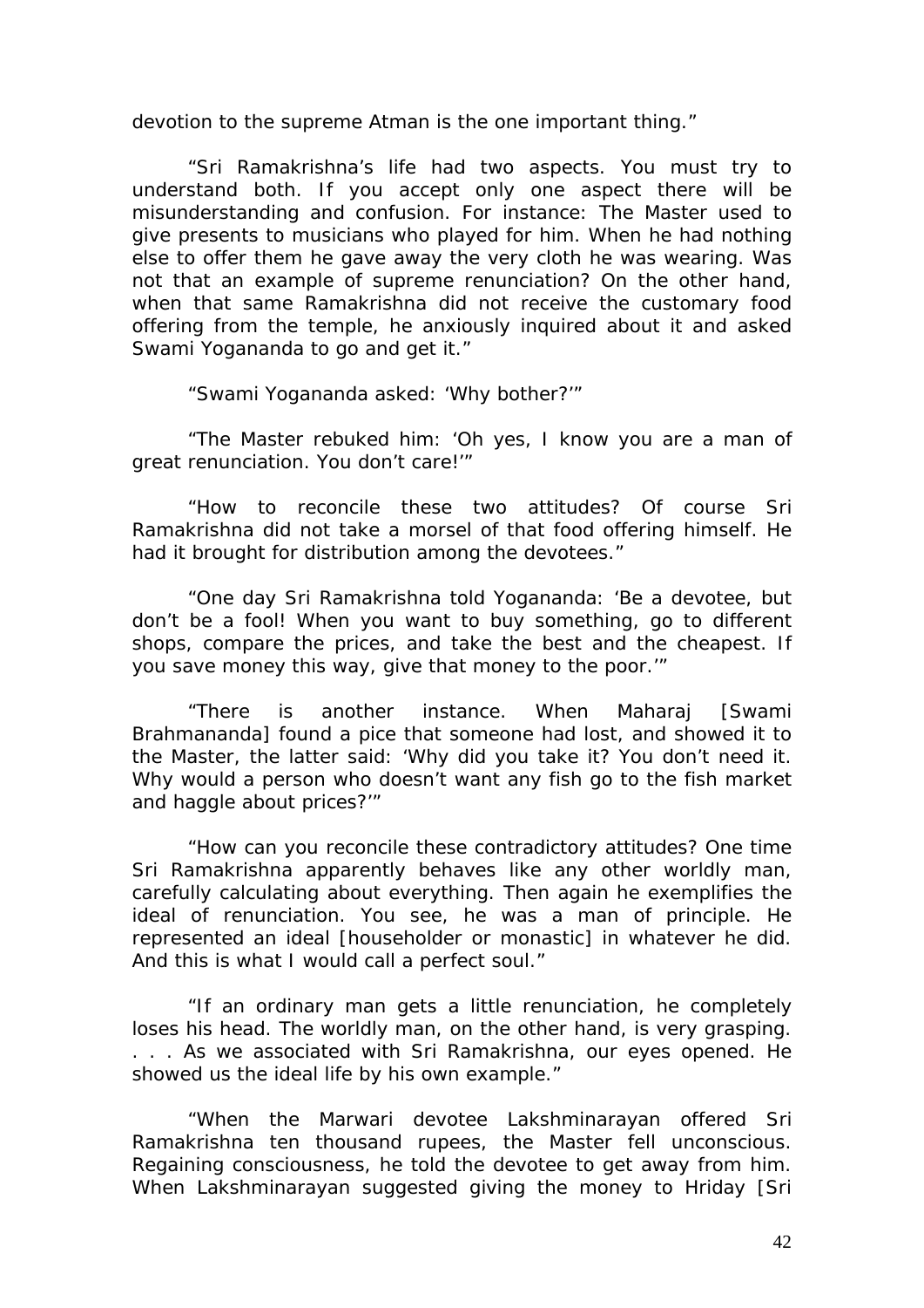devotion to the supreme Atman is the one important thing."

"Sri Ramakrishna's life had two aspects. You must try to understand both. If you accept only one aspect there will be misunderstanding and confusion. For instance: The Master used to give presents to musicians who played for him. When he had nothing else to offer them he gave away the very cloth he was wearing. Was not that an example of supreme renunciation? On the other hand, when that same Ramakrishna did not receive the customary food offering from the temple, he anxiously inquired about it and asked Swami Yogananda to go and get it."

"Swami Yogananda asked: 'Why bother?'"

"The Master rebuked him: 'Oh yes, I know you are a man of great renunciation. You don't care!'"

"How to reconcile these two attitudes? Of course Sri Ramakrishna did not take a morsel of that food offering himself. He had it brought for distribution among the devotees."

"One day Sri Ramakrishna told Yogananda: 'Be a devotee, but don't be a fool! When you want to buy something, go to different shops, compare the prices, and take the best and the cheapest. If you save money this way, give that money to the poor.'"

"There is another instance. When Maharaj [Swami Brahmananda] found a pice that someone had lost, and showed it to the Master, the latter said: 'Why did you take it? You don't need it. Why would a person who doesn't want any fish go to the fish market and haggle about prices?'"

"How can you reconcile these contradictory attitudes? One time Sri Ramakrishna apparently behaves like any other worldly man, carefully calculating about everything. Then again he exemplifies the ideal of renunciation. You see, he was a man of principle. He represented an ideal [householder or monastic] in whatever he did. And this is what I would call a perfect soul."

"If an ordinary man gets a little renunciation, he completely loses his head. The worldly man, on the other hand, is very grasping. . . . As we associated with Sri Ramakrishna, our eyes opened. He showed us the ideal life by his own example."

"When the Marwari devotee Lakshminarayan offered Sri Ramakrishna ten thousand rupees, the Master fell unconscious. Regaining consciousness, he told the devotee to get away from him. When Lakshminarayan suggested giving the money to Hriday [Sri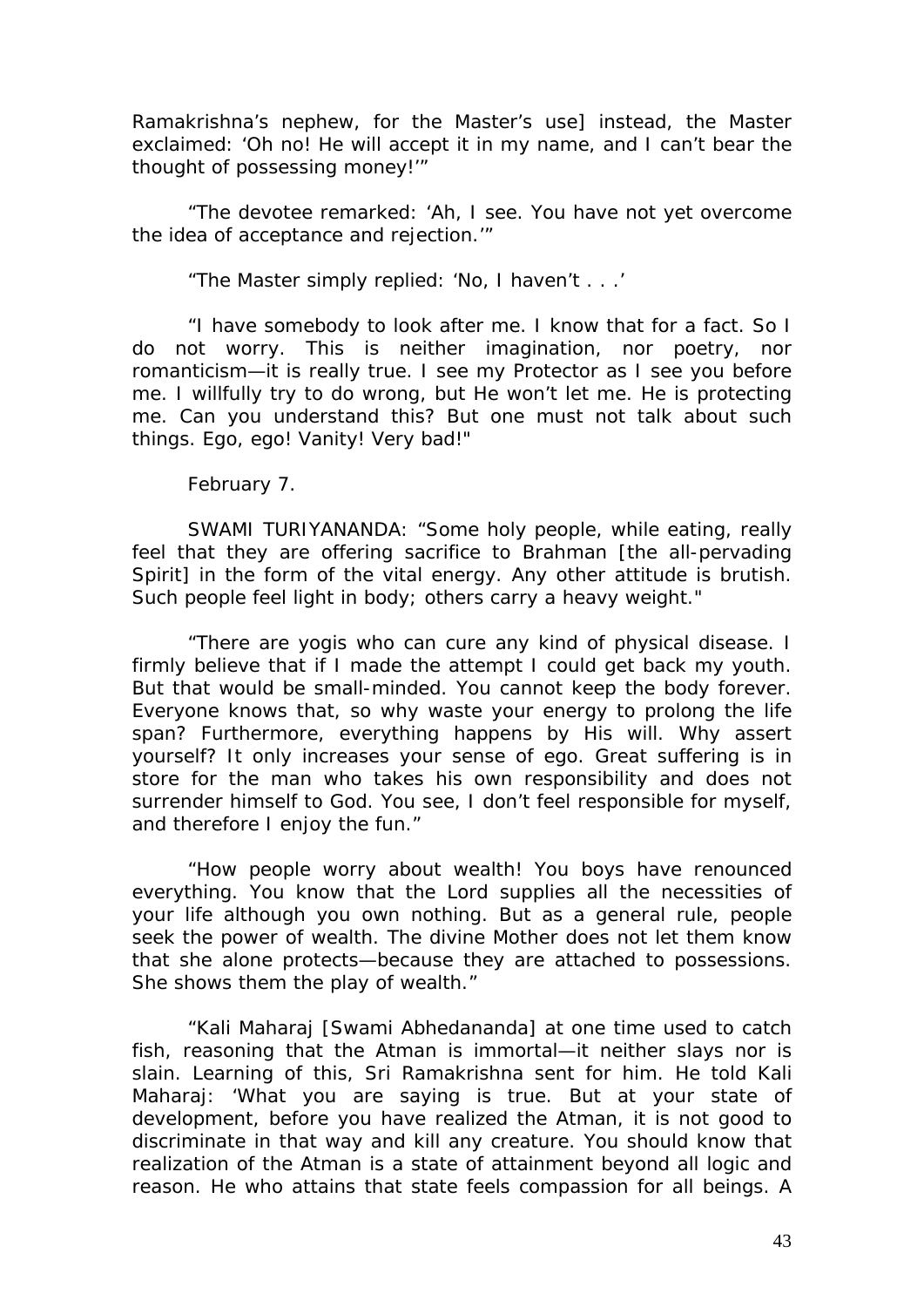Ramakrishna's nephew, for the Master's use] instead, the Master exclaimed: 'Oh no! He will accept it in my name, and I can't bear the thought of possessing money!'"

"The devotee remarked: 'Ah, I see. You have not yet overcome the idea of acceptance and rejection.'"

"The Master simply replied: 'No, I haven't . . .'

"I have somebody to look after me. I know that for a fact. So I do not worry. This is neither imagination, nor poetry, nor romanticism—it is really true. I see my Protector as I see you before me. I willfully try to do wrong, but He won't let me. He is protecting me. Can you understand this? But one must not talk about such things. Ego, ego! Vanity! Very bad!"

February 7.

SWAMI TURIYANANDA: "Some holy people, while eating, really feel that they are offering sacrifice to Brahman [the all-pervading Spirit] in the form of the vital energy. Any other attitude is brutish. Such people feel light in body; others carry a heavy weight."

"There are yogis who can cure any kind of physical disease. I firmly believe that if I made the attempt I could get back my youth. But that would be small-minded. You cannot keep the body forever. Everyone knows that, so why waste your energy to prolong the life span? Furthermore, everything happens by His will. Why assert yourself? It only increases your sense of ego. Great suffering is in store for the man who takes his own responsibility and does not surrender himself to God. You see, I don't feel responsible for myself, and therefore I enjoy the fun."

"How people worry about wealth! You boys have renounced everything. You know that the Lord supplies all the necessities of your life although you own nothing. But as a general rule, people seek the power of wealth. The divine Mother does not let them know that she alone protects—because they are attached to possessions. She shows them the play of wealth."

"Kali Maharaj [Swami Abhedananda] at one time used to catch fish, reasoning that the Atman is immortal—it neither slays nor is slain. Learning of this, Sri Ramakrishna sent for him. He told Kali Maharaj: 'What you are saying is true. But at your state of development, before you have realized the Atman, it is not good to discriminate in that way and kill any creature. You should know that realization of the Atman is a state of attainment beyond all logic and reason. He who attains that state feels compassion for all beings. A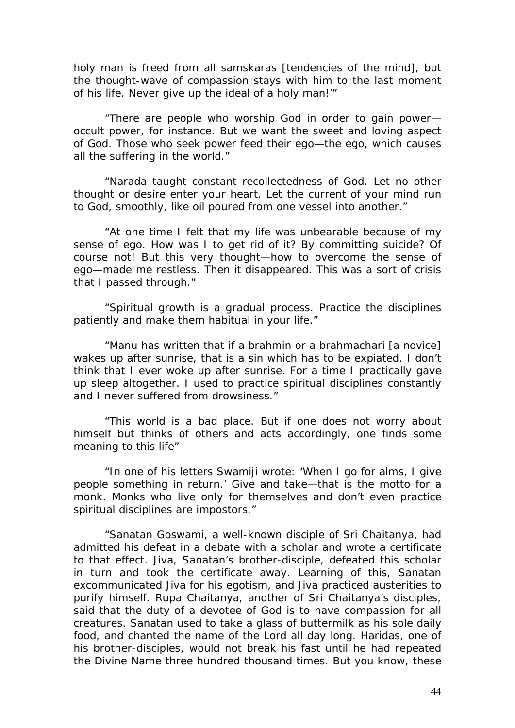holy man is freed from all samskaras [tendencies of the mind], but the thought-wave of compassion stays with him to the last moment of his life. Never give up the ideal of a holy man!'"

"There are people who worship God in order to gain power—occult power, for instance. But we want the sweet and loving aspect of God. Those who seek power feed their ego—the ego, which causes all the suffering in the world."

"Narada taught constant recollectedness of God. Let no other thought or desire enter your heart. Let the current of your mind run to God, smoothly, like oil poured from one vessel into another."

"At one time I felt that my life was unbearable because of my sense of ego. How was I to get rid of it? By committing suicide? Of course not! But this very thought—how to overcome the sense of ego—made me restless. Then it disappeared. This was a sort of crisis that I passed through."

"Spiritual growth is a gradual process. Practice the disciplines patiently and make them habitual in your life."

"Manu has written that if a brahmin or a brahmachari [a novice] wakes up after sunrise, that is a sin which has to be expiated. I don't think that I ever woke up after sunrise. For a time I practically gave up sleep altogether. I used to practice spiritual disciplines constantly and I never suffered from drowsiness."

"This world is a bad place. But if one does not worry about himself but thinks of others and acts accordingly, one finds some meaning to this life"

"In one of his letters Swamiji wrote: 'When I go for alms, I give people something in return.' Give and take—that is the motto for a monk. Monks who live only for themselves and don't even practice spiritual disciplines are impostors."

"Sanatan Goswami, a well-known disciple of Sri Chaitanya, had admitted his defeat in a debate with a scholar and wrote a certificate to that effect. Jiva, Sanatan's brother-disciple, defeated this scholar in turn and took the certificate away. Learning of this, Sanatan excommunicated Jiva for his egotism, and Jiva practiced austerities to purify himself. Rupa Chaitanya, another of Sri Chaitanya's disciples, said that the duty of a devotee of God is to have compassion for all creatures. Sanatan used to take a glass of buttermilk as his sole daily food, and chanted the name of the Lord all day long. Haridas, one of his brother-disciples, would not break his fast until he had repeated the Divine Name three hundred thousand times. But you know, these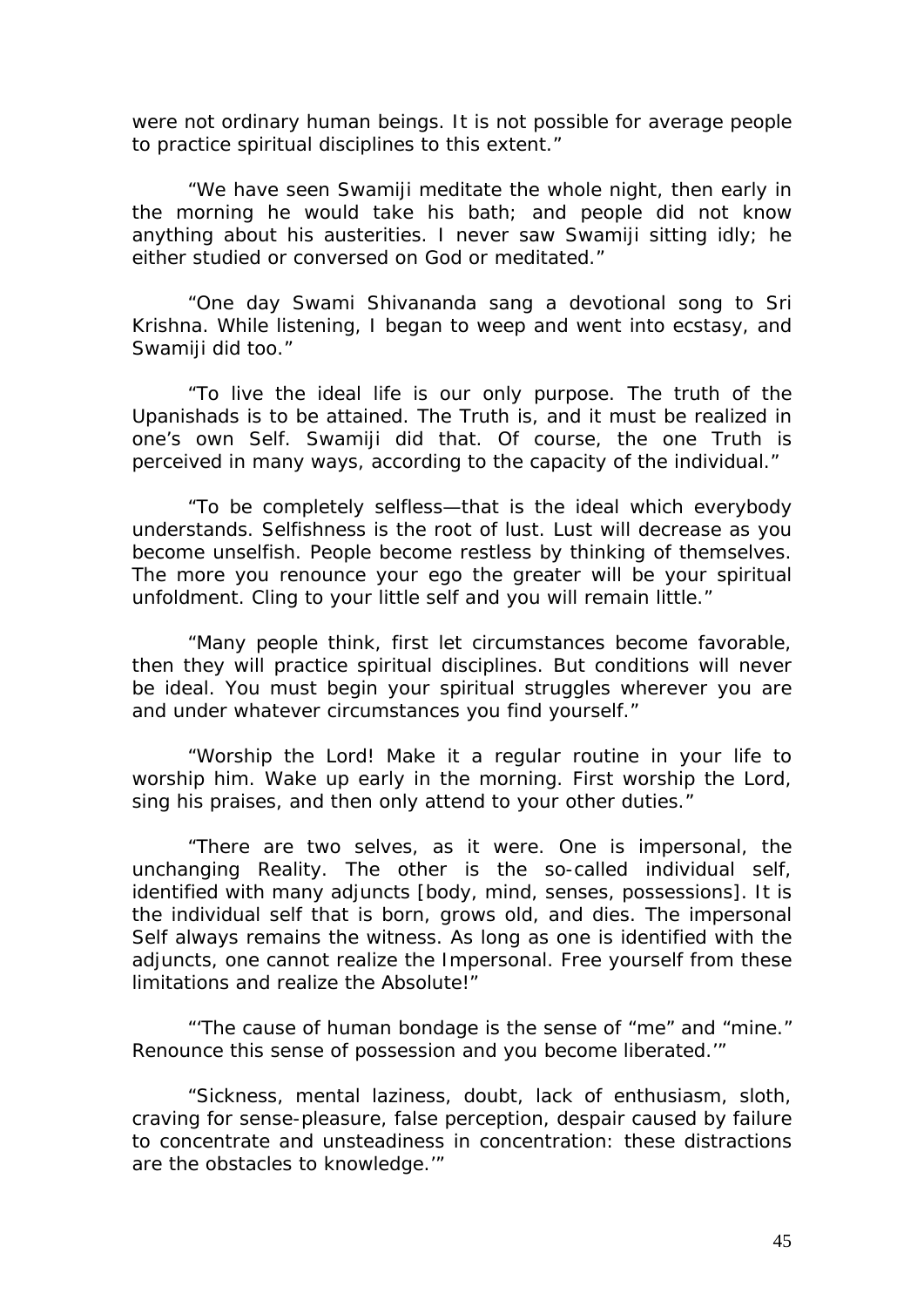were not ordinary human beings. It is not possible for average people to practice spiritual disciplines to this extent."

"We have seen Swamiji meditate the whole night, then early in the morning he would take his bath; and people did not know anything about his austerities. I never saw Swamiji sitting idly; he either studied or conversed on God or meditated."

"One day Swami Shivananda sang a devotional song to Sri Krishna. While listening, I began to weep and went into ecstasy, and Swamiji did too."

"To live the ideal life is our only purpose. The truth of the Upanishads is to be attained. The Truth is, and it must be realized in one's own Self. Swamiji did that. Of course, the one Truth is perceived in many ways, according to the capacity of the individual."

"To be completely selfless—that is the ideal which everybody understands. Selfishness is the root of lust. Lust will decrease as you become unselfish. People become restless by thinking of themselves. The more you renounce your ego the greater will be your spiritual unfoldment. Cling to your little self and you will remain little."

"Many people think, first let circumstances become favorable, then they will practice spiritual disciplines. But conditions will never be ideal. You must begin your spiritual struggles wherever you are and under whatever circumstances you find yourself."

"Worship the Lord! Make it a regular routine in your life to worship him. Wake up early in the morning. First worship the Lord, sing his praises, and then only attend to your other duties."

"There are two selves, as it were. One is impersonal, the unchanging Reality. The other is the so-called individual self, identified with many adjuncts [body, mind, senses, possessions]. It is the individual self that is born, grows old, and dies. The impersonal Self always remains the witness. As long as one is identified with the adjuncts, one cannot realize the Impersonal. Free yourself from these limitations and realize the Absolute!"

"'The cause of human bondage is the sense of "me" and "mine." Renounce this sense of possession and you become liberated.'"

"Sickness, mental laziness, doubt, lack of enthusiasm, sloth, craving for sense-pleasure, false perception, despair caused by failure to concentrate and unsteadiness in concentration: these distractions are the obstacles to knowledge.'"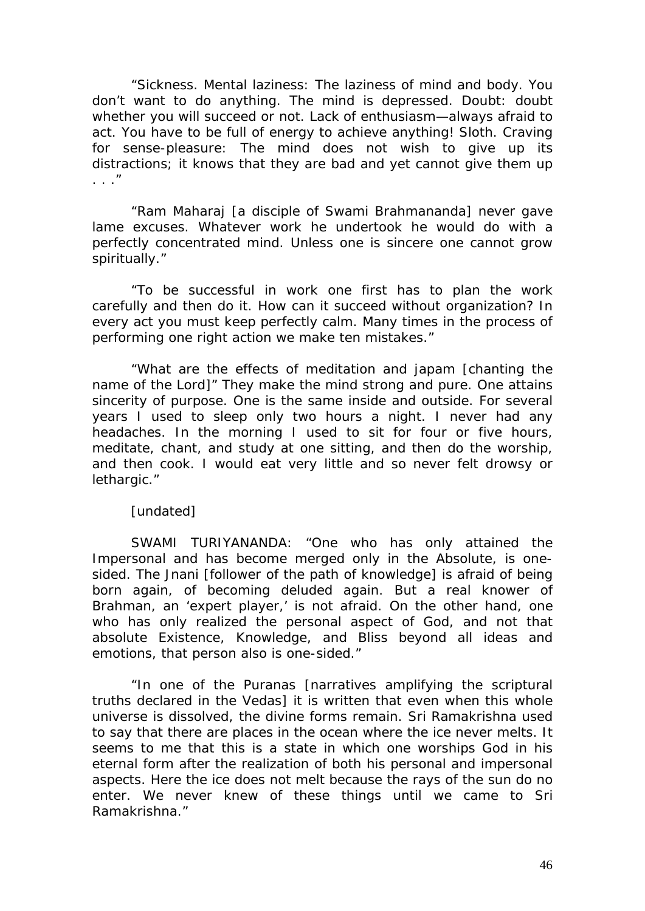"Sickness. Mental laziness: The laziness of mind and body. You don't want to do anything. The mind is depressed. Doubt: doubt whether you will succeed or not. Lack of enthusiasm—always afraid to act. You have to be full of energy to achieve anything! Sloth. Craving for sense-pleasure: The mind does not wish to give up its distractions; it knows that they are bad and yet cannot give them up . . ."

"Ram Maharaj [a disciple of Swami Brahmananda] never gave lame excuses. Whatever work he undertook he would do with a perfectly concentrated mind. Unless one is sincere one cannot grow spiritually."

"To be successful in work one first has to plan the work carefully and then do it. How can it succeed without organization? In every act you must keep perfectly calm. Many times in the process of performing one right action we make ten mistakes."

"What are the effects of meditation and japam [chanting the name of the Lord]" They make the mind strong and pure. One attains sincerity of purpose. One is the same inside and outside. For several years I used to sleep only two hours a night. I never had any headaches. In the morning I used to sit for four or five hours, meditate, chant, and study at one sitting, and then do the worship, and then cook. I would eat very little and so never felt drowsy or lethargic."

[undated]

SWAMI TURIYANANDA: "One who has only attained the Impersonal and has become merged only in the Absolute, is one-sided. The Jnani [follower of the path of knowledge] is afraid of being born again, of becoming deluded again. But a real knower of Brahman, an 'expert player,' is not afraid. On the other hand, one who has only realized the personal aspect of God, and not that absolute Existence, Knowledge, and Bliss beyond all ideas and emotions, that person also is one-sided."

"In one of the Puranas [narratives amplifying the scriptural truths declared in the Vedas] it is written that even when this whole universe is dissolved, the divine forms remain. Sri Ramakrishna used to say that there are places in the ocean where the ice never melts. It seems to me that this is a state in which one worships God in his eternal form after the realization of both his personal and impersonal aspects. Here the ice does not melt because the rays of the sun do no enter. We never knew of these things until we came to Sri Ramakrishna."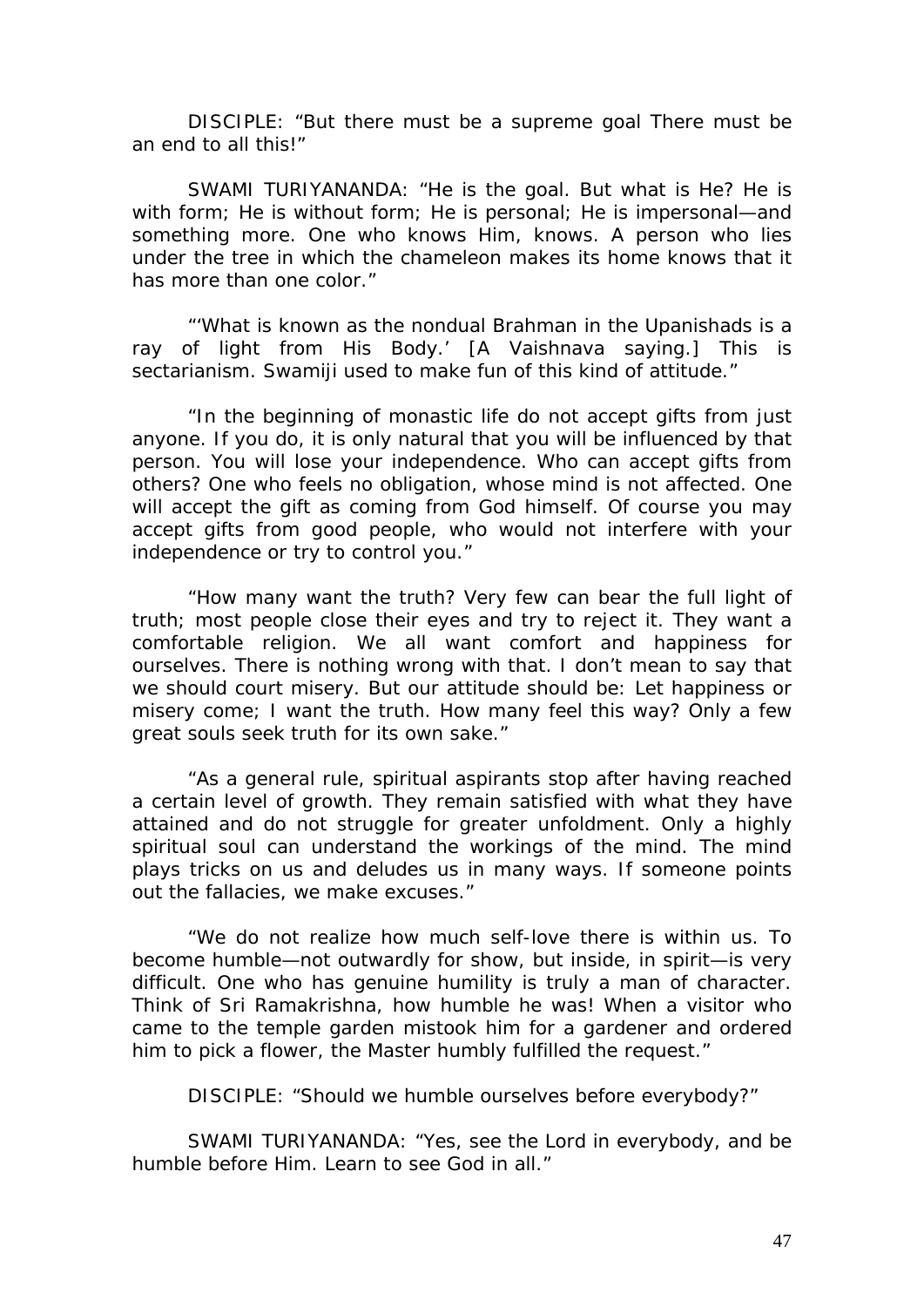DISCIPLE: "But there must be a supreme goal There must be an end to all this!"

SWAMI TURIYANANDA: "He is the goal. But what is He? He is with form; He is without form; He is personal; He is impersonal—and something more. One who knows Him, knows. A person who lies under the tree in which the chameleon makes its home knows that it has more than one color."

"'What is known as the nondual Brahman in the Upanishads is a ray of light from His Body.' [A Vaishnava saying.] This is sectarianism. Swamiji used to make fun of this kind of attitude."

"In the beginning of monastic life do not accept gifts from just anyone. If you do, it is only natural that you will be influenced by that person. You will lose your independence. Who can accept gifts from others? One who feels no obligation, whose mind is not affected. One will accept the gift as coming from God himself. Of course you may accept gifts from good people, who would not interfere with your independence or try to control you."

"How many want the truth? Very few can bear the full light of truth; most people close their eyes and try to reject it. They want a comfortable religion. We all want comfort and happiness for ourselves. There is nothing wrong with that. I don't mean to say that we should court misery. But our attitude should be: Let happiness or misery come; I want the truth. How many feel this way? Only a few great souls seek truth for its own sake."

"As a general rule, spiritual aspirants stop after having reached a certain level of growth. They remain satisfied with what they have attained and do not struggle for greater unfoldment. Only a highly spiritual soul can understand the workings of the mind. The mind plays tricks on us and deludes us in many ways. If someone points out the fallacies, we make excuses."

"We do not realize how much self-love there is within us. To become humble—not outwardly for show, but inside, in spirit—is very difficult. One who has genuine humility is truly a man of character. Think of Sri Ramakrishna, how humble he was! When a visitor who came to the temple garden mistook him for a gardener and ordered him to pick a flower, the Master humbly fulfilled the request."

DISCIPLE: "Should we humble ourselves before everybody?"

SWAMI TURIYANANDA: "Yes, see the Lord in everybody, and be humble before Him. Learn to see God in all."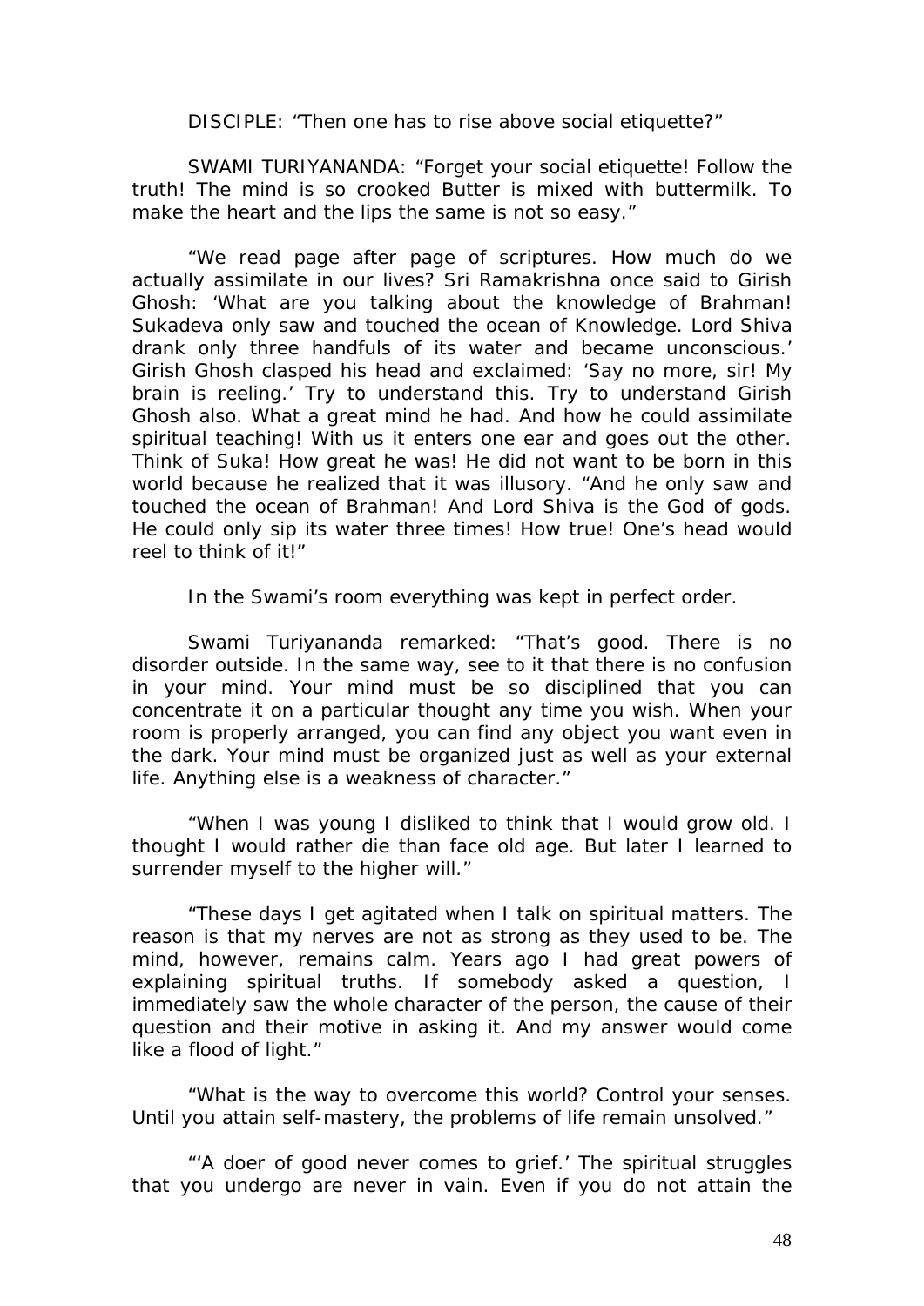DISCIPLE: "Then one has to rise above social etiquette?"

SWAMI TURIYANANDA: "Forget your social etiquette! Follow the truth! The mind is so crooked Butter is mixed with buttermilk. To make the heart and the lips the same is not so easy."

"We read page after page of scriptures. How much do we actually assimilate in our lives? Sri Ramakrishna once said to Girish Ghosh: 'What are you talking about the knowledge of Brahman! Sukadeva only saw and touched the ocean of Knowledge. Lord Shiva drank only three handfuls of its water and became unconscious.' Girish Ghosh clasped his head and exclaimed: 'Say no more, sir! My brain is reeling.' Try to understand this. Try to understand Girish Ghosh also. What a great mind he had. And how he could assimilate spiritual teaching! With us it enters one ear and goes out the other. Think of Suka! How great he was! He did not want to be born in this world because he realized that it was illusory. "And he only saw and touched the ocean of Brahman! And Lord Shiva is the God of gods. He could only sip its water three times! How true! One's head would reel to think of it!"

In the Swami's room everything was kept in perfect order.

Swami Turiyananda remarked: "That's good. There is no disorder outside. In the same way, see to it that there is no confusion in your mind. Your mind must be so disciplined that you can concentrate it on a particular thought any time you wish. When your room is properly arranged, you can find any object you want even in the dark. Your mind must be organized just as well as your external life. Anything else is a weakness of character."

"When I was young I disliked to think that I would grow old. I thought I would rather die than face old age. But later I learned to surrender myself to the higher will."

"These days I get agitated when I talk on spiritual matters. The reason is that my nerves are not as strong as they used to be. The mind, however, remains calm. Years ago I had great powers of explaining spiritual truths. If somebody asked a question, I immediately saw the whole character of the person, the cause of their question and their motive in asking it. And my answer would come like a flood of light."

"What is the way to overcome this world? Control your senses. Until you attain self-mastery, the problems of life remain unsolved."

"'A doer of good never comes to grief.' The spiritual struggles that you undergo are never in vain. Even if you do not attain the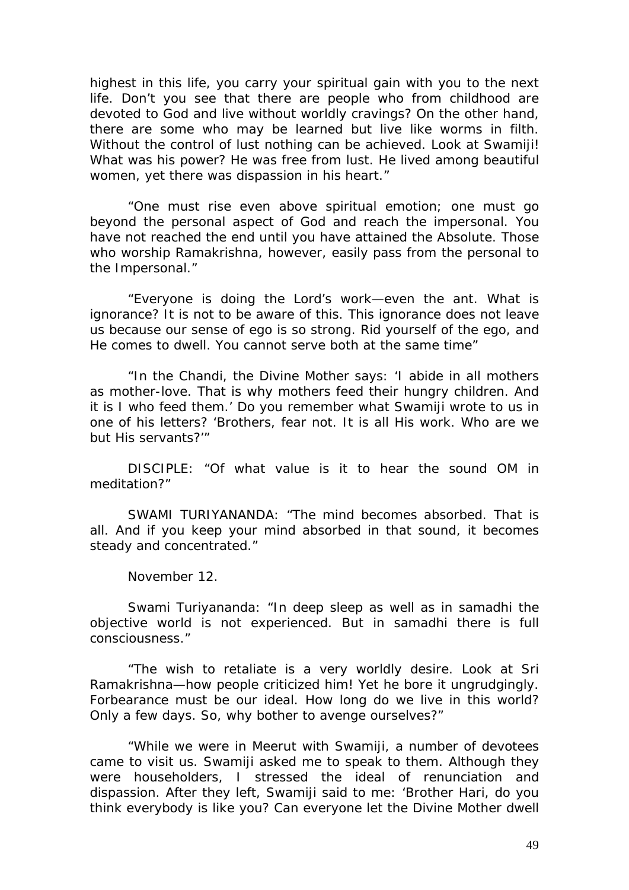highest in this life, you carry your spiritual gain with you to the next life. Don't you see that there are people who from childhood are devoted to God and live without worldly cravings? On the other hand, there are some who may be learned but live like worms in filth. Without the control of lust nothing can be achieved. Look at Swamiji! What was his power? He was free from lust. He lived among beautiful women, yet there was dispassion in his heart."

"One must rise even above spiritual emotion; one must go beyond the personal aspect of God and reach the impersonal. You have not reached the end until you have attained the Absolute. Those who worship Ramakrishna, however, easily pass from the personal to the Impersonal."

"Everyone is doing the Lord's work—even the ant. What is ignorance? It is not to be aware of this. This ignorance does not leave us because our sense of ego is so strong. Rid yourself of the ego, and He comes to dwell. You cannot serve both at the same time"

"In the Chandi, the Divine Mother says: 'I abide in all mothers as mother-love. That is why mothers feed their hungry children. And it is I who feed them.' Do you remember what Swamiji wrote to us in one of his letters? 'Brothers, fear not. It is all His work. Who are we but His servants?'"

DISCIPLE: "Of what value is it to hear the sound OM in meditation?"

SWAMI TURIYANANDA: "The mind becomes absorbed. That is all. And if you keep your mind absorbed in that sound, it becomes steady and concentrated."

November 12.

Swami Turiyananda: "In deep sleep as well as in samadhi the objective world is not experienced. But in samadhi there is full consciousness."

"The wish to retaliate is a very worldly desire. Look at Sri Ramakrishna—how people criticized him! Yet he bore it ungrudgingly. Forbearance must be our ideal. How long do we live in this world? Only a few days. So, why bother to avenge ourselves?"

"While we were in Meerut with Swamiji, a number of devotees came to visit us. Swamiji asked me to speak to them. Although they were householders, I stressed the ideal of renunciation and dispassion. After they left, Swamiji said to me: 'Brother Hari, do you think everybody is like you? Can everyone let the Divine Mother dwell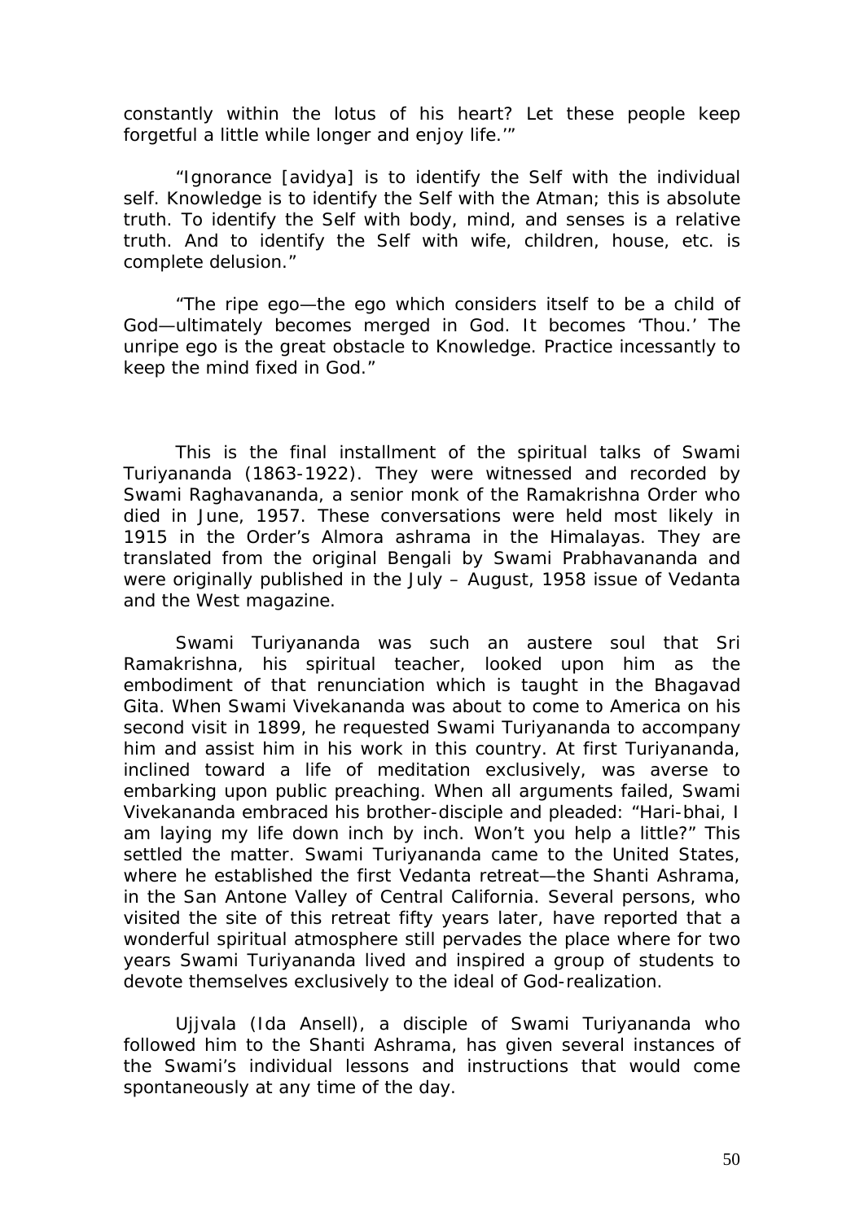constantly within the lotus of his heart? Let these people keep forgetful a little while longer and enjoy life.'"

"Ignorance [avidya] is to identify the Self with the individual self. Knowledge is to identify the Self with the Atman; this is absolute truth. To identify the Self with body, mind, and senses is a relative truth. And to identify the Self with wife, children, house, etc. is complete delusion."

"The ripe ego—the ego which considers itself to be a child of God—ultimately becomes merged in God. It becomes 'Thou.' The unripe ego is the great obstacle to Knowledge. Practice incessantly to keep the mind fixed in God."

This is the final installment of the spiritual talks of Swami Turiyananda (1863-1922). They were witnessed and recorded by Swami Raghavananda, a senior monk of the Ramakrishna Order who died in June, 1957. These conversations were held most likely in 1915 in the Order's Almora ashrama in the Himalayas. They are translated from the original Bengali by Swami Prabhavananda and were originally published in the July – August, 1958 issue of Vedanta and the West magazine.

Swami Turiyananda was such an austere soul that Sri Ramakrishna, his spiritual teacher, looked upon him as the embodiment of that renunciation which is taught in the Bhagavad Gita. When Swami Vivekananda was about to come to America on his second visit in 1899, he requested Swami Turiyananda to accompany him and assist him in his work in this country. At first Turiyananda, inclined toward a life of meditation exclusively, was averse to embarking upon public preaching. When all arguments failed, Swami Vivekananda embraced his brother-disciple and pleaded: "Hari-bhai, I am laying my life down inch by inch. Won't you help a little?" This settled the matter. Swami Turiyananda came to the United States, where he established the first Vedanta retreat—the Shanti Ashrama, in the San Antone Valley of Central California. Several persons, who visited the site of this retreat fifty years later, have reported that a wonderful spiritual atmosphere still pervades the place where for two years Swami Turiyananda lived and inspired a group of students to devote themselves exclusively to the ideal of God-realization.

Ujjvala (Ida Ansell), a disciple of Swami Turiyananda who followed him to the Shanti Ashrama, has given several instances of the Swami's individual lessons and instructions that would come spontaneously at any time of the day.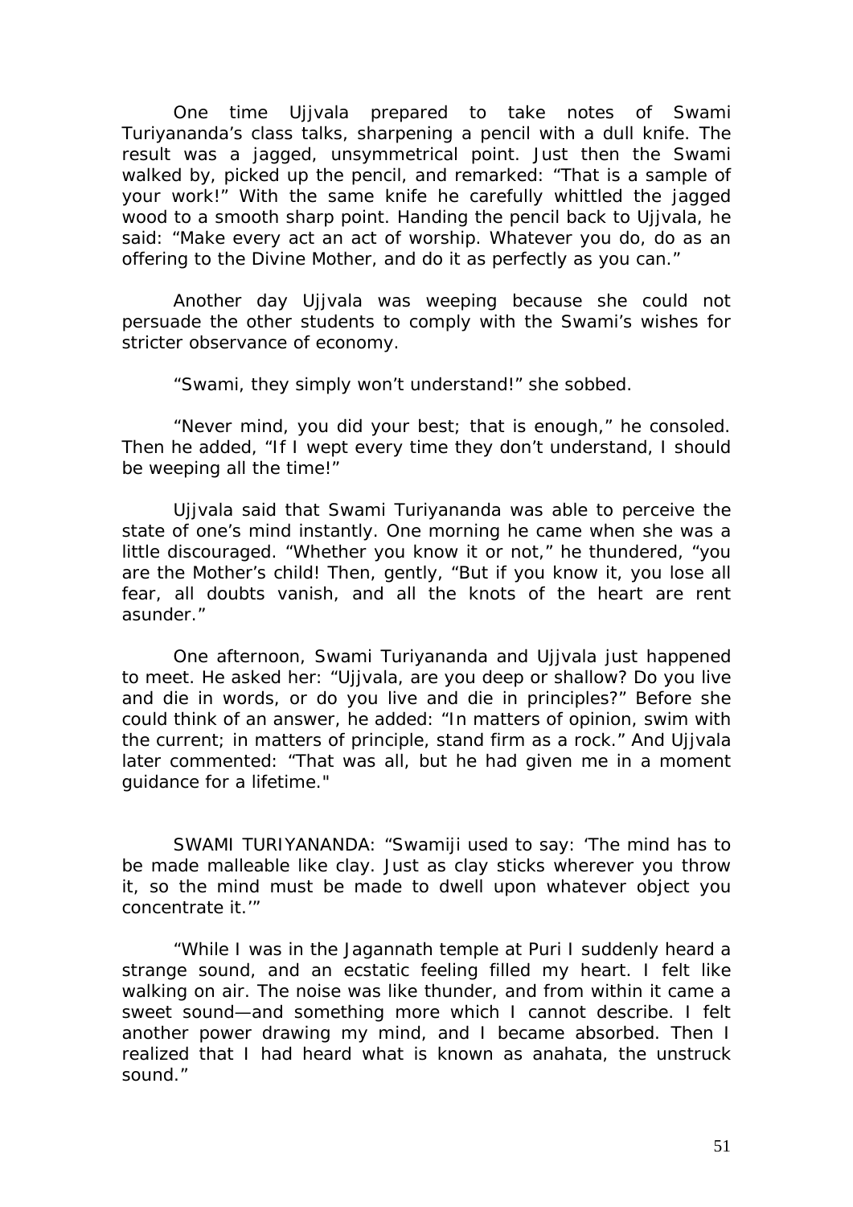One time Ujjvala prepared to take notes of Swami Turiyananda's class talks, sharpening a pencil with a dull knife. The result was a jagged, unsymmetrical point. Just then the Swami walked by, picked up the pencil, and remarked: "That is a sample of your work!" With the same knife he carefully whittled the jagged wood to a smooth sharp point. Handing the pencil back to Ujjvala, he said: "Make every act an act of worship. Whatever you do, do as an offering to the Divine Mother, and do it as perfectly as you can."

Another day Ujjvala was weeping because she could not persuade the other students to comply with the Swami's wishes for stricter observance of economy.

"Swami, they simply won't understand!" she sobbed.

"Never mind, you did your best; that is enough," he consoled. Then he added, "If I wept every time they don't understand, I should be weeping all the time!"

Ujjvala said that Swami Turiyananda was able to perceive the state of one's mind instantly. One morning he came when she was a little discouraged. "Whether you know it or not," he thundered, "you are the Mother's child! Then, gently, "But if you know it, you lose all fear, all doubts vanish, and all the knots of the heart are rent asunder."

One afternoon, Swami Turiyananda and Ujjvala just happened to meet. He asked her: "Ujjvala, are you deep or shallow? Do you live and die in words, or do you live and die in principles?" Before she could think of an answer, he added: "In matters of opinion, swim with the current; in matters of principle, stand firm as a rock." And Ujjvala later commented: "That was all, but he had given me in a moment guidance for a lifetime."

SWAMI TURIYANANDA: "Swamiji used to say: 'The mind has to be made malleable like clay. Just as clay sticks wherever you throw it, so the mind must be made to dwell upon whatever object you concentrate it.'"

"While I was in the Jagannath temple at Puri I suddenly heard a strange sound, and an ecstatic feeling filled my heart. I felt like walking on air. The noise was like thunder, and from within it came a sweet sound—and something more which I cannot describe. I felt another power drawing my mind, and I became absorbed. Then I realized that I had heard what is known as anahata, the unstruck sound."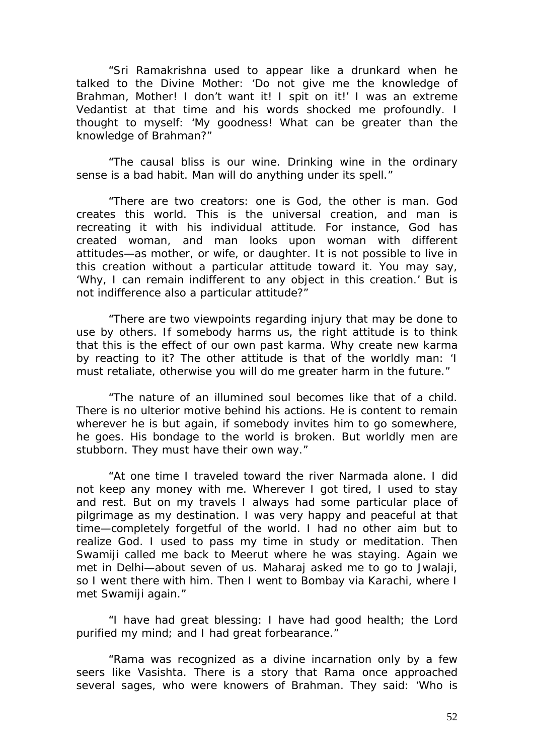"Sri Ramakrishna used to appear like a drunkard when he talked to the Divine Mother: 'Do not give me the knowledge of Brahman, Mother! I don't want it! I spit on it!' I was an extreme Vedantist at that time and his words shocked me profoundly. I thought to myself: 'My goodness! What can be greater than the knowledge of Brahman?"

"The causal bliss is our wine. Drinking wine in the ordinary sense is a bad habit. Man will do anything under its spell."

"There are two creators: one is God, the other is man. God creates this world. This is the universal creation, and man is recreating it with his individual attitude. For instance, God has created woman, and man looks upon woman with different attitudes—as mother, or wife, or daughter. It is not possible to live in this creation without a particular attitude toward it. You may say, 'Why, I can remain indifferent to any object in this creation.' But is not indifference also a particular attitude?"

"There are two viewpoints regarding injury that may be done to use by others. If somebody harms us, the right attitude is to think that this is the effect of our own past karma. Why create new karma by reacting to it? The other attitude is that of the worldly man: 'I must retaliate, otherwise you will do me greater harm in the future."

"The nature of an illumined soul becomes like that of a child. There is no ulterior motive behind his actions. He is content to remain wherever he is but again, if somebody invites him to go somewhere, he goes. His bondage to the world is broken. But worldly men are stubborn. They must have their own way."

"At one time I traveled toward the river Narmada alone. I did not keep any money with me. Wherever I got tired, I used to stay and rest. But on my travels I always had some particular place of pilgrimage as my destination. I was very happy and peaceful at that time—completely forgetful of the world. I had no other aim but to realize God. I used to pass my time in study or meditation. Then Swamiji called me back to Meerut where he was staying. Again we met in Delhi—about seven of us. Maharaj asked me to go to Jwalaji, so I went there with him. Then I went to Bombay via Karachi, where I met Swamiji again."

"I have had great blessing: I have had good health; the Lord purified my mind; and I had great forbearance."

"Rama was recognized as a divine incarnation only by a few seers like Vasishta. There is a story that Rama once approached several sages, who were knowers of Brahman. They said: 'Who is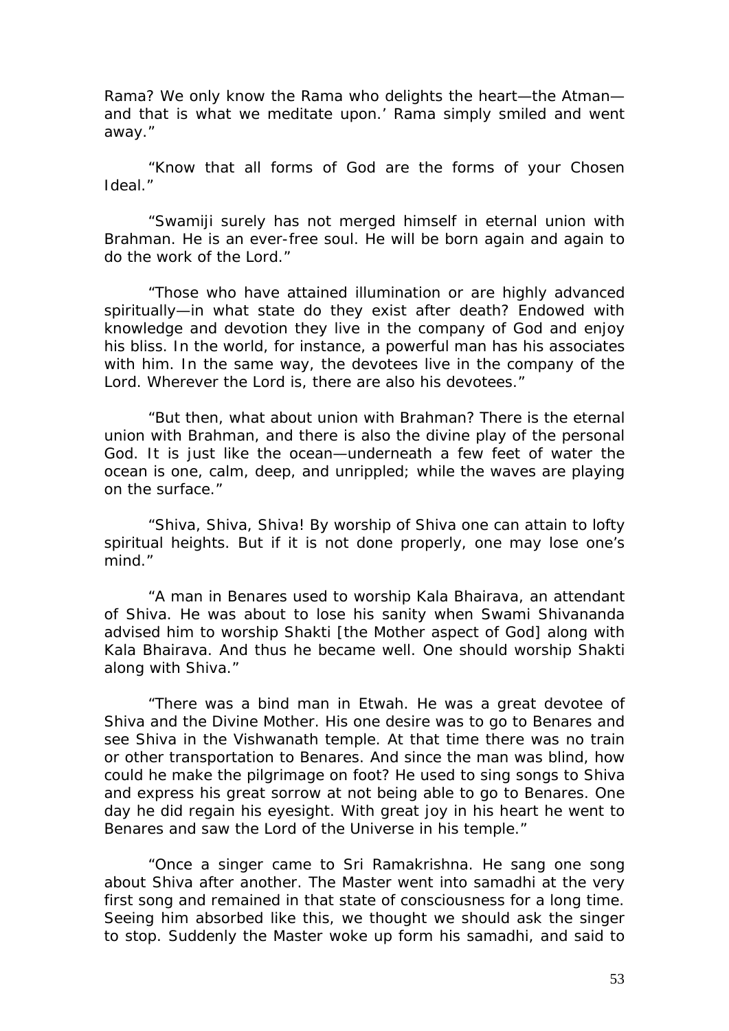Rama? We only know the Rama who delights the heart—the Atman—and that is what we meditate upon.' Rama simply smiled and went away."

"Know that all forms of God are the forms of your Chosen Ideal."

"Swamiji surely has not merged himself in eternal union with Brahman. He is an ever-free soul. He will be born again and again to do the work of the Lord."

"Those who have attained illumination or are highly advanced spiritually—in what state do they exist after death? Endowed with knowledge and devotion they live in the company of God and enjoy his bliss. In the world, for instance, a powerful man has his associates with him. In the same way, the devotees live in the company of the Lord. Wherever the Lord is, there are also his devotees."

"But then, what about union with Brahman? There is the eternal union with Brahman, and there is also the divine play of the personal God. It is just like the ocean—underneath a few feet of water the ocean is one, calm, deep, and unrippled; while the waves are playing on the surface."

"Shiva, Shiva, Shiva! By worship of Shiva one can attain to lofty spiritual heights. But if it is not done properly, one may lose one's mind."

"A man in Benares used to worship Kala Bhairava, an attendant of Shiva. He was about to lose his sanity when Swami Shivananda advised him to worship Shakti [the Mother aspect of God] along with Kala Bhairava. And thus he became well. One should worship Shakti along with Shiva."

"There was a bind man in Etwah. He was a great devotee of Shiva and the Divine Mother. His one desire was to go to Benares and see Shiva in the Vishwanath temple. At that time there was no train or other transportation to Benares. And since the man was blind, how could he make the pilgrimage on foot? He used to sing songs to Shiva and express his great sorrow at not being able to go to Benares. One day he did regain his eyesight. With great joy in his heart he went to Benares and saw the Lord of the Universe in his temple."

"Once a singer came to Sri Ramakrishna. He sang one song about Shiva after another. The Master went into samadhi at the very first song and remained in that state of consciousness for a long time. Seeing him absorbed like this, we thought we should ask the singer to stop. Suddenly the Master woke up form his samadhi, and said to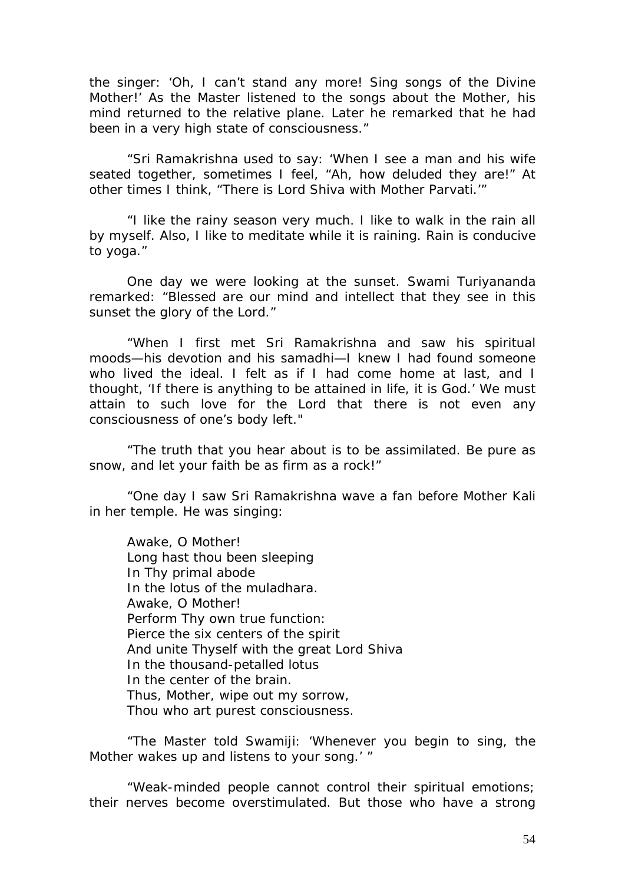the singer: 'Oh, I can't stand any more! Sing songs of the Divine Mother!' As the Master listened to the songs about the Mother, his mind returned to the relative plane. Later he remarked that he had been in a very high state of consciousness."

"Sri Ramakrishna used to say: 'When I see a man and his wife seated together, sometimes I feel, "Ah, how deluded they are!" At other times I think, "There is Lord Shiva with Mother Parvati."'"

"I like the rainy season very much. I like to walk in the rain all by myself. Also, I like to meditate while it is raining. Rain is conducive to yoga."

One day we were looking at the sunset. Swami Turiyananda remarked: "Blessed are our mind and intellect that they see in this sunset the glory of the Lord."

"When I first met Sri Ramakrishna and saw his spiritual moods—his devotion and his samadhi—I knew I had found someone who lived the ideal. I felt as if I had come home at last, and I thought, 'If there is anything to be attained in life, it is God.' We must attain to such love for the Lord that there is not even any consciousness of one's body left."

"The truth that you hear about is to be assimilated. Be pure as snow, and let your faith be as firm as a rock!"

"One day I saw Sri Ramakrishna wave a fan before Mother Kali in her temple. He was singing:

> Awake, O Mother!
> Long hast thou been sleeping
> In Thy primal abode
> In the lotus of the muladhara.
> Awake, O Mother!
> Perform Thy own true function:
> Pierce the six centers of the spirit
> And unite Thyself with the great Lord Shiva
> In the thousand-petalled lotus
> In the center of the brain.
> Thus, Mother, wipe out my sorrow,
> Thou who art purest consciousness.

"The Master told Swamiji: 'Whenever you begin to sing, the Mother wakes up and listens to your song.' "

"Weak-minded people cannot control their spiritual emotions; their nerves become overstimulated. But those who have a strong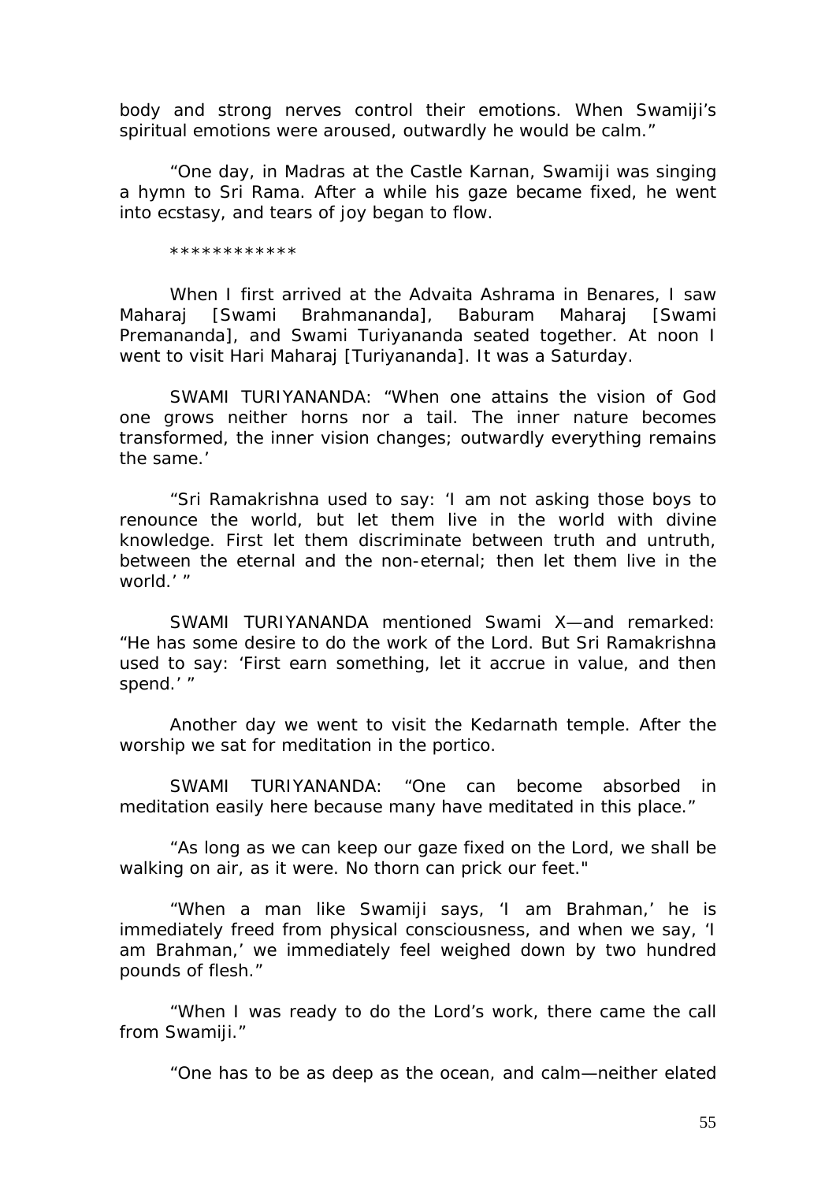body and strong nerves control their emotions. When Swamiji's spiritual emotions were aroused, outwardly he would be calm."

"One day, in Madras at the Castle Karnan, Swamiji was singing a hymn to Sri Rama. After a while his gaze became fixed, he went into ecstasy, and tears of joy began to flow.

************

When I first arrived at the Advaita Ashrama in Benares, I saw Maharaj [Swami Brahmananda], Baburam Maharaj [Swami Premananda], and Swami Turiyananda seated together. At noon I went to visit Hari Maharaj [Turiyananda]. It was a Saturday.

SWAMI TURIYANANDA: "When one attains the vision of God one grows neither horns nor a tail. The inner nature becomes transformed, the inner vision changes; outwardly everything remains the same.'

"Sri Ramakrishna used to say: 'I am not asking those boys to renounce the world, but let them live in the world with divine knowledge. First let them discriminate between truth and untruth, between the eternal and the non-eternal; then let them live in the world.' "

SWAMI TURIYANANDA mentioned Swami X—and remarked: "He has some desire to do the work of the Lord. But Sri Ramakrishna used to say: 'First earn something, let it accrue in value, and then spend.' "

Another day we went to visit the Kedarnath temple. After the worship we sat for meditation in the portico.

SWAMI TURIYANANDA: "One can become absorbed in meditation easily here because many have meditated in this place."

"As long as we can keep our gaze fixed on the Lord, we shall be walking on air, as it were. No thorn can prick our feet."

"When a man like Swamiji says, 'I am Brahman,' he is immediately freed from physical consciousness, and when we say, 'I am Brahman,' we immediately feel weighed down by two hundred pounds of flesh."

"When I was ready to do the Lord's work, there came the call from Swamiji."

"One has to be as deep as the ocean, and calm—neither elated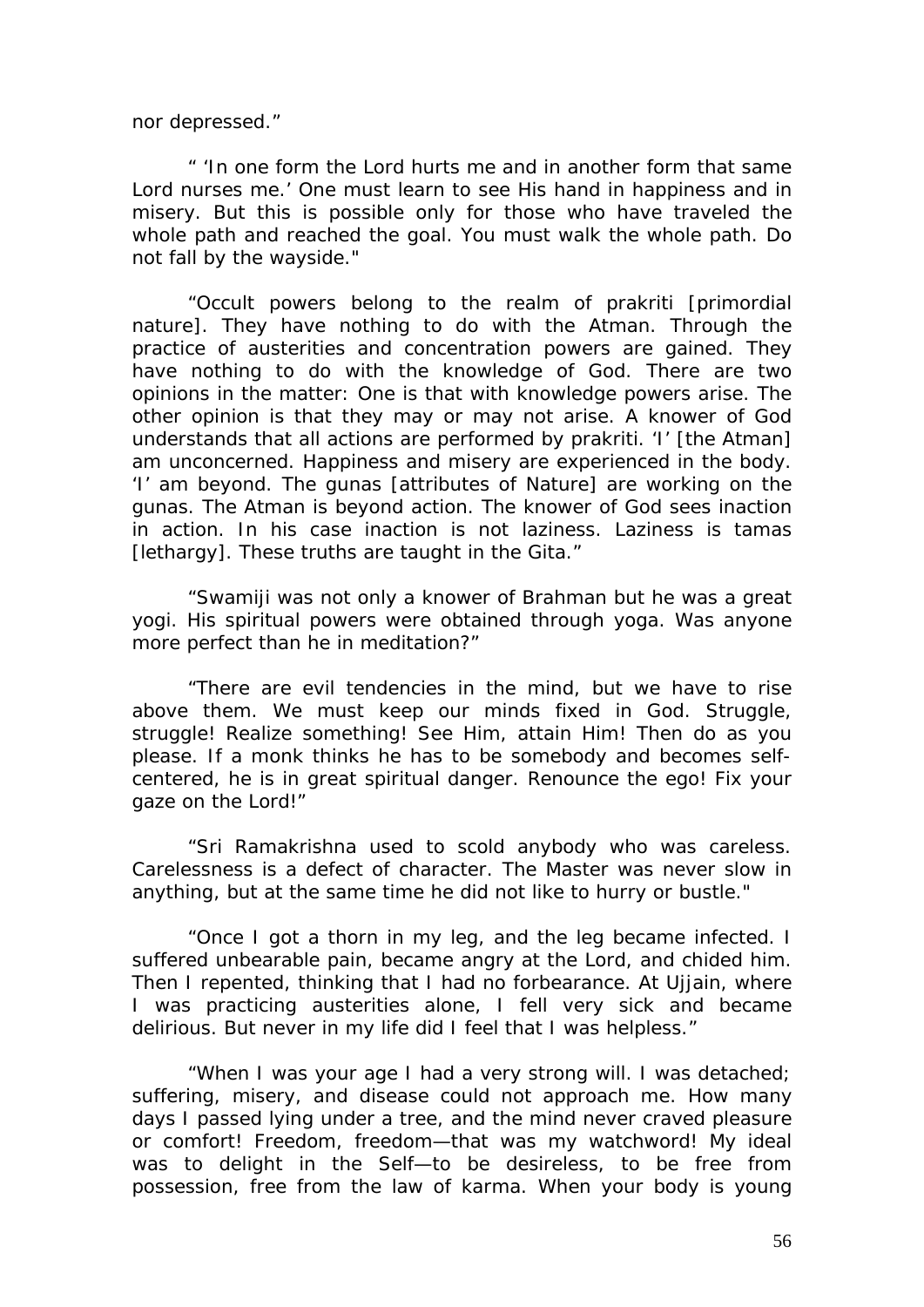nor depressed."

" 'In one form the Lord hurts me and in another form that same Lord nurses me.' One must learn to see His hand in happiness and in misery. But this is possible only for those who have traveled the whole path and reached the goal. You must walk the whole path. Do not fall by the wayside."

"Occult powers belong to the realm of prakriti [primordial nature]. They have nothing to do with the Atman. Through the practice of austerities and concentration powers are gained. They have nothing to do with the knowledge of God. There are two opinions in the matter: One is that with knowledge powers arise. The other opinion is that they may or may not arise. A knower of God understands that all actions are performed by prakriti. 'I' [the Atman] am unconcerned. Happiness and misery are experienced in the body. 'I' am beyond. The gunas [attributes of Nature] are working on the gunas. The Atman is beyond action. The knower of God sees inaction in action. In his case inaction is not laziness. Laziness is tamas [lethargy]. These truths are taught in the Gita."

"Swamiji was not only a knower of Brahman but he was a great yogi. His spiritual powers were obtained through yoga. Was anyone more perfect than he in meditation?"

"There are evil tendencies in the mind, but we have to rise above them. We must keep our minds fixed in God. Struggle, struggle! Realize something! See Him, attain Him! Then do as you please. If a monk thinks he has to be somebody and becomes self-centered, he is in great spiritual danger. Renounce the ego! Fix your gaze on the Lord!"

"Sri Ramakrishna used to scold anybody who was careless. Carelessness is a defect of character. The Master was never slow in anything, but at the same time he did not like to hurry or bustle."

"Once I got a thorn in my leg, and the leg became infected. I suffered unbearable pain, became angry at the Lord, and chided him. Then I repented, thinking that I had no forbearance. At Ujjain, where I was practicing austerities alone, I fell very sick and became delirious. But never in my life did I feel that I was helpless."

"When I was your age I had a very strong will. I was detached; suffering, misery, and disease could not approach me. How many days I passed lying under a tree, and the mind never craved pleasure or comfort! Freedom, freedom—that was my watchword! My ideal was to delight in the Self—to be desireless, to be free from possession, free from the law of karma. When your body is young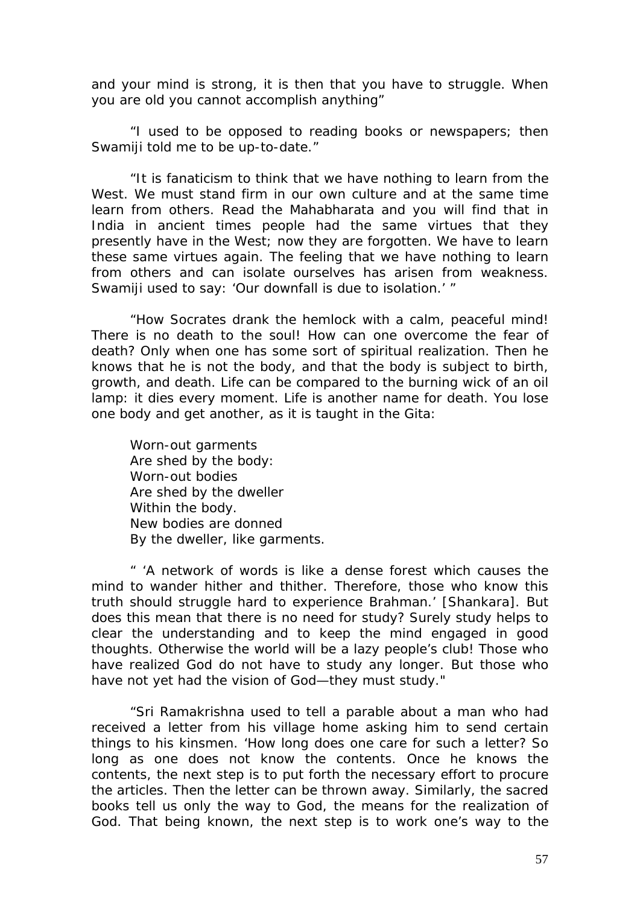and your mind is strong, it is then that you have to struggle. When you are old you cannot accomplish anything"

"I used to be opposed to reading books or newspapers; then Swamiji told me to be up-to-date."

"It is fanaticism to think that we have nothing to learn from the West. We must stand firm in our own culture and at the same time learn from others. Read the Mahabharata and you will find that in India in ancient times people had the same virtues that they presently have in the West; now they are forgotten. We have to learn these same virtues again. The feeling that we have nothing to learn from others and can isolate ourselves has arisen from weakness. Swamiji used to say: 'Our downfall is due to isolation.' "

"How Socrates drank the hemlock with a calm, peaceful mind! There is no death to the soul! How can one overcome the fear of death? Only when one has some sort of spiritual realization. Then he knows that he is not the body, and that the body is subject to birth, growth, and death. Life can be compared to the burning wick of an oil lamp: it dies every moment. Life is another name for death. You lose one body and get another, as it is taught in the Gita:

> Worn-out garments
> Are shed by the body:
> Worn-out bodies
> Are shed by the dweller
> Within the body.
> New bodies are donned
> By the dweller, like garments.

" 'A network of words is like a dense forest which causes the mind to wander hither and thither. Therefore, those who know this truth should struggle hard to experience Brahman.' [Shankara]. But does this mean that there is no need for study? Surely study helps to clear the understanding and to keep the mind engaged in good thoughts. Otherwise the world will be a lazy people's club! Those who have realized God do not have to study any longer. But those who have not yet had the vision of God—they must study."

"Sri Ramakrishna used to tell a parable about a man who had received a letter from his village home asking him to send certain things to his kinsmen. 'How long does one care for such a letter? So long as one does not know the contents. Once he knows the contents, the next step is to put forth the necessary effort to procure the articles. Then the letter can be thrown away. Similarly, the sacred books tell us only the way to God, the means for the realization of God. That being known, the next step is to work one's way to the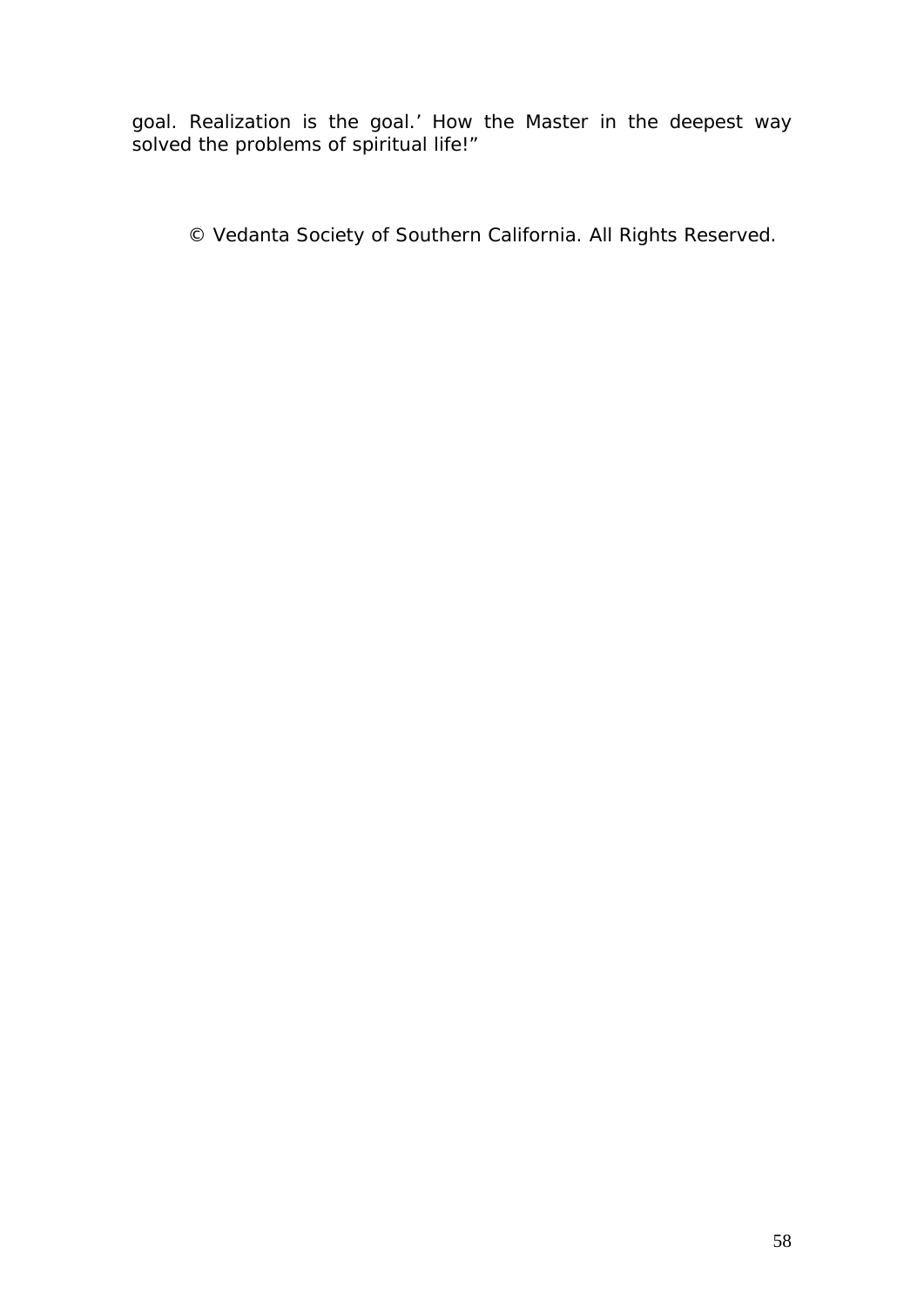goal. Realization is the goal.' How the Master in the deepest way solved the problems of spiritual life!"

© Vedanta Society of Southern California. All Rights Reserved.